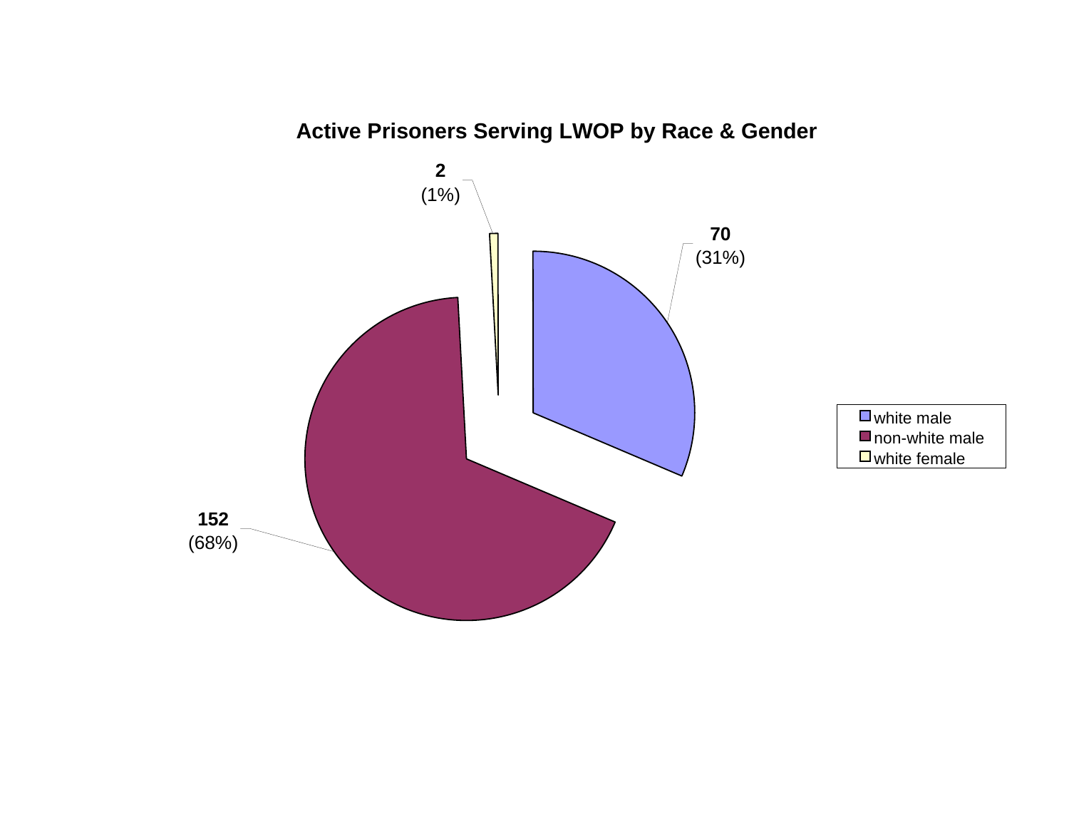# Active Prisoners Serving LWOP by Race & Gender

| Category | Count | Percent |
|---|---|---|
| white male | 70 | (31%) |
| non-white male | 152 | (68%) |
| white female | 2 | (1%) |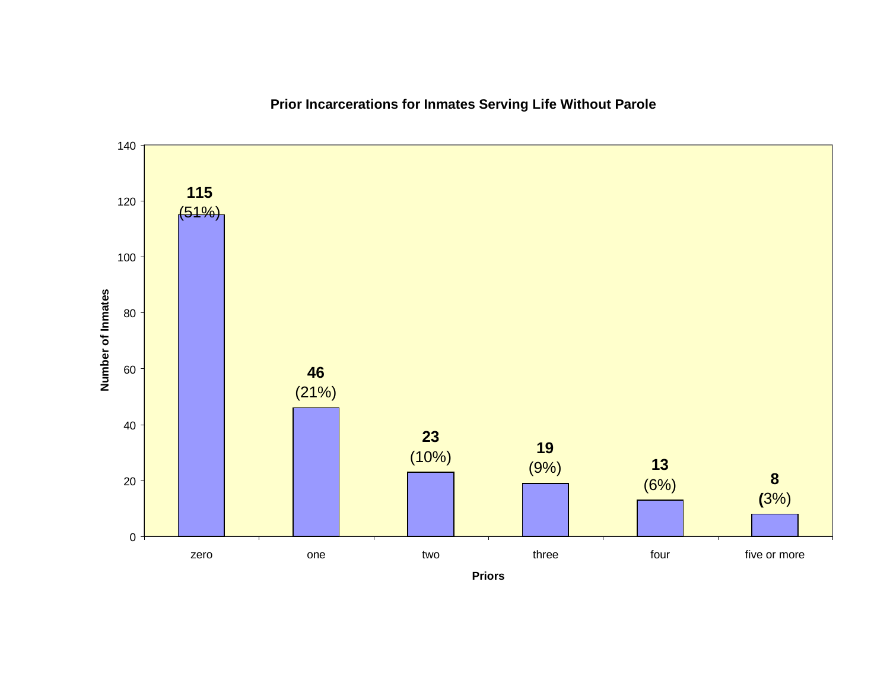## Prior Incarcerations for Inmates Serving Life Without Parole

| Priors | Number of Inmates | Percent |
|---|---|---|
| zero | 115 | (51%) |
| one | 46 | (21%) |
| two | 23 | (10%) |
| three | 19 | (9%) |
| four | 13 | (6%) |
| five or more | 8 | (3%) |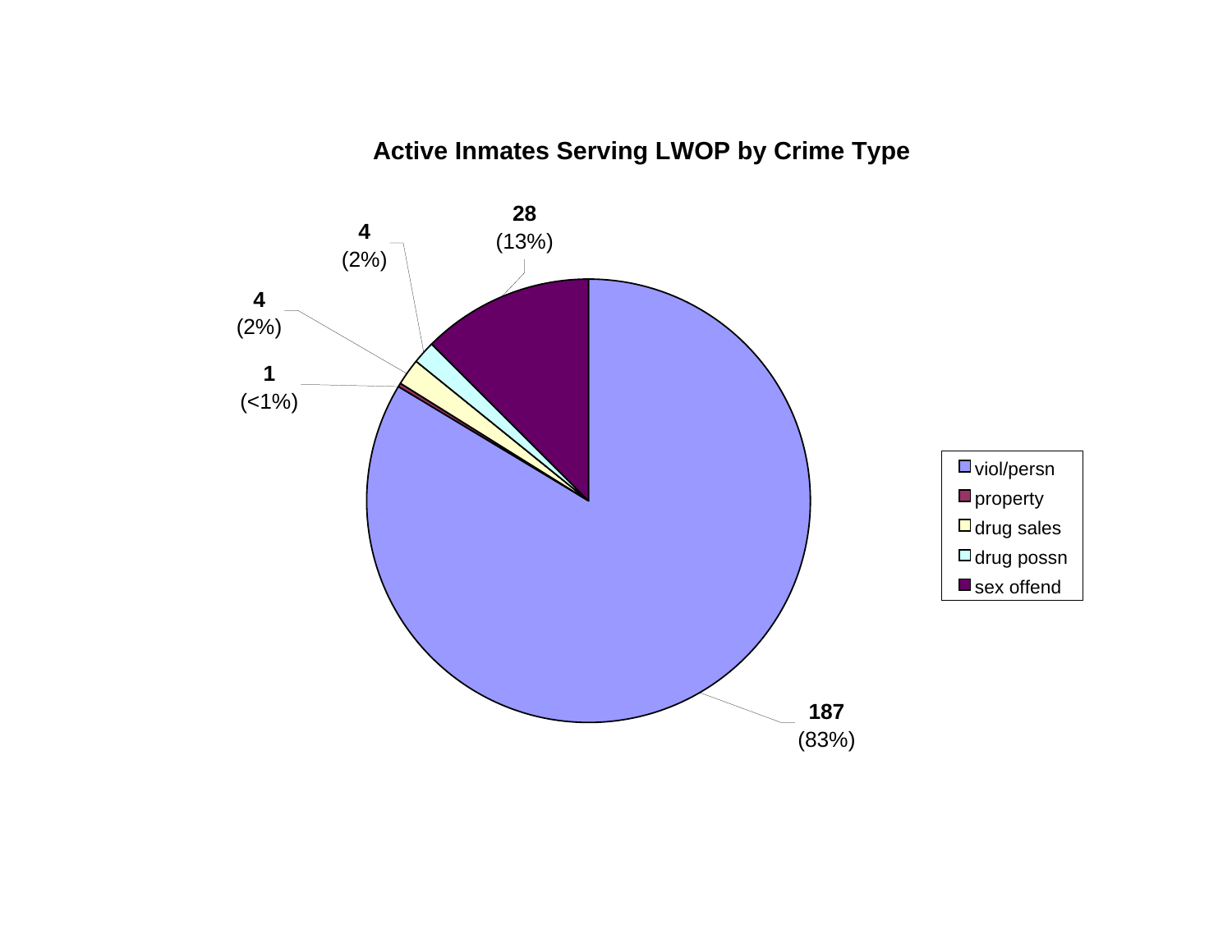## Active Inmates Serving LWOP by Crime Type

| Crime Type | Count | Percent |
|---|---|---|
| viol/persn | 187 | (83%) |
| property | 1 | (<1%) |
| drug sales | 4 | (2%) |
| drug possn | 4 | (2%) |
| sex offend | 28 | (13%) |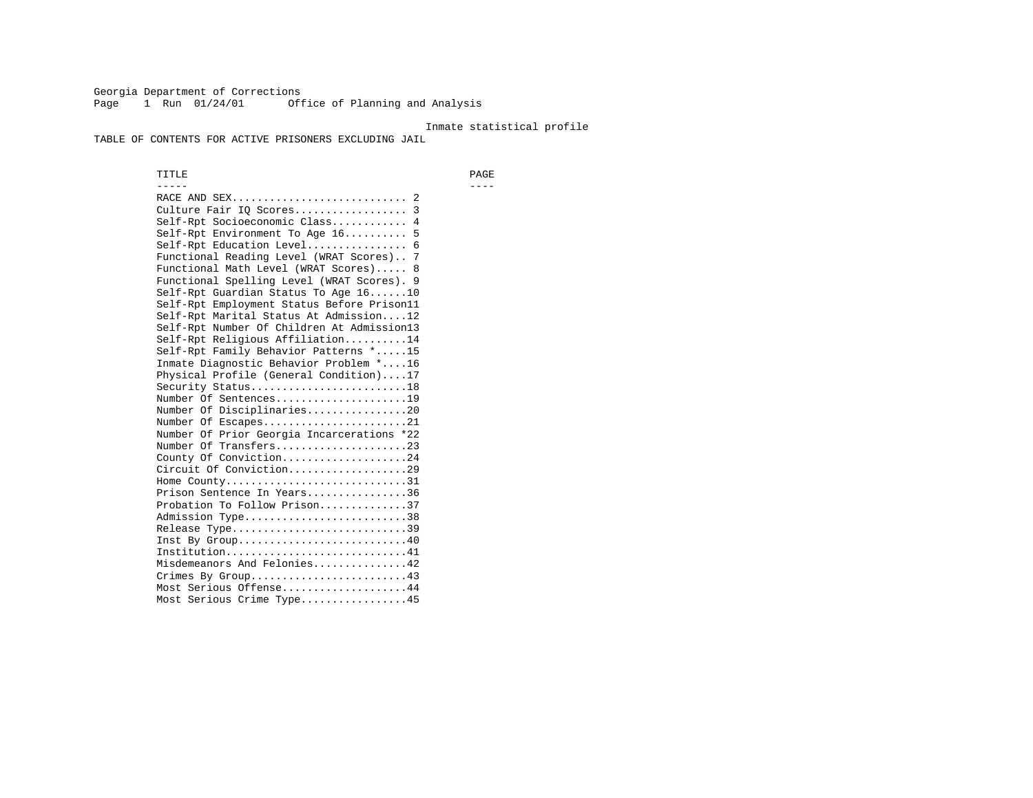Georgia Department of Corrections
Office of Planning and Analysis

Inmate statistical profile

TABLE OF CONTENTS FOR ACTIVE PRISONERS EXCLUDING JAIL

| TITLE | PAGE |
|---|---|
| RACE AND SEX | 2 |
| Culture Fair IQ Scores | 3 |
| Self-Rpt Socioeconomic Class | 4 |
| Self-Rpt Environment To Age 16 | 5 |
| Self-Rpt Education Level | 6 |
| Functional Reading Level (WRAT Scores) | 7 |
| Functional Math Level (WRAT Scores) | 8 |
| Functional Spelling Level (WRAT Scores) | 9 |
| Self-Rpt Guardian Status To Age 16 | 10 |
| Self-Rpt Employment Status Before Prison | 11 |
| Self-Rpt Marital Status At Admission | 12 |
| Self-Rpt Number Of Children At Admission | 13 |
| Self-Rpt Religious Affiliation | 14 |
| Self-Rpt Family Behavior Patterns * | 15 |
| Inmate Diagnostic Behavior Problem * | 16 |
| Physical Profile (General Condition) | 17 |
| Security Status | 18 |
| Number Of Sentences | 19 |
| Number Of Disciplinaries | 20 |
| Number Of Escapes | 21 |
| Number Of Prior Georgia Incarcerations * | 22 |
| Number Of Transfers | 23 |
| County Of Conviction | 24 |
| Circuit Of Conviction | 29 |
| Home County | 31 |
| Prison Sentence In Years | 36 |
| Probation To Follow Prison | 37 |
| Admission Type | 38 |
| Release Type | 39 |
| Inst By Group | 40 |
| Institution | 41 |
| Misdemeanors And Felonies | 42 |
| Crimes By Group | 43 |
| Most Serious Offense | 44 |
| Most Serious Crime Type | 45 |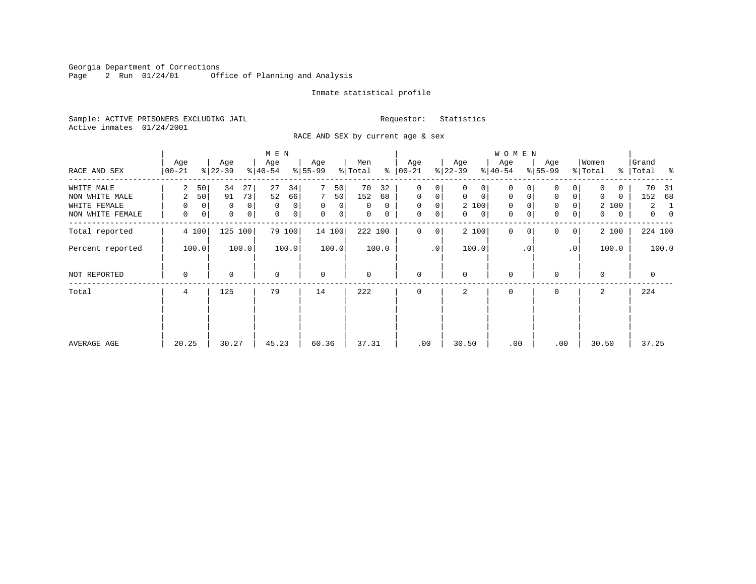Georgia Department of Corrections
Page 2 Run 01/24/01 Office of Planning and Analysis

Inmate statistical profile

Sample: ACTIVE PRISONERS EXCLUDING JAIL Requestor: Statistics
Active inmates 01/24/2001

RACE AND SEX by current age & sex

| RACE AND SEX | MEN Age 00-21 | % | Age 22-39 | % | Age 40-54 | % | Age 55-99 | % | Men Total | % | WOMEN Age 00-21 | % | Age 22-39 | % | Age 40-54 | % | Age 55-99 | % | Women Total | % | Grand Total | % |
|---|---|---|---|---|---|---|---|---|---|---|---|---|---|---|---|---|---|---|---|---|---|---|
| WHITE MALE | 2 | 50 | 34 | 27 | 27 | 34 | 7 | 50 | 70 | 32 | 0 | 0 | 0 | 0 | 0 | 0 | 0 | 0 | 0 | 0 | 70 | 31 |
| NON WHITE MALE | 2 | 50 | 91 | 73 | 52 | 66 | 7 | 50 | 152 | 68 | 0 | 0 | 0 | 0 | 0 | 0 | 0 | 0 | 0 | 0 | 152 | 68 |
| WHITE FEMALE | 0 | 0 | 0 | 0 | 0 | 0 | 0 | 0 | 0 | 0 | 0 | 0 | 2 | 100 | 0 | 0 | 0 | 0 | 2 | 100 | 2 | 1 |
| NON WHITE FEMALE | 0 | 0 | 0 | 0 | 0 | 0 | 0 | 0 | 0 | 0 | 0 | 0 | 0 | 0 | 0 | 0 | 0 | 0 | 0 | 0 | 0 | 0 |
| Total reported | 4 | 100 | 125 | 100 | 79 | 100 | 14 | 100 | 222 | 100 | 0 | 0 | 2 | 100 | 0 | 0 | 0 | 0 | 2 | 100 | 224 | 100 |
| Percent reported | | 100.0 | | 100.0 | | 100.0 | | 100.0 | | 100.0 | | .0 | | 100.0 | | .0 | | .0 | | 100.0 | | 100.0 |
| NOT REPORTED | 0 | | 0 | | 0 | | 0 | | 0 | | 0 | | 0 | | 0 | | 0 | | 0 | | 0 | |
| Total | 4 | | 125 | | 79 | | 14 | | 222 | | 0 | | 2 | | 0 | | 0 | | 2 | | 224 | |
| AVERAGE AGE | 20.25 | | 30.27 | | 45.23 | | 60.36 | | 37.31 | | .00 | | 30.50 | | .00 | | .00 | | 30.50 | | 37.25 | |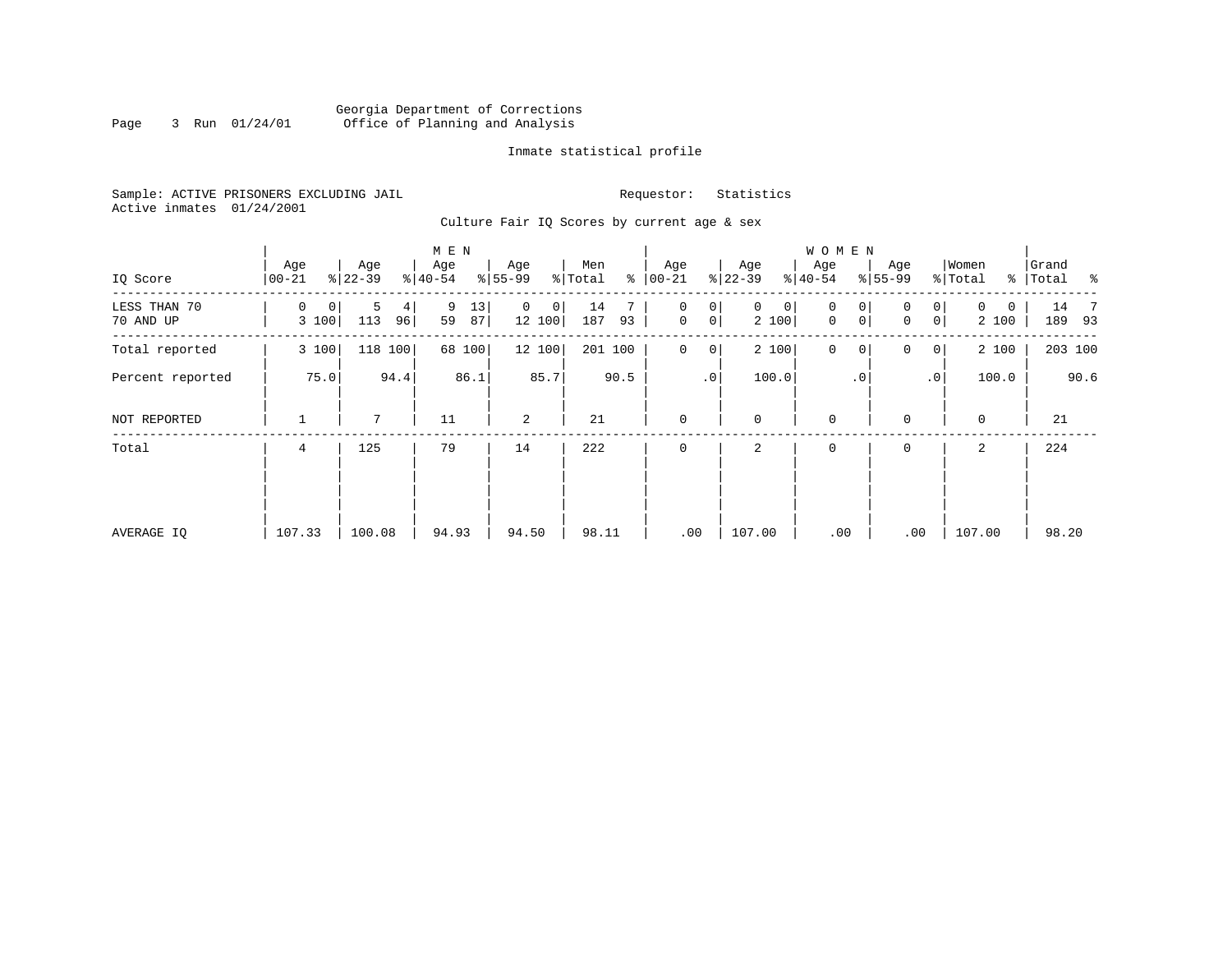Georgia Department of Corrections
Office of Planning and Analysis

Inmate statistical profile

Sample: ACTIVE PRISONERS EXCLUDING JAIL

Requestor: Statistics

Active inmates 01/24/2001

Culture Fair IQ Scores by current age & sex

| IQ Score | MEN Age 00-21 | % | Age 22-39 | % | Age 40-54 | % | Age 55-99 | % | Men Total | % | WOMEN Age 00-21 | % | Age 22-39 | % | Age 40-54 | % | Age 55-99 | % | Women Total | % | Grand Total | % |
|---|---|---|---|---|---|---|---|---|---|---|---|---|---|---|---|---|---|---|---|---|---|---|
| LESS THAN 70 | 0 | 0 | 5 | 4 | 9 | 13 | 0 | 0 | 14 | 7 | 0 | 0 | 0 | 0 | 0 | 0 | 0 | 0 | 0 | 0 | 14 | 7 |
| 70 AND UP | 3 | 100 | 113 | 96 | 59 | 87 | 12 | 100 | 187 | 93 | 0 | 0 | 2 | 100 | 0 | 0 | 0 | 0 | 2 | 100 | 189 | 93 |
| Total reported | 3 | 100 | 118 | 100 | 68 | 100 | 12 | 100 | 201 | 100 | 0 | 0 | 2 | 100 | 0 | 0 | 0 | 0 | 2 | 100 | 203 | 100 |
| Percent reported | | 75.0 | | 94.4 | | 86.1 | | 85.7 | | 90.5 | | .0 | | 100.0 | | .0 | | .0 | | 100.0 | | 90.6 |
| NOT REPORTED | 1 | | 7 | | 11 | | 2 | | 21 | | 0 | | 0 | | 0 | | 0 | | 0 | | 21 | |
| Total | 4 | | 125 | | 79 | | 14 | | 222 | | 0 | | 2 | | 0 | | 0 | | 2 | | 224 | |
| AVERAGE IQ | 107.33 | | 100.08 | | 94.93 | | 94.50 | | 98.11 | | .00 | | 107.00 | | .00 | | .00 | | 107.00 | | 98.20 | |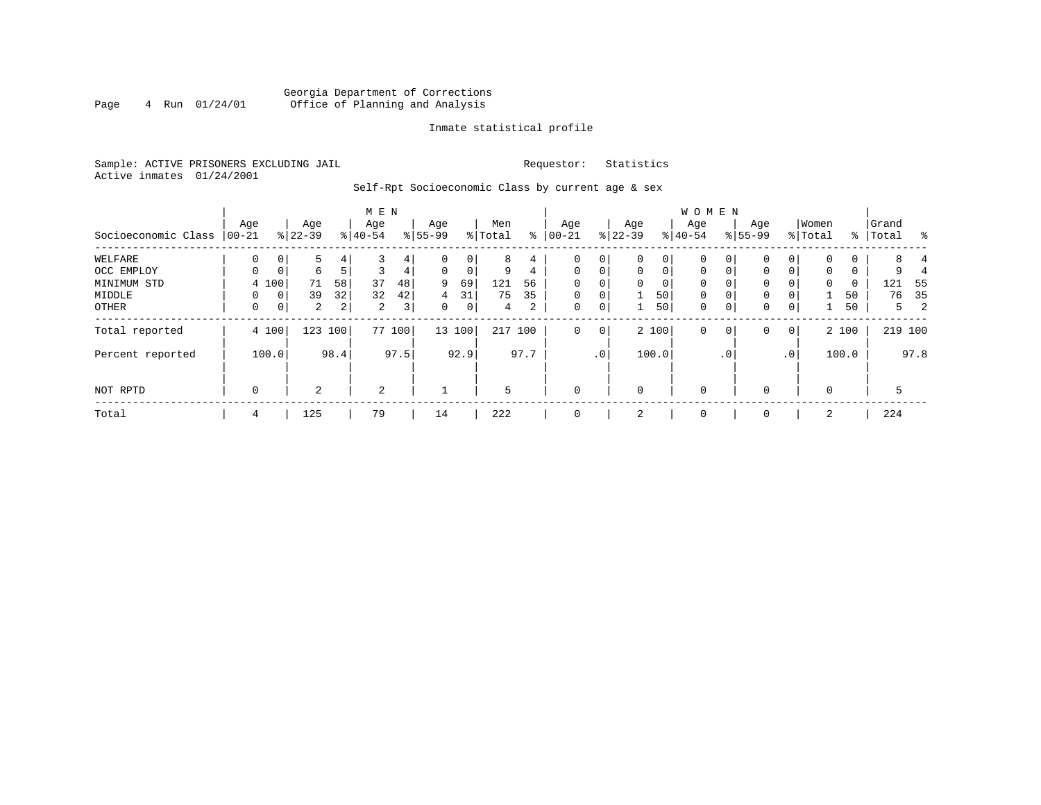Georgia Department of Corrections
Office of Planning and Analysis

Inmate statistical profile

Sample: ACTIVE PRISONERS EXCLUDING JAIL

Requestor: Statistics

Active inmates 01/24/2001

Self-Rpt Socioeconomic Class by current age & sex

| | MEN | | | | | | | | | | WOMEN | | | | | | | | | | | |
|---|---|---|---|---|---|---|---|---|---|---|---|---|---|---|---|---|---|---|---|---|---|---|
| Socioeconomic Class | Age 00-21 | % | Age 22-39 | % | Age 40-54 | % | Age 55-99 | % | Men Total | % | Age 00-21 | % | Age 22-39 | % | Age 40-54 | % | Age 55-99 | % | Women Total | % | Grand Total | % |
| WELFARE | 0 | 0 | 5 | 4 | 3 | 4 | 0 | 0 | 8 | 4 | 0 | 0 | 0 | 0 | 0 | 0 | 0 | 0 | 0 | 0 | 8 | 4 |
| OCC EMPLOY | 0 | 0 | 6 | 5 | 3 | 4 | 0 | 0 | 9 | 4 | 0 | 0 | 0 | 0 | 0 | 0 | 0 | 0 | 0 | 0 | 9 | 4 |
| MINIMUM STD | 4 | 100 | 71 | 58 | 37 | 48 | 9 | 69 | 121 | 56 | 0 | 0 | 0 | 0 | 0 | 0 | 0 | 0 | 0 | 0 | 121 | 55 |
| MIDDLE | 0 | 0 | 39 | 32 | 32 | 42 | 4 | 31 | 75 | 35 | 0 | 0 | 1 | 50 | 0 | 0 | 0 | 0 | 1 | 50 | 76 | 35 |
| OTHER | 0 | 0 | 2 | 2 | 2 | 3 | 0 | 0 | 4 | 2 | 0 | 0 | 1 | 50 | 0 | 0 | 0 | 0 | 1 | 50 | 5 | 2 |
| Total reported | 4 | 100 | 123 | 100 | 77 | 100 | 13 | 100 | 217 | 100 | 0 | 0 | 2 | 100 | 0 | 0 | 0 | 0 | 2 | 100 | 219 | 100 |
| Percent reported | | 100.0 | | 98.4 | | 97.5 | | 92.9 | | 97.7 | | .0 | | 100.0 | | .0 | | .0 | | 100.0 | | 97.8 |
| NOT RPTD | 0 | | 2 | | 2 | | 1 | | 5 | | 0 | | 0 | | 0 | | 0 | | 0 | | 5 | |
| Total | 4 | | 125 | | 79 | | 14 | | 222 | | 0 | | 2 | | 0 | | 0 | | 2 | | 224 | |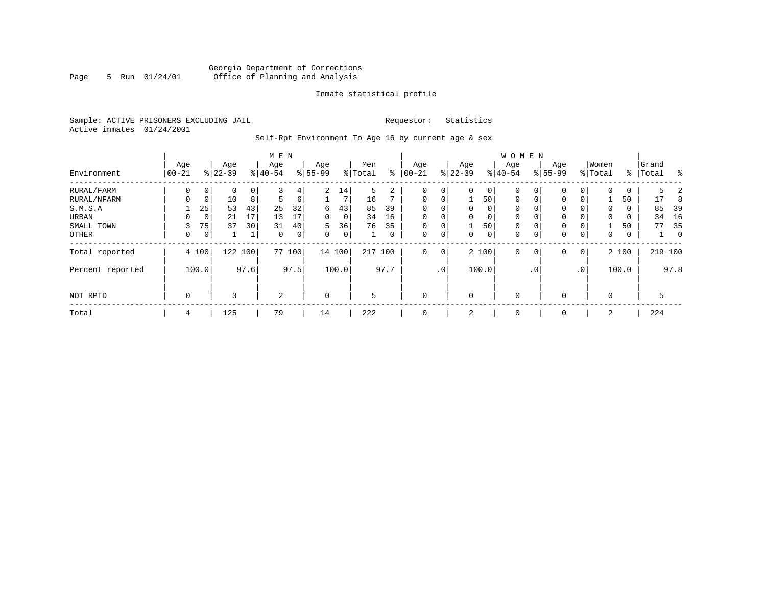Georgia Department of Corrections
Office of Planning and Analysis

Inmate statistical profile

Sample: ACTIVE PRISONERS EXCLUDING JAIL

Requestor: Statistics

Active inmates 01/24/2001

Self-Rpt Environment To Age 16 by current age & sex

| Environment | MEN Age 00-21 | % | Age 22-39 | % | Age 40-54 | % | Age 55-99 | % | Men Total | % | WOMEN Age 00-21 | % | Age 22-39 | % | Age 40-54 | % | Age 55-99 | % | Women Total | % | Grand Total | % |
|---|---|---|---|---|---|---|---|---|---|---|---|---|---|---|---|---|---|---|---|---|---|---|
| RURAL/FARM | 0 | 0 | 0 | 0 | 3 | 4 | 2 | 14 | 5 | 2 | 0 | 0 | 0 | 0 | 0 | 0 | 0 | 0 | 0 | 0 | 5 | 2 |
| RURAL/NFARM | 0 | 0 | 10 | 8 | 5 | 6 | 1 | 7 | 16 | 7 | 0 | 0 | 1 | 50 | 0 | 0 | 0 | 0 | 1 | 50 | 17 | 8 |
| S.M.S.A | 1 | 25 | 53 | 43 | 25 | 32 | 6 | 43 | 85 | 39 | 0 | 0 | 0 | 0 | 0 | 0 | 0 | 0 | 0 | 0 | 85 | 39 |
| URBAN | 0 | 0 | 21 | 17 | 13 | 17 | 0 | 0 | 34 | 16 | 0 | 0 | 0 | 0 | 0 | 0 | 0 | 0 | 0 | 0 | 34 | 16 |
| SMALL TOWN | 3 | 75 | 37 | 30 | 31 | 40 | 5 | 36 | 76 | 35 | 0 | 0 | 1 | 50 | 0 | 0 | 0 | 0 | 1 | 50 | 77 | 35 |
| OTHER | 0 | 0 | 1 | 1 | 0 | 0 | 0 | 0 | 1 | 0 | 0 | 0 | 0 | 0 | 0 | 0 | 0 | 0 | 0 | 0 | 1 | 0 |
| Total reported | 4 | 100 | 122 | 100 | 77 | 100 | 14 | 100 | 217 | 100 | 0 | 0 | 2 | 100 | 0 | 0 | 0 | 0 | 2 | 100 | 219 | 100 |
| Percent reported | | 100.0 | | 97.6 | | 97.5 | | 100.0 | | 97.7 | | .0 | | 100.0 | | .0 | | .0 | | 100.0 | | 97.8 |
| NOT RPTD | 0 | | 3 | | 2 | | 0 | | 5 | | 0 | | 0 | | 0 | | 0 | | 0 | | 5 | |
| Total | 4 | | 125 | | 79 | | 14 | | 222 | | 0 | | 2 | | 0 | | 0 | | 2 | | 224 | |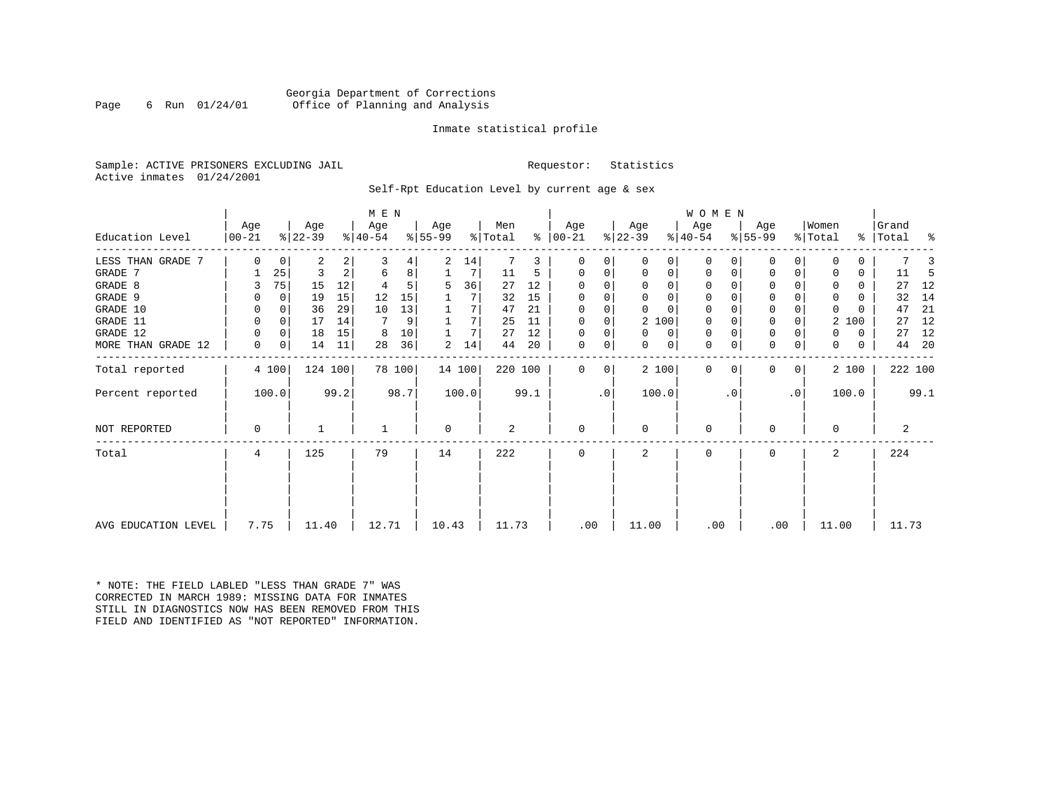Georgia Department of Corrections
Office of Planning and Analysis

Inmate statistical profile

Sample: ACTIVE PRISONERS EXCLUDING JAIL  Requestor: Statistics
Active inmates 01/24/2001

Self-Rpt Education Level by current age & sex

| Education Level | MEN Age 00-21 | % | Age 22-39 | % | Age 40-54 | % | Age 55-99 | % | Men Total | % | WOMEN Age 00-21 | % | Age 22-39 | % | Age 40-54 | % | Age 55-99 | % | Women Total | % | Grand Total | % |
|---|---|---|---|---|---|---|---|---|---|---|---|---|---|---|---|---|---|---|---|---|---|---|
| LESS THAN GRADE 7 | 0 | 0 | 2 | 2 | 3 | 4 | 2 | 14 | 7 | 3 | 0 | 0 | 0 | 0 | 0 | 0 | 0 | 0 | 0 | 0 | 7 | 3 |
| GRADE 7 | 1 | 25 | 3 | 2 | 6 | 8 | 1 | 7 | 11 | 5 | 0 | 0 | 0 | 0 | 0 | 0 | 0 | 0 | 0 | 0 | 11 | 5 |
| GRADE 8 | 3 | 75 | 15 | 12 | 4 | 5 | 5 | 36 | 27 | 12 | 0 | 0 | 0 | 0 | 0 | 0 | 0 | 0 | 0 | 0 | 27 | 12 |
| GRADE 9 | 0 | 0 | 19 | 15 | 12 | 15 | 1 | 7 | 32 | 15 | 0 | 0 | 0 | 0 | 0 | 0 | 0 | 0 | 0 | 0 | 32 | 14 |
| GRADE 10 | 0 | 0 | 36 | 29 | 10 | 13 | 1 | 7 | 47 | 21 | 0 | 0 | 0 | 0 | 0 | 0 | 0 | 0 | 0 | 0 | 47 | 21 |
| GRADE 11 | 0 | 0 | 17 | 14 | 7 | 9 | 1 | 7 | 25 | 11 | 0 | 0 | 2 | 100 | 0 | 0 | 0 | 0 | 2 | 100 | 27 | 12 |
| GRADE 12 | 0 | 0 | 18 | 15 | 8 | 10 | 1 | 7 | 27 | 12 | 0 | 0 | 0 | 0 | 0 | 0 | 0 | 0 | 0 | 0 | 27 | 12 |
| MORE THAN GRADE 12 | 0 | 0 | 14 | 11 | 28 | 36 | 2 | 14 | 44 | 20 | 0 | 0 | 0 | 0 | 0 | 0 | 0 | 0 | 0 | 0 | 44 | 20 |
| Total reported | 4 | 100 | 124 | 100 | 78 | 100 | 14 | 100 | 220 | 100 | 0 | 0 | 2 | 100 | 0 | 0 | 0 | 0 | 2 | 100 | 222 | 100 |
| Percent reported | | 100.0 | | 99.2 | | 98.7 | | 100.0 | | 99.1 | | .0 | | 100.0 | | .0 | | .0 | | 100.0 | | 99.1 |
| NOT REPORTED | 0 | | 1 | | 1 | | 0 | | 2 | | 0 | | 0 | | 0 | | 0 | | 0 | | 2 | |
| Total | 4 | | 125 | | 79 | | 14 | | 222 | | 0 | | 2 | | 0 | | 0 | | 2 | | 224 | |
| AVG EDUCATION LEVEL | 7.75 | | 11.40 | | 12.71 | | 10.43 | | 11.73 | | .00 | | 11.00 | | .00 | | .00 | | 11.00 | | 11.73 | |

* NOTE: THE FIELD LABLED "LESS THAN GRADE 7" WAS CORRECTED IN MARCH 1989: MISSING DATA FOR INMATES STILL IN DIAGNOSTICS NOW HAS BEEN REMOVED FROM THIS FIELD AND IDENTIFIED AS "NOT REPORTED" INFORMATION.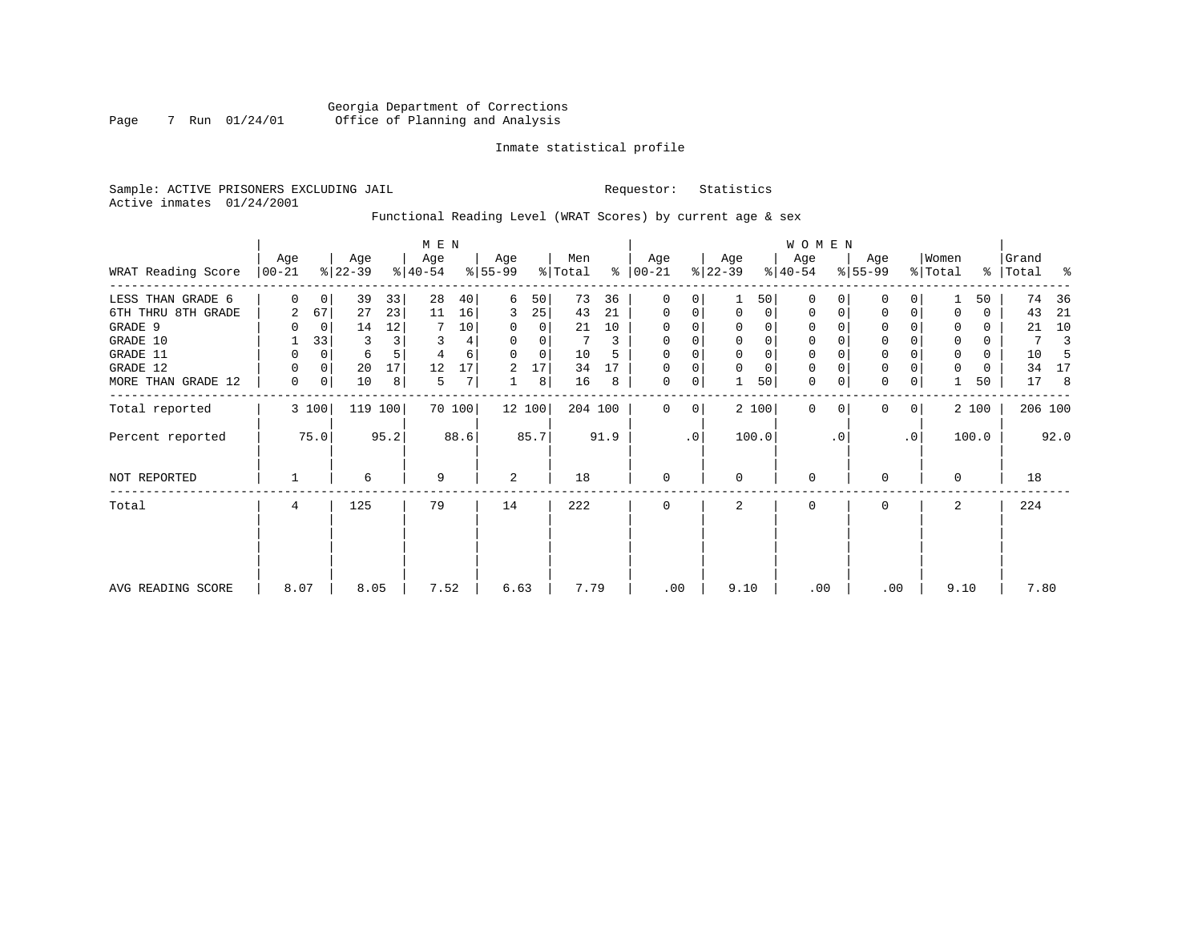Georgia Department of Corrections
Office of Planning and Analysis

Inmate statistical profile

Sample: ACTIVE PRISONERS EXCLUDING JAIL    Requestor: Statistics
Active inmates 01/24/2001

Functional Reading Level (WRAT Scores) by current age & sex

| WRAT Reading Score | MEN Age 00-21 | % | Age 22-39 | % | Age 40-54 | % | Age 55-99 | % | Men Total | % | WOMEN Age 00-21 | % | Age 22-39 | % | Age 40-54 | % | Age 55-99 | % | Women Total | % | Grand Total | % |
|---|---|---|---|---|---|---|---|---|---|---|---|---|---|---|---|---|---|---|---|---|---|---|
| LESS THAN GRADE 6 | 0 | 0 | 39 | 33 | 28 | 40 | 6 | 50 | 73 | 36 | 0 | 0 | 1 | 50 | 0 | 0 | 0 | 0 | 1 | 50 | 74 | 36 |
| 6TH THRU 8TH GRADE | 2 | 67 | 27 | 23 | 11 | 16 | 3 | 25 | 43 | 21 | 0 | 0 | 0 | 0 | 0 | 0 | 0 | 0 | 0 | 0 | 43 | 21 |
| GRADE 9 | 0 | 0 | 14 | 12 | 7 | 10 | 0 | 0 | 21 | 10 | 0 | 0 | 0 | 0 | 0 | 0 | 0 | 0 | 0 | 0 | 21 | 10 |
| GRADE 10 | 1 | 33 | 3 | 3 | 3 | 4 | 0 | 0 | 7 | 3 | 0 | 0 | 0 | 0 | 0 | 0 | 0 | 0 | 0 | 0 | 7 | 3 |
| GRADE 11 | 0 | 0 | 6 | 5 | 4 | 6 | 0 | 0 | 10 | 5 | 0 | 0 | 0 | 0 | 0 | 0 | 0 | 0 | 0 | 0 | 10 | 5 |
| GRADE 12 | 0 | 0 | 20 | 17 | 12 | 17 | 2 | 17 | 34 | 17 | 0 | 0 | 0 | 0 | 0 | 0 | 0 | 0 | 0 | 0 | 34 | 17 |
| MORE THAN GRADE 12 | 0 | 0 | 10 | 8 | 5 | 7 | 1 | 8 | 16 | 8 | 0 | 0 | 1 | 50 | 0 | 0 | 0 | 0 | 1 | 50 | 17 | 8 |
| Total reported | 3 | 100 | 119 | 100 | 70 | 100 | 12 | 100 | 204 | 100 | 0 | 0 | 2 | 100 | 0 | 0 | 0 | 0 | 2 | 100 | 206 | 100 |
| Percent reported | | 75.0 | | 95.2 | | 88.6 | | 85.7 | | 91.9 | | .0 | | 100.0 | | .0 | | .0 | | 100.0 | | 92.0 |
| NOT REPORTED | 1 | | 6 | | 9 | | 2 | | 18 | | 0 | | 0 | | 0 | | 0 | | 0 | | 18 | |
| Total | 4 | | 125 | | 79 | | 14 | | 222 | | 0 | | 2 | | 0 | | 0 | | 2 | | 224 | |
| AVG READING SCORE | 8.07 | | 8.05 | | 7.52 | | 6.63 | | 7.79 | | .00 | | 9.10 | | .00 | | .00 | | 9.10 | | 7.80 | |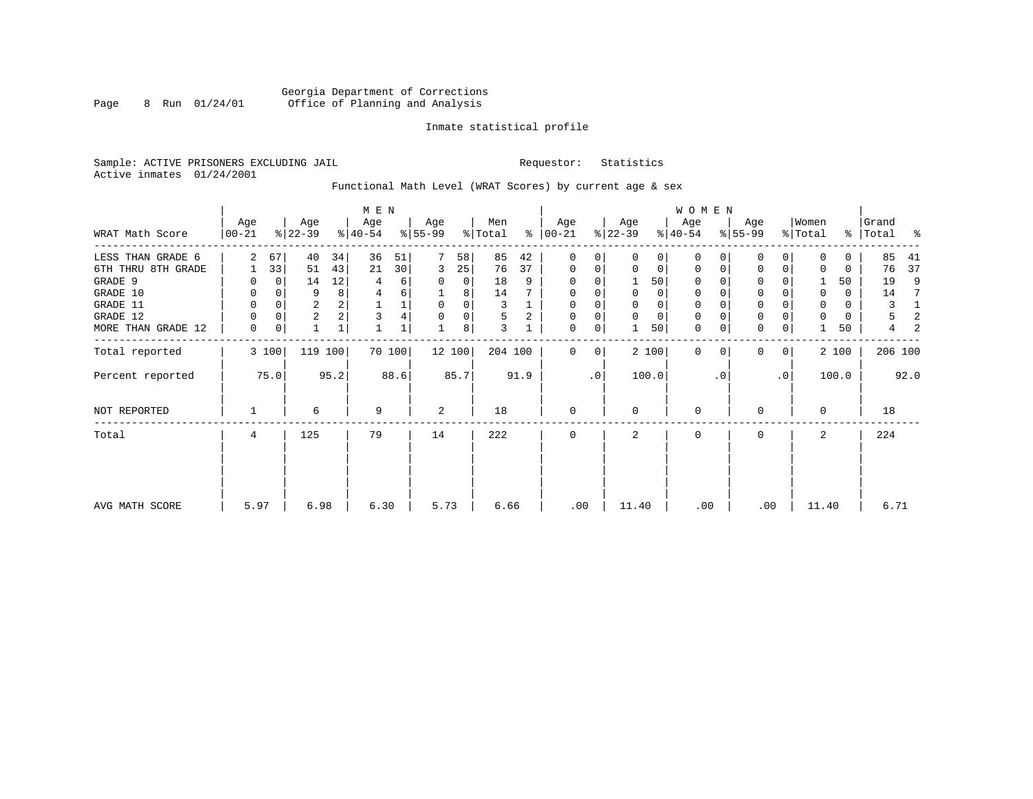Georgia Department of Corrections
Office of Planning and Analysis

Inmate statistical profile

Sample: ACTIVE PRISONERS EXCLUDING JAIL

Requestor: Statistics

Active inmates 01/24/2001

Functional Math Level (WRAT Scores) by current age & sex

| WRAT Math Score | MEN Age 00-21 | % | MEN Age 22-39 | % | MEN Age 40-54 | % | MEN Age 55-99 | % | Men Total | % | WOMEN Age 00-21 | % | WOMEN Age 22-39 | % | WOMEN Age 40-54 | % | WOMEN Age 55-99 | % | Women Total | % | Grand Total | % |
|---|---|---|---|---|---|---|---|---|---|---|---|---|---|---|---|---|---|---|---|---|---|---|
| LESS THAN GRADE 6 | 2 | 67 | 40 | 34 | 36 | 51 | 7 | 58 | 85 | 42 | 0 | 0 | 0 | 0 | 0 | 0 | 0 | 0 | 0 | 0 | 85 | 41 |
| 6TH THRU 8TH GRADE | 1 | 33 | 51 | 43 | 21 | 30 | 3 | 25 | 76 | 37 | 0 | 0 | 0 | 0 | 0 | 0 | 0 | 0 | 0 | 0 | 76 | 37 |
| GRADE 9 | 0 | 0 | 14 | 12 | 4 | 6 | 0 | 0 | 18 | 9 | 0 | 0 | 1 | 50 | 0 | 0 | 0 | 0 | 1 | 50 | 19 | 9 |
| GRADE 10 | 0 | 0 | 9 | 8 | 4 | 6 | 1 | 8 | 14 | 7 | 0 | 0 | 0 | 0 | 0 | 0 | 0 | 0 | 0 | 0 | 14 | 7 |
| GRADE 11 | 0 | 0 | 2 | 2 | 1 | 1 | 0 | 0 | 3 | 1 | 0 | 0 | 0 | 0 | 0 | 0 | 0 | 0 | 0 | 0 | 3 | 1 |
| GRADE 12 | 0 | 0 | 2 | 2 | 3 | 4 | 0 | 0 | 5 | 2 | 0 | 0 | 0 | 0 | 0 | 0 | 0 | 0 | 0 | 0 | 5 | 2 |
| MORE THAN GRADE 12 | 0 | 0 | 1 | 1 | 1 | 1 | 1 | 8 | 3 | 1 | 0 | 0 | 1 | 50 | 0 | 0 | 0 | 0 | 1 | 50 | 4 | 2 |
| Total reported | 3 | 100 | 119 | 100 | 70 | 100 | 12 | 100 | 204 | 100 | 0 | 0 | 2 | 100 | 0 | 0 | 0 | 0 | 2 | 100 | 206 | 100 |
| Percent reported | | 75.0 | | 95.2 | | 88.6 | | 85.7 | | 91.9 | | .0 | | 100.0 | | .0 | | .0 | | 100.0 | | 92.0 |
| NOT REPORTED | 1 | | 6 | | 9 | | 2 | | 18 | | 0 | | 0 | | 0 | | 0 | | 0 | | 18 | |
| Total | 4 | | 125 | | 79 | | 14 | | 222 | | 0 | | 2 | | 0 | | 0 | | 2 | | 224 | |
| AVG MATH SCORE | 5.97 | | 6.98 | | 6.30 | | 5.73 | | 6.66 | | .00 | | 11.40 | | .00 | | .00 | | 11.40 | | 6.71 | |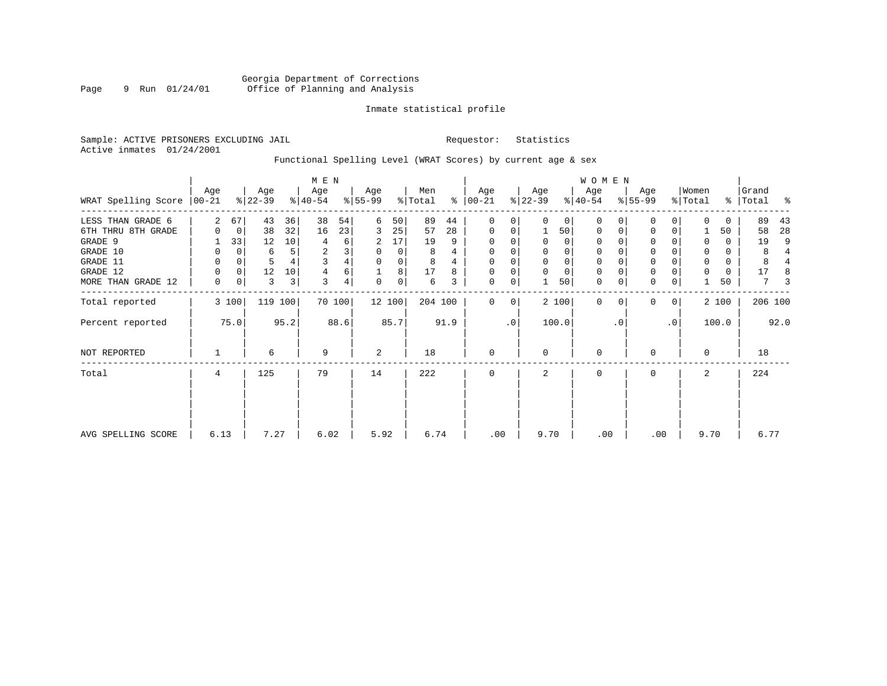Georgia Department of Corrections
Office of Planning and Analysis

Inmate statistical profile

Sample: ACTIVE PRISONERS EXCLUDING JAIL          Requestor: Statistics
Active inmates 01/24/2001

Functional Spelling Level (WRAT Scores) by current age & sex

| WRAT Spelling Score | MEN Age 00-21 | % | Age 22-39 | % | Age 40-54 | % | Age 55-99 | % | Men Total | % | WOMEN Age 00-21 | % | Age 22-39 | % | Age 40-54 | % | Age 55-99 | % | Women Total | % | Grand Total | % |
|---|---|---|---|---|---|---|---|---|---|---|---|---|---|---|---|---|---|---|---|---|---|---|
| LESS THAN GRADE 6 | 2 | 67 | 43 | 36 | 38 | 54 | 6 | 50 | 89 | 44 | 0 | 0 | 0 | 0 | 0 | 0 | 0 | 0 | 0 | 0 | 89 | 43 |
| 6TH THRU 8TH GRADE | 0 | 0 | 38 | 32 | 16 | 23 | 3 | 25 | 57 | 28 | 0 | 0 | 1 | 50 | 0 | 0 | 0 | 0 | 1 | 50 | 58 | 28 |
| GRADE 9 | 1 | 33 | 12 | 10 | 4 | 6 | 2 | 17 | 19 | 9 | 0 | 0 | 0 | 0 | 0 | 0 | 0 | 0 | 0 | 0 | 19 | 9 |
| GRADE 10 | 0 | 0 | 6 | 5 | 2 | 3 | 0 | 0 | 8 | 4 | 0 | 0 | 0 | 0 | 0 | 0 | 0 | 0 | 0 | 0 | 8 | 4 |
| GRADE 11 | 0 | 0 | 5 | 4 | 3 | 4 | 0 | 0 | 8 | 4 | 0 | 0 | 0 | 0 | 0 | 0 | 0 | 0 | 0 | 0 | 8 | 4 |
| GRADE 12 | 0 | 0 | 12 | 10 | 4 | 6 | 1 | 8 | 17 | 8 | 0 | 0 | 0 | 0 | 0 | 0 | 0 | 0 | 0 | 0 | 17 | 8 |
| MORE THAN GRADE 12 | 0 | 0 | 3 | 3 | 3 | 4 | 0 | 0 | 6 | 3 | 0 | 0 | 1 | 50 | 0 | 0 | 0 | 0 | 1 | 50 | 7 | 3 |
| Total reported | 3 | 100 | 119 | 100 | 70 | 100 | 12 | 100 | 204 | 100 | 0 | 0 | 2 | 100 | 0 | 0 | 0 | 0 | 2 | 100 | 206 | 100 |
| Percent reported | | 75.0 | | 95.2 | | 88.6 | | 85.7 | | 91.9 | | .0 | | 100.0 | | .0 | | .0 | | 100.0 | | 92.0 |
| NOT REPORTED | 1 | | 6 | | 9 | | 2 | | 18 | | 0 | | 0 | | 0 | | 0 | | 0 | | 18 | |
| Total | 4 | | 125 | | 79 | | 14 | | 222 | | 0 | | 2 | | 0 | | 0 | | 2 | | 224 | |
| AVG SPELLING SCORE | 6.13 | | 7.27 | | 6.02 | | 5.92 | | 6.74 | | .00 | | 9.70 | | .00 | | .00 | | 9.70 | | 6.77 | |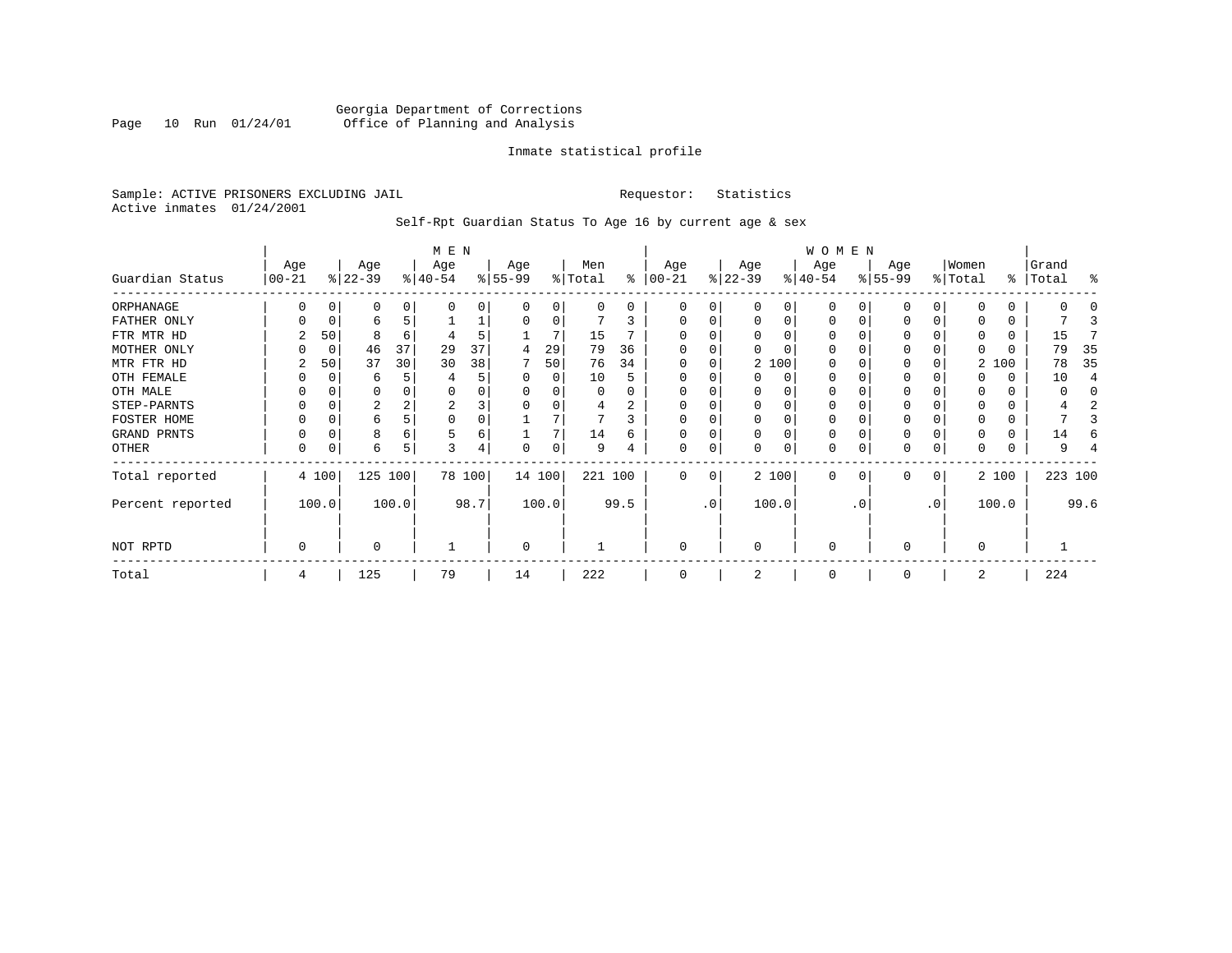Georgia Department of Corrections
Office of Planning and Analysis

Inmate statistical profile

Sample: ACTIVE PRISONERS EXCLUDING JAIL

Requestor: Statistics

Active inmates 01/24/2001

Self-Rpt Guardian Status To Age 16 by current age & sex

| Guardian Status | MEN Age 00-21 | % | Age 22-39 | % | Age 40-54 | % | Age 55-99 | % | Men Total | % | WOMEN Age 00-21 | % | Age 22-39 | % | Age 40-54 | % | Age 55-99 | % | Women Total | % | Grand Total | % |
|---|---|---|---|---|---|---|---|---|---|---|---|---|---|---|---|---|---|---|---|---|---|---|
| ORPHANAGE | 0 | 0 | 0 | 0 | 0 | 0 | 0 | 0 | 0 | 0 | 0 | 0 | 0 | 0 | 0 | 0 | 0 | 0 | 0 | 0 | 0 | 0 |
| FATHER ONLY | 0 | 0 | 6 | 5 | 1 | 1 | 0 | 0 | 7 | 3 | 0 | 0 | 0 | 0 | 0 | 0 | 0 | 0 | 0 | 0 | 7 | 3 |
| FTR MTR HD | 2 | 50 | 8 | 6 | 4 | 5 | 1 | 7 | 15 | 7 | 0 | 0 | 0 | 0 | 0 | 0 | 0 | 0 | 0 | 0 | 15 | 7 |
| MOTHER ONLY | 0 | 0 | 46 | 37 | 29 | 37 | 4 | 29 | 79 | 36 | 0 | 0 | 0 | 0 | 0 | 0 | 0 | 0 | 0 | 0 | 79 | 35 |
| MTR FTR HD | 2 | 50 | 37 | 30 | 30 | 38 | 7 | 50 | 76 | 34 | 0 | 0 | 2 | 100 | 0 | 0 | 0 | 0 | 2 | 100 | 78 | 35 |
| OTH FEMALE | 0 | 0 | 6 | 5 | 4 | 5 | 0 | 0 | 10 | 5 | 0 | 0 | 0 | 0 | 0 | 0 | 0 | 0 | 0 | 0 | 10 | 4 |
| OTH MALE | 0 | 0 | 0 | 0 | 0 | 0 | 0 | 0 | 0 | 0 | 0 | 0 | 0 | 0 | 0 | 0 | 0 | 0 | 0 | 0 | 0 | 0 |
| STEP-PARNTS | 0 | 0 | 2 | 2 | 2 | 3 | 0 | 0 | 4 | 2 | 0 | 0 | 0 | 0 | 0 | 0 | 0 | 0 | 0 | 0 | 4 | 2 |
| FOSTER HOME | 0 | 0 | 6 | 5 | 0 | 0 | 1 | 7 | 7 | 3 | 0 | 0 | 0 | 0 | 0 | 0 | 0 | 0 | 0 | 0 | 7 | 3 |
| GRAND PRNTS | 0 | 0 | 8 | 6 | 5 | 6 | 1 | 7 | 14 | 6 | 0 | 0 | 0 | 0 | 0 | 0 | 0 | 0 | 0 | 0 | 14 | 6 |
| OTHER | 0 | 0 | 6 | 5 | 3 | 4 | 0 | 0 | 9 | 4 | 0 | 0 | 0 | 0 | 0 | 0 | 0 | 0 | 0 | 0 | 9 | 4 |
| Total reported | 4 | 100 | 125 | 100 | 78 | 100 | 14 | 100 | 221 | 100 | 0 | 0 | 2 | 100 | 0 | 0 | 0 | 0 | 2 | 100 | 223 | 100 |
| Percent reported | | 100.0 | | 100.0 | | 98.7 | | 100.0 | | 99.5 | | .0 | | 100.0 | | .0 | | .0 | | 100.0 | | 99.6 |
| NOT RPTD | 0 | | 0 | | 1 | | 0 | | 1 | | 0 | | 0 | | 0 | | 0 | | 0 | | 1 | |
| Total | 4 | | 125 | | 79 | | 14 | | 222 | | 0 | | 2 | | 0 | | 0 | | 2 | | 224 | |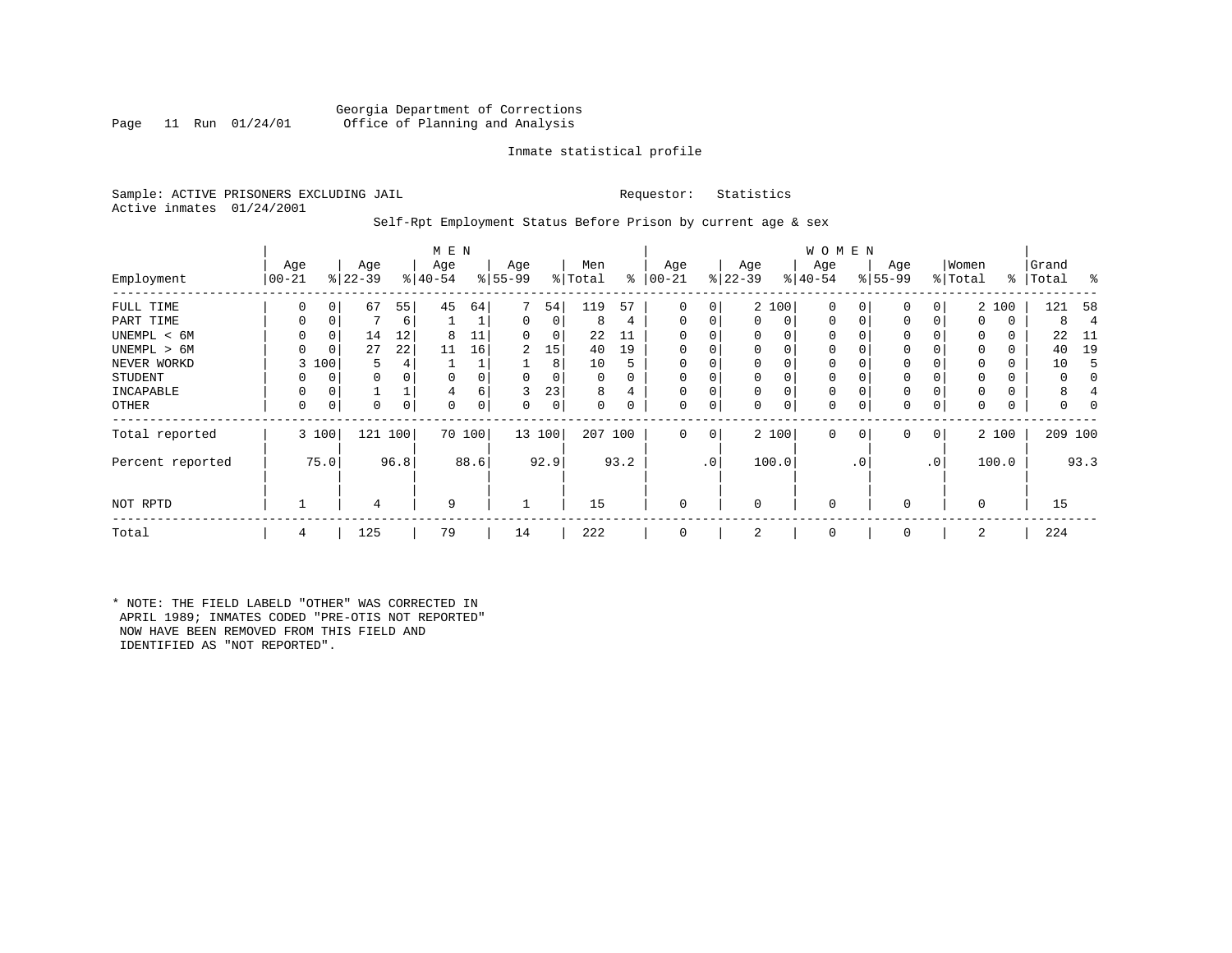Georgia Department of Corrections
Office of Planning and Analysis

Inmate statistical profile

Sample: ACTIVE PRISONERS EXCLUDING JAIL

Requestor: Statistics

Active inmates 01/24/2001

Self-Rpt Employment Status Before Prison by current age & sex

| | MEN | | | | | | | | | | WOMEN | | | | | | | | | | | |
|---|---|---|---|---|---|---|---|---|---|---|---|---|---|---|---|---|---|---|---|---|---|---|
| Employment | Age 00-21 | % | Age 22-39 | % | Age 40-54 | % | Age 55-99 | % | Men Total | % | Age 00-21 | % | Age 22-39 | % | Age 40-54 | % | Age 55-99 | % | Women Total | % | Grand Total | % |
| FULL TIME | 0 | 0 | 67 | 55 | 45 | 64 | 7 | 54 | 119 | 57 | 0 | 0 | 2 | 100 | 0 | 0 | 0 | 0 | 2 | 100 | 121 | 58 |
| PART TIME | 0 | 0 | 7 | 6 | 1 | 1 | 0 | 0 | 8 | 4 | 0 | 0 | 0 | 0 | 0 | 0 | 0 | 0 | 0 | 0 | 8 | 4 |
| UNEMPL < 6M | 0 | 0 | 14 | 12 | 8 | 11 | 0 | 0 | 22 | 11 | 0 | 0 | 0 | 0 | 0 | 0 | 0 | 0 | 0 | 0 | 22 | 11 |
| UNEMPL > 6M | 0 | 0 | 27 | 22 | 11 | 16 | 2 | 15 | 40 | 19 | 0 | 0 | 0 | 0 | 0 | 0 | 0 | 0 | 0 | 0 | 40 | 19 |
| NEVER WORKD | 3 | 100 | 5 | 4 | 1 | 1 | 1 | 8 | 10 | 5 | 0 | 0 | 0 | 0 | 0 | 0 | 0 | 0 | 0 | 0 | 10 | 5 |
| STUDENT | 0 | 0 | 0 | 0 | 0 | 0 | 0 | 0 | 0 | 0 | 0 | 0 | 0 | 0 | 0 | 0 | 0 | 0 | 0 | 0 | 0 | 0 |
| INCAPABLE | 0 | 0 | 1 | 1 | 4 | 6 | 3 | 23 | 8 | 4 | 0 | 0 | 0 | 0 | 0 | 0 | 0 | 0 | 0 | 0 | 8 | 4 |
| OTHER | 0 | 0 | 0 | 0 | 0 | 0 | 0 | 0 | 0 | 0 | 0 | 0 | 0 | 0 | 0 | 0 | 0 | 0 | 0 | 0 | 0 | 0 |
| Total reported | 3 | 100 | 121 | 100 | 70 | 100 | 13 | 100 | 207 | 100 | 0 | 0 | 2 | 100 | 0 | 0 | 0 | 0 | 2 | 100 | 209 | 100 |
| Percent reported | | 75.0 | | 96.8 | | 88.6 | | 92.9 | | 93.2 | | .0 | | 100.0 | | .0 | | .0 | | 100.0 | | 93.3 |
| NOT RPTD | 1 | | 4 | | 9 | | 1 | | 15 | | 0 | | 0 | | 0 | | 0 | | 0 | | 15 | |
| Total | 4 | | 125 | | 79 | | 14 | | 222 | | 0 | | 2 | | 0 | | 0 | | 2 | | 224 | |

* NOTE: THE FIELD LABELD "OTHER" WAS CORRECTED IN APRIL 1989; INMATES CODED "PRE-OTIS NOT REPORTED" NOW HAVE BEEN REMOVED FROM THIS FIELD AND IDENTIFIED AS "NOT REPORTED".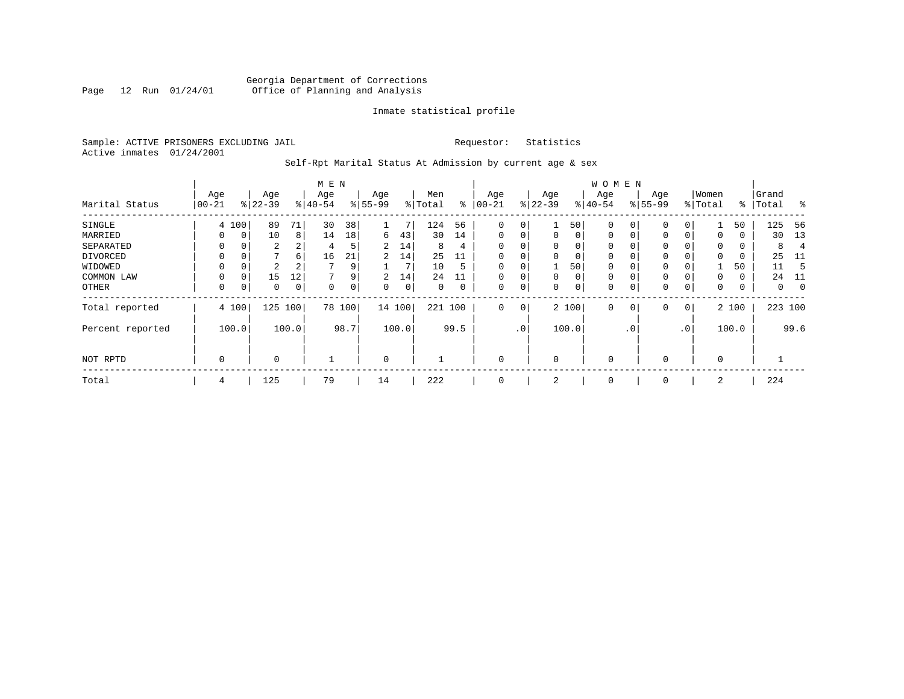Georgia Department of Corrections
Office of Planning and Analysis

Inmate statistical profile

Sample: ACTIVE PRISONERS EXCLUDING JAIL     Requestor: Statistics
Active inmates 01/24/2001

Self-Rpt Marital Status At Admission by current age & sex

| Marital Status | MEN Age 00-21 | % | Age 22-39 | % | Age 40-54 | % | Age 55-99 | % | Men Total | % | WOMEN Age 00-21 | % | Age 22-39 | % | Age 40-54 | % | Age 55-99 | % | Women Total | % | Grand Total | % |
|---|---|---|---|---|---|---|---|---|---|---|---|---|---|---|---|---|---|---|---|---|---|---|
| SINGLE | 4 | 100 | 89 | 71 | 30 | 38 | 1 | 7 | 124 | 56 | 0 | 0 | 1 | 50 | 0 | 0 | 0 | 0 | 1 | 50 | 125 | 56 |
| MARRIED | 0 | 0 | 10 | 8 | 14 | 18 | 6 | 43 | 30 | 14 | 0 | 0 | 0 | 0 | 0 | 0 | 0 | 0 | 0 | 0 | 30 | 13 |
| SEPARATED | 0 | 0 | 2 | 2 | 4 | 5 | 2 | 14 | 8 | 4 | 0 | 0 | 0 | 0 | 0 | 0 | 0 | 0 | 0 | 0 | 8 | 4 |
| DIVORCED | 0 | 0 | 7 | 6 | 16 | 21 | 2 | 14 | 25 | 11 | 0 | 0 | 0 | 0 | 0 | 0 | 0 | 0 | 0 | 0 | 25 | 11 |
| WIDOWED | 0 | 0 | 2 | 2 | 7 | 9 | 1 | 7 | 10 | 5 | 0 | 0 | 1 | 50 | 0 | 0 | 0 | 0 | 1 | 50 | 11 | 5 |
| COMMON LAW | 0 | 0 | 15 | 12 | 7 | 9 | 2 | 14 | 24 | 11 | 0 | 0 | 0 | 0 | 0 | 0 | 0 | 0 | 0 | 0 | 24 | 11 |
| OTHER | 0 | 0 | 0 | 0 | 0 | 0 | 0 | 0 | 0 | 0 | 0 | 0 | 0 | 0 | 0 | 0 | 0 | 0 | 0 | 0 | 0 | 0 |
| Total reported | 4 | 100 | 125 | 100 | 78 | 100 | 14 | 100 | 221 | 100 | 0 | 0 | 2 | 100 | 0 | 0 | 0 | 0 | 2 | 100 | 223 | 100 |
| Percent reported | | 100.0 | | 100.0 | | 98.7 | | 100.0 | | 99.5 | | .0 | | 100.0 | | .0 | | .0 | | 100.0 | | 99.6 |
| NOT RPTD | 0 | | 0 | | 1 | | 0 | | 1 | | 0 | | 0 | | 0 | | 0 | | 0 | | 1 | |
| Total | 4 | | 125 | | 79 | | 14 | | 222 | | 0 | | 2 | | 0 | | 0 | | 2 | | 224 | |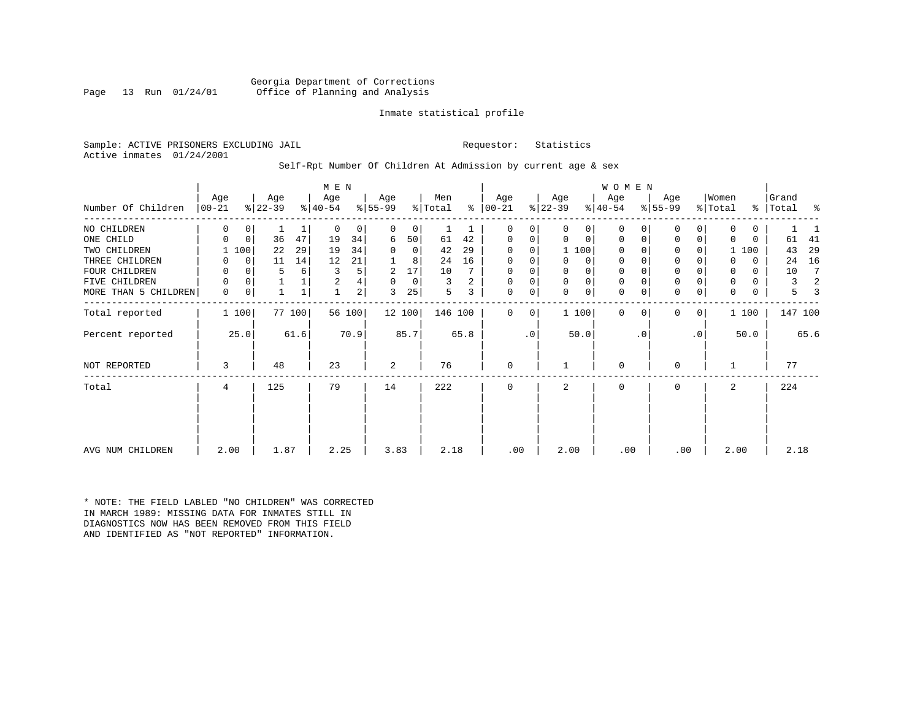Georgia Department of Corrections
Office of Planning and Analysis

Inmate statistical profile

Sample: ACTIVE PRISONERS EXCLUDING JAIL          Requestor: Statistics
Active inmates 01/24/2001

Self-Rpt Number Of Children At Admission by current age & sex

| Number Of Children | MEN Age 00-21 | % | Age 22-39 | % | Age 40-54 | % | Age 55-99 | % | Men Total | % | WOMEN Age 00-21 | % | Age 22-39 | % | Age 40-54 | % | Age 55-99 | % | Women Total | % | Grand Total | % |
|---|---|---|---|---|---|---|---|---|---|---|---|---|---|---|---|---|---|---|---|---|---|---|
| NO CHILDREN | 0 | 0 | 1 | 1 | 0 | 0 | 0 | 0 | 1 | 1 | 0 | 0 | 0 | 0 | 0 | 0 | 0 | 0 | 0 | 0 | 1 | 1 |
| ONE CHILD | 0 | 0 | 36 | 47 | 19 | 34 | 6 | 50 | 61 | 42 | 0 | 0 | 0 | 0 | 0 | 0 | 0 | 0 | 0 | 0 | 61 | 41 |
| TWO CHILDREN | 1 | 100 | 22 | 29 | 19 | 34 | 0 | 0 | 42 | 29 | 0 | 0 | 1 | 100 | 0 | 0 | 0 | 0 | 1 | 100 | 43 | 29 |
| THREE CHILDREN | 0 | 0 | 11 | 14 | 12 | 21 | 1 | 8 | 24 | 16 | 0 | 0 | 0 | 0 | 0 | 0 | 0 | 0 | 0 | 0 | 24 | 16 |
| FOUR CHILDREN | 0 | 0 | 5 | 6 | 3 | 5 | 2 | 17 | 10 | 7 | 0 | 0 | 0 | 0 | 0 | 0 | 0 | 0 | 0 | 0 | 10 | 7 |
| FIVE CHILDREN | 0 | 0 | 1 | 1 | 2 | 4 | 0 | 0 | 3 | 2 | 0 | 0 | 0 | 0 | 0 | 0 | 0 | 0 | 0 | 0 | 3 | 2 |
| MORE THAN 5 CHILDREN | 0 | 0 | 1 | 1 | 1 | 2 | 3 | 25 | 5 | 3 | 0 | 0 | 0 | 0 | 0 | 0 | 0 | 0 | 0 | 0 | 5 | 3 |
| Total reported | 1 | 100 | 77 | 100 | 56 | 100 | 12 | 100 | 146 | 100 | 0 | 0 | 1 | 100 | 0 | 0 | 0 | 0 | 1 | 100 | 147 | 100 |
| Percent reported | | 25.0 | | 61.6 | | 70.9 | | 85.7 | | 65.8 | | .0 | | 50.0 | | .0 | | .0 | | 50.0 | | 65.6 |
| NOT REPORTED | 3 | | 48 | | 23 | | 2 | | 76 | | 0 | | 1 | | 0 | | 0 | | 1 | | 77 | |
| Total | 4 | | 125 | | 79 | | 14 | | 222 | | 0 | | 2 | | 0 | | 0 | | 2 | | 224 | |
| AVG NUM CHILDREN | 2.00 | | 1.87 | | 2.25 | | 3.83 | | 2.18 | | .00 | | 2.00 | | .00 | | .00 | | 2.00 | | 2.18 | |

* NOTE: THE FIELD LABLED "NO CHILDREN" WAS CORRECTED IN MARCH 1989: MISSING DATA FOR INMATES STILL IN DIAGNOSTICS NOW HAS BEEN REMOVED FROM THIS FIELD AND IDENTIFIED AS "NOT REPORTED" INFORMATION.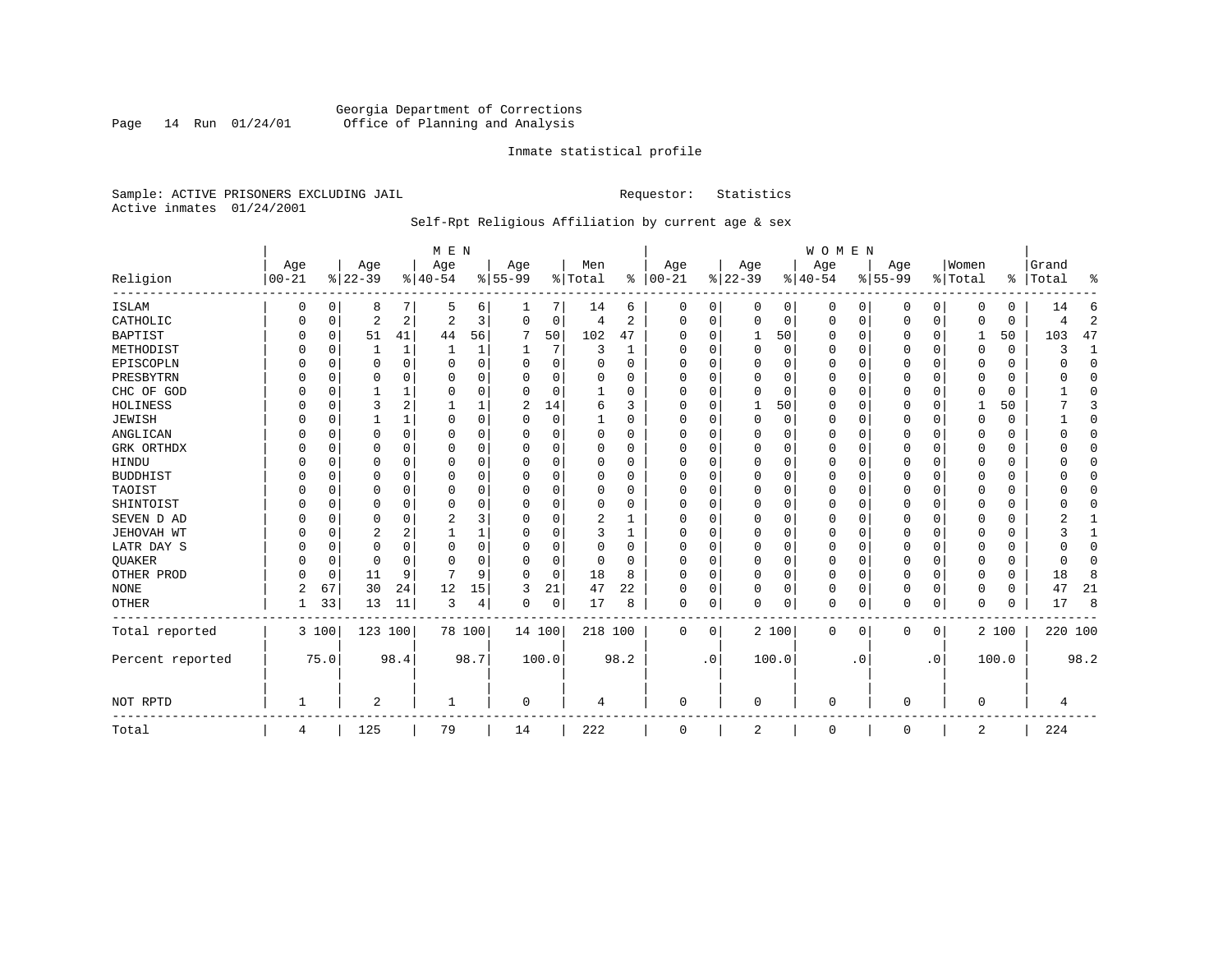Georgia Department of Corrections
Office of Planning and Analysis

Inmate statistical profile

Sample: ACTIVE PRISONERS EXCLUDING JAIL    Requestor: Statistics
Active inmates 01/24/2001

Self-Rpt Religious Affiliation by current age & sex

| | MEN | | | | | | | | | | WOMEN | | | | | | | | | | Grand | |
|---|---|---|---|---|---|---|---|---|---|---|---|---|---|---|---|---|---|---|---|---|---|---|
| Religion | Age 00-21 | % | Age 22-39 | % | Age 40-54 | % | Age 55-99 | % | Men Total | % | Age 00-21 | % | Age 22-39 | % | Age 40-54 | % | Age 55-99 | % | Women Total | % | Total | % |
| ISLAM | 0 | 0 | 8 | 7 | 5 | 6 | 1 | 7 | 14 | 6 | 0 | 0 | 0 | 0 | 0 | 0 | 0 | 0 | 0 | 0 | 14 | 6 |
| CATHOLIC | 0 | 0 | 2 | 2 | 2 | 3 | 0 | 0 | 4 | 2 | 0 | 0 | 0 | 0 | 0 | 0 | 0 | 0 | 0 | 0 | 4 | 2 |
| BAPTIST | 0 | 0 | 51 | 41 | 44 | 56 | 7 | 50 | 102 | 47 | 0 | 0 | 1 | 50 | 0 | 0 | 0 | 0 | 1 | 50 | 103 | 47 |
| METHODIST | 0 | 0 | 1 | 1 | 1 | 1 | 1 | 7 | 3 | 1 | 0 | 0 | 0 | 0 | 0 | 0 | 0 | 0 | 0 | 0 | 3 | 1 |
| EPISCOPLN | 0 | 0 | 0 | 0 | 0 | 0 | 0 | 0 | 0 | 0 | 0 | 0 | 0 | 0 | 0 | 0 | 0 | 0 | 0 | 0 | 0 | 0 |
| PRESBYTRN | 0 | 0 | 0 | 0 | 0 | 0 | 0 | 0 | 0 | 0 | 0 | 0 | 0 | 0 | 0 | 0 | 0 | 0 | 0 | 0 | 0 | 0 |
| CHC OF GOD | 0 | 0 | 1 | 1 | 0 | 0 | 0 | 0 | 1 | 0 | 0 | 0 | 0 | 0 | 0 | 0 | 0 | 0 | 0 | 0 | 1 | 0 |
| HOLINESS | 0 | 0 | 3 | 2 | 1 | 1 | 2 | 14 | 6 | 3 | 0 | 0 | 1 | 50 | 0 | 0 | 0 | 0 | 1 | 50 | 7 | 3 |
| JEWISH | 0 | 0 | 1 | 1 | 0 | 0 | 0 | 0 | 1 | 0 | 0 | 0 | 0 | 0 | 0 | 0 | 0 | 0 | 0 | 0 | 1 | 0 |
| ANGLICAN | 0 | 0 | 0 | 0 | 0 | 0 | 0 | 0 | 0 | 0 | 0 | 0 | 0 | 0 | 0 | 0 | 0 | 0 | 0 | 0 | 0 | 0 |
| GRK ORTHDX | 0 | 0 | 0 | 0 | 0 | 0 | 0 | 0 | 0 | 0 | 0 | 0 | 0 | 0 | 0 | 0 | 0 | 0 | 0 | 0 | 0 | 0 |
| HINDU | 0 | 0 | 0 | 0 | 0 | 0 | 0 | 0 | 0 | 0 | 0 | 0 | 0 | 0 | 0 | 0 | 0 | 0 | 0 | 0 | 0 | 0 |
| BUDDHIST | 0 | 0 | 0 | 0 | 0 | 0 | 0 | 0 | 0 | 0 | 0 | 0 | 0 | 0 | 0 | 0 | 0 | 0 | 0 | 0 | 0 | 0 |
| TAOIST | 0 | 0 | 0 | 0 | 0 | 0 | 0 | 0 | 0 | 0 | 0 | 0 | 0 | 0 | 0 | 0 | 0 | 0 | 0 | 0 | 0 | 0 |
| SHINTOIST | 0 | 0 | 0 | 0 | 0 | 0 | 0 | 0 | 0 | 0 | 0 | 0 | 0 | 0 | 0 | 0 | 0 | 0 | 0 | 0 | 0 | 0 |
| SEVEN D AD | 0 | 0 | 0 | 0 | 2 | 3 | 0 | 0 | 2 | 1 | 0 | 0 | 0 | 0 | 0 | 0 | 0 | 0 | 0 | 0 | 2 | 1 |
| JEHOVAH WT | 0 | 0 | 2 | 2 | 1 | 1 | 0 | 0 | 3 | 1 | 0 | 0 | 0 | 0 | 0 | 0 | 0 | 0 | 0 | 0 | 3 | 1 |
| LATR DAY S | 0 | 0 | 0 | 0 | 0 | 0 | 0 | 0 | 0 | 0 | 0 | 0 | 0 | 0 | 0 | 0 | 0 | 0 | 0 | 0 | 0 | 0 |
| QUAKER | 0 | 0 | 0 | 0 | 0 | 0 | 0 | 0 | 0 | 0 | 0 | 0 | 0 | 0 | 0 | 0 | 0 | 0 | 0 | 0 | 0 | 0 |
| OTHER PROD | 0 | 0 | 11 | 9 | 7 | 9 | 0 | 0 | 18 | 8 | 0 | 0 | 0 | 0 | 0 | 0 | 0 | 0 | 0 | 0 | 18 | 8 |
| NONE | 2 | 67 | 30 | 24 | 12 | 15 | 3 | 21 | 47 | 22 | 0 | 0 | 0 | 0 | 0 | 0 | 0 | 0 | 0 | 0 | 47 | 21 |
| OTHER | 1 | 33 | 13 | 11 | 3 | 4 | 0 | 0 | 17 | 8 | 0 | 0 | 0 | 0 | 0 | 0 | 0 | 0 | 0 | 0 | 17 | 8 |
| Total reported | 3 | 100 | 123 | 100 | 78 | 100 | 14 | 100 | 218 | 100 | 0 | 0 | 2 | 100 | 0 | 0 | 0 | 0 | 2 | 100 | 220 | 100 |
| Percent reported | | 75.0 | | 98.4 | | 98.7 | | 100.0 | | 98.2 | | .0 | | 100.0 | | .0 | | .0 | | 100.0 | | 98.2 |
| NOT RPTD | 1 | | 2 | | 1 | | 0 | | 4 | | 0 | | 0 | | 0 | | 0 | | 0 | | 4 | |
| Total | 4 | | 125 | | 79 | | 14 | | 222 | | 0 | | 2 | | 0 | | 0 | | 2 | | 224 | |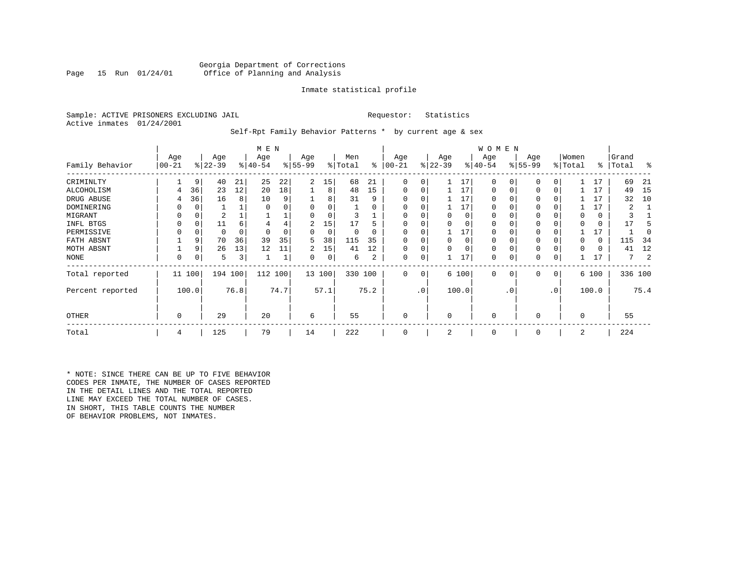Georgia Department of Corrections
Office of Planning and Analysis

Inmate statistical profile

Sample: ACTIVE PRISONERS EXCLUDING JAIL        Requestor: Statistics
Active inmates 01/24/2001

Self-Rpt Family Behavior Patterns * by current age & sex

| Family Behavior | MEN Age 00-21 | % | Age 22-39 | % | Age 40-54 | % | Age 55-99 | % | Men Total | % | WOMEN Age 00-21 | % | Age 22-39 | % | Age 40-54 | % | Age 55-99 | % | Women Total | % | Grand Total | % |
|---|---|---|---|---|---|---|---|---|---|---|---|---|---|---|---|---|---|---|---|---|---|---|
| CRIMINLTY | 1 | 9 | 40 | 21 | 25 | 22 | 2 | 15 | 68 | 21 | 0 | 0 | 1 | 17 | 0 | 0 | 0 | 0 | 1 | 17 | 69 | 21 |
| ALCOHOLISM | 4 | 36 | 23 | 12 | 20 | 18 | 1 | 8 | 48 | 15 | 0 | 0 | 1 | 17 | 0 | 0 | 0 | 0 | 1 | 17 | 49 | 15 |
| DRUG ABUSE | 4 | 36 | 16 | 8 | 10 | 9 | 1 | 8 | 31 | 9 | 0 | 0 | 1 | 17 | 0 | 0 | 0 | 0 | 1 | 17 | 32 | 10 |
| DOMINERING | 0 | 0 | 1 | 1 | 0 | 0 | 0 | 0 | 1 | 0 | 0 | 0 | 1 | 17 | 0 | 0 | 0 | 0 | 1 | 17 | 2 | 1 |
| MIGRANT | 0 | 0 | 2 | 1 | 1 | 1 | 0 | 0 | 3 | 1 | 0 | 0 | 0 | 0 | 0 | 0 | 0 | 0 | 0 | 0 | 3 | 1 |
| INFL BTGS | 0 | 0 | 11 | 6 | 4 | 4 | 2 | 15 | 17 | 5 | 0 | 0 | 0 | 0 | 0 | 0 | 0 | 0 | 0 | 0 | 17 | 5 |
| PERMISSIVE | 0 | 0 | 0 | 0 | 0 | 0 | 0 | 0 | 0 | 0 | 0 | 0 | 1 | 17 | 0 | 0 | 0 | 0 | 1 | 17 | 1 | 0 |
| FATH ABSNT | 1 | 9 | 70 | 36 | 39 | 35 | 5 | 38 | 115 | 35 | 0 | 0 | 0 | 0 | 0 | 0 | 0 | 0 | 0 | 0 | 115 | 34 |
| MOTH ABSNT | 1 | 9 | 26 | 13 | 12 | 11 | 2 | 15 | 41 | 12 | 0 | 0 | 0 | 0 | 0 | 0 | 0 | 0 | 0 | 0 | 41 | 12 |
| NONE | 0 | 0 | 5 | 3 | 1 | 1 | 0 | 0 | 6 | 2 | 0 | 0 | 1 | 17 | 0 | 0 | 0 | 0 | 1 | 17 | 7 | 2 |
| Total reported | 11 | 100 | 194 | 100 | 112 | 100 | 13 | 100 | 330 | 100 | 0 | 0 | 6 | 100 | 0 | 0 | 0 | 0 | 6 | 100 | 336 | 100 |
| Percent reported | | 100.0 | | 76.8 | | 74.7 | | 57.1 | | 75.2 | | .0 | | 100.0 | | .0 | | .0 | | 100.0 | | 75.4 |
| OTHER | 0 | | 29 | | 20 | | 6 | | 55 | | 0 | | 0 | | 0 | | 0 | | 0 | | 55 | |
| Total | 4 | | 125 | | 79 | | 14 | | 222 | | 0 | | 2 | | 0 | | 0 | | 2 | | 224 | |

* NOTE: SINCE THERE CAN BE UP TO FIVE BEHAVIOR CODES PER INMATE, THE NUMBER OF CASES REPORTED IN THE DETAIL LINES AND THE TOTAL REPORTED LINE MAY EXCEED THE TOTAL NUMBER OF CASES. IN SHORT, THIS TABLE COUNTS THE NUMBER OF BEHAVIOR PROBLEMS, NOT INMATES.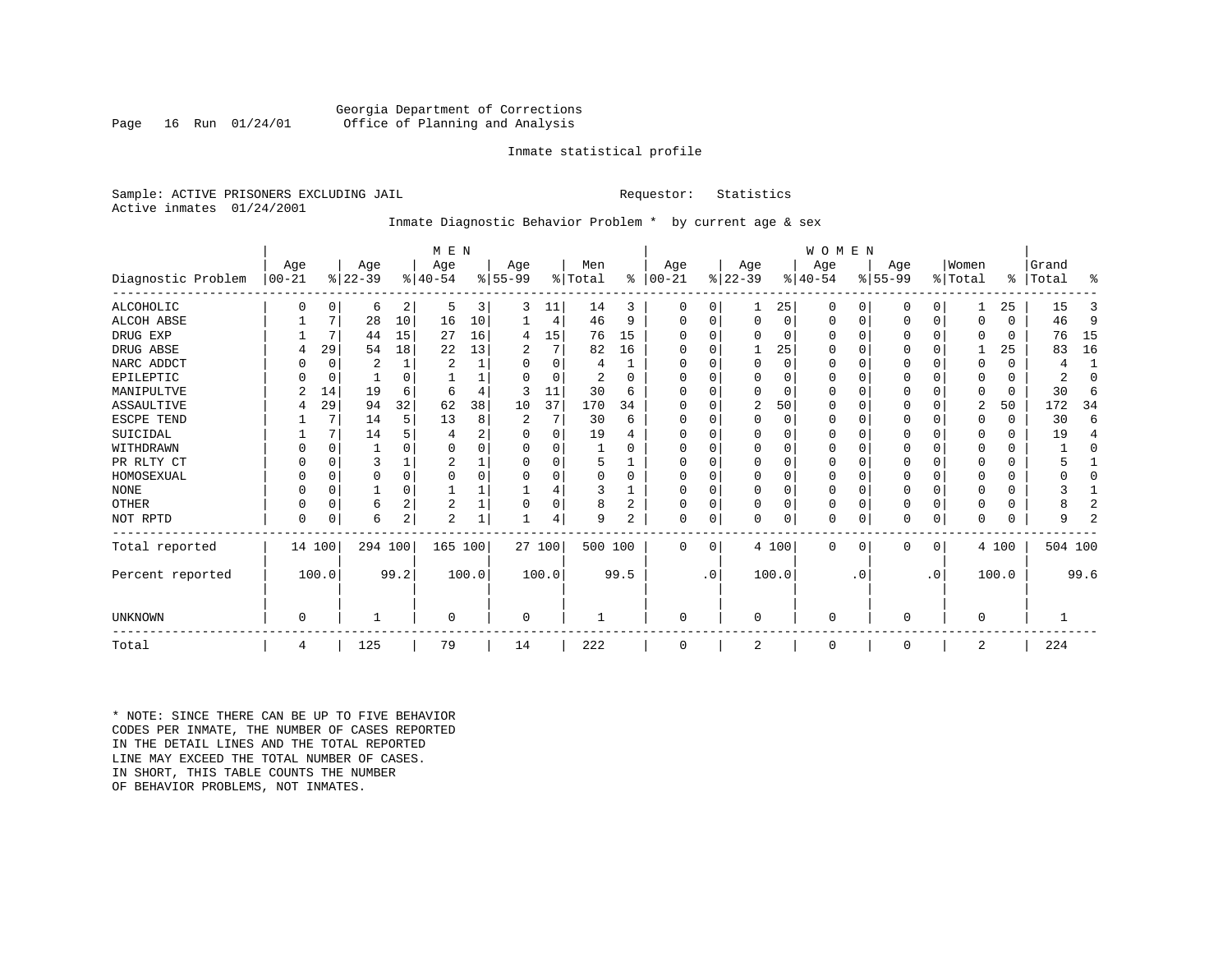Georgia Department of Corrections
Office of Planning and Analysis

Inmate statistical profile

Sample: ACTIVE PRISONERS EXCLUDING JAIL    Requestor: Statistics
Active inmates 01/24/2001

Inmate Diagnostic Behavior Problem * by current age & sex

| Diagnostic Problem | MEN Age 00-21 | % | Age 22-39 | % | Age 40-54 | % | Age 55-99 | % | Men Total | % | WOMEN Age 00-21 | % | Age 22-39 | % | Age 40-54 | % | Age 55-99 | % | Women Total | % | Grand Total | % |
|---|---|---|---|---|---|---|---|---|---|---|---|---|---|---|---|---|---|---|---|---|---|---|
| ALCOHOLIC | 0 | 0 | 6 | 2 | 5 | 3 | 3 | 11 | 14 | 3 | 0 | 0 | 1 | 25 | 0 | 0 | 0 | 0 | 1 | 25 | 15 | 3 |
| ALCOH ABSE | 1 | 7 | 28 | 10 | 16 | 10 | 1 | 4 | 46 | 9 | 0 | 0 | 0 | 0 | 0 | 0 | 0 | 0 | 0 | 0 | 46 | 9 |
| DRUG EXP | 1 | 7 | 44 | 15 | 27 | 16 | 4 | 15 | 76 | 15 | 0 | 0 | 0 | 0 | 0 | 0 | 0 | 0 | 0 | 0 | 76 | 15 |
| DRUG ABSE | 4 | 29 | 54 | 18 | 22 | 13 | 2 | 7 | 82 | 16 | 0 | 0 | 1 | 25 | 0 | 0 | 0 | 0 | 1 | 25 | 83 | 16 |
| NARC ADDCT | 0 | 0 | 2 | 1 | 2 | 1 | 0 | 0 | 4 | 1 | 0 | 0 | 0 | 0 | 0 | 0 | 0 | 0 | 0 | 0 | 4 | 1 |
| EPILEPTIC | 0 | 0 | 1 | 0 | 1 | 1 | 0 | 0 | 2 | 0 | 0 | 0 | 0 | 0 | 0 | 0 | 0 | 0 | 0 | 0 | 2 | 0 |
| MANIPULTVE | 2 | 14 | 19 | 6 | 6 | 4 | 3 | 11 | 30 | 6 | 0 | 0 | 0 | 0 | 0 | 0 | 0 | 0 | 0 | 0 | 30 | 6 |
| ASSAULTIVE | 4 | 29 | 94 | 32 | 62 | 38 | 10 | 37 | 170 | 34 | 0 | 0 | 2 | 50 | 0 | 0 | 0 | 0 | 2 | 50 | 172 | 34 |
| ESCPE TEND | 1 | 7 | 14 | 5 | 13 | 8 | 2 | 7 | 30 | 6 | 0 | 0 | 0 | 0 | 0 | 0 | 0 | 0 | 0 | 0 | 30 | 6 |
| SUICIDAL | 1 | 7 | 14 | 5 | 4 | 2 | 0 | 0 | 19 | 4 | 0 | 0 | 0 | 0 | 0 | 0 | 0 | 0 | 0 | 0 | 19 | 4 |
| WITHDRAWN | 0 | 0 | 1 | 0 | 0 | 0 | 0 | 0 | 1 | 0 | 0 | 0 | 0 | 0 | 0 | 0 | 0 | 0 | 0 | 0 | 1 | 0 |
| PR RLTY CT | 0 | 0 | 3 | 1 | 2 | 1 | 0 | 0 | 5 | 1 | 0 | 0 | 0 | 0 | 0 | 0 | 0 | 0 | 0 | 0 | 5 | 1 |
| HOMOSEXUAL | 0 | 0 | 0 | 0 | 0 | 0 | 0 | 0 | 0 | 0 | 0 | 0 | 0 | 0 | 0 | 0 | 0 | 0 | 0 | 0 | 0 | 0 |
| NONE | 0 | 0 | 1 | 0 | 1 | 1 | 1 | 4 | 3 | 1 | 0 | 0 | 0 | 0 | 0 | 0 | 0 | 0 | 0 | 0 | 3 | 1 |
| OTHER | 0 | 0 | 6 | 2 | 2 | 1 | 0 | 0 | 8 | 2 | 0 | 0 | 0 | 0 | 0 | 0 | 0 | 0 | 0 | 0 | 8 | 2 |
| NOT RPTD | 0 | 0 | 6 | 2 | 2 | 1 | 1 | 4 | 9 | 2 | 0 | 0 | 0 | 0 | 0 | 0 | 0 | 0 | 0 | 0 | 9 | 2 |
| Total reported | 14 | 100 | 294 | 100 | 165 | 100 | 27 | 100 | 500 | 100 | 0 | 0 | 4 | 100 | 0 | 0 | 0 | 0 | 4 | 100 | 504 | 100 |
| Percent reported | | 100.0 | | 99.2 | | 100.0 | | 100.0 | | 99.5 | | .0 | | 100.0 | | .0 | | .0 | | 100.0 | | 99.6 |
| UNKNOWN | 0 | | 1 | | 0 | | 0 | | 1 | | 0 | | 0 | | 0 | | 0 | | 0 | | 1 | |
| Total | 4 | | 125 | | 79 | | 14 | | 222 | | 0 | | 2 | | 0 | | 0 | | 2 | | 224 | |

* NOTE: SINCE THERE CAN BE UP TO FIVE BEHAVIOR CODES PER INMATE, THE NUMBER OF CASES REPORTED IN THE DETAIL LINES AND THE TOTAL REPORTED LINE MAY EXCEED THE TOTAL NUMBER OF CASES. IN SHORT, THIS TABLE COUNTS THE NUMBER OF BEHAVIOR PROBLEMS, NOT INMATES.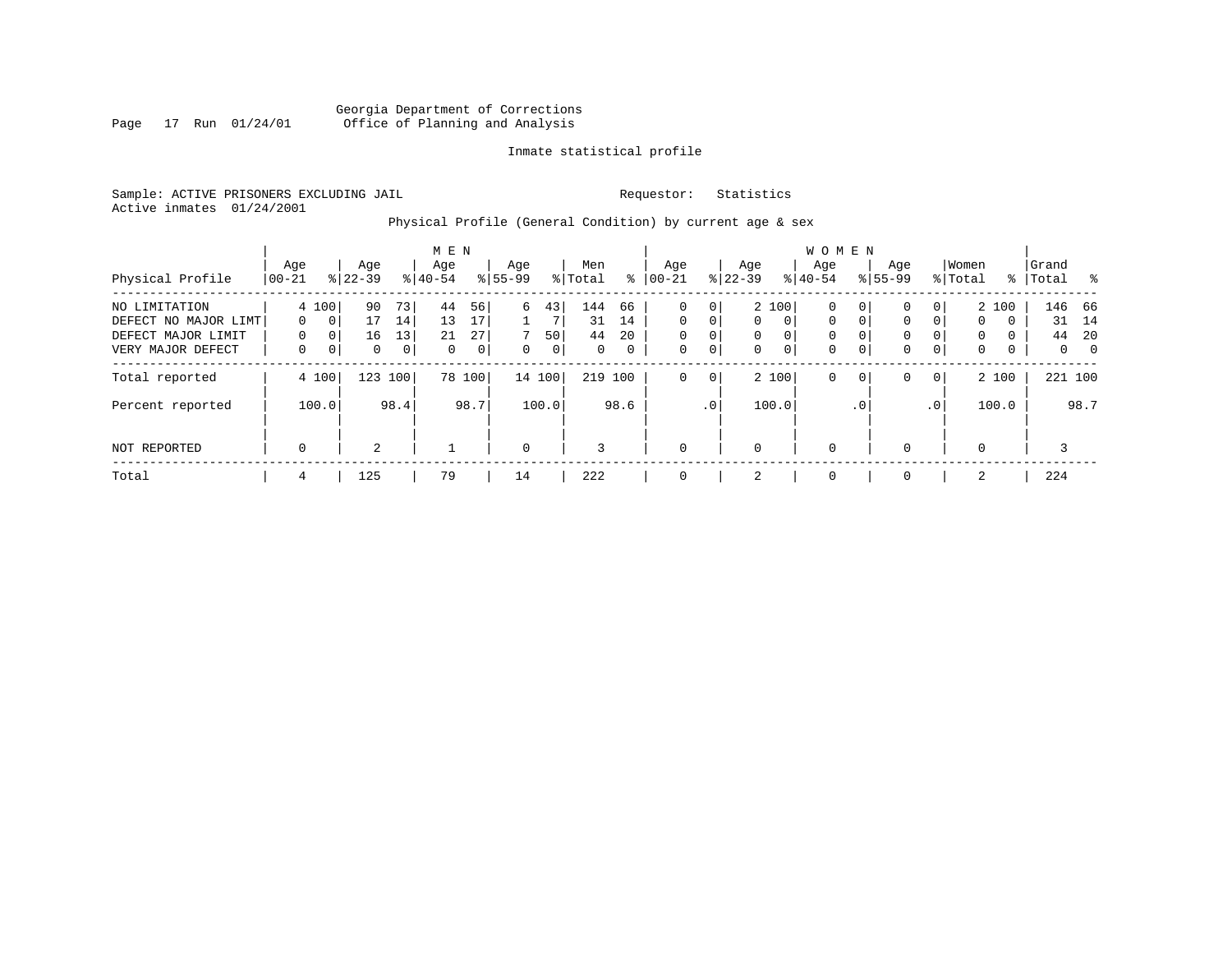Georgia Department of Corrections
Office of Planning and Analysis

Inmate statistical profile

Sample: ACTIVE PRISONERS EXCLUDING JAIL    Requestor: Statistics
Active inmates 01/24/2001

Physical Profile (General Condition) by current age & sex

| Physical Profile | MEN Age 00-21 | % | Age 22-39 | % | Age 40-54 | % | Age 55-99 | % | Men Total | % | WOMEN Age 00-21 | % | Age 22-39 | % | Age 40-54 | % | Age 55-99 | % | Women Total | % | Grand Total | % |
|---|---|---|---|---|---|---|---|---|---|---|---|---|---|---|---|---|---|---|---|---|---|---|
| NO LIMITATION | 4 | 100 | 90 | 73 | 44 | 56 | 6 | 43 | 144 | 66 | 0 | 0 | 2 | 100 | 0 | 0 | 0 | 0 | 2 | 100 | 146 | 66 |
| DEFECT NO MAJOR LIMT | 0 | 0 | 17 | 14 | 13 | 17 | 1 | 7 | 31 | 14 | 0 | 0 | 0 | 0 | 0 | 0 | 0 | 0 | 0 | 0 | 31 | 14 |
| DEFECT MAJOR LIMIT | 0 | 0 | 16 | 13 | 21 | 27 | 7 | 50 | 44 | 20 | 0 | 0 | 0 | 0 | 0 | 0 | 0 | 0 | 0 | 0 | 44 | 20 |
| VERY MAJOR DEFECT | 0 | 0 | 0 | 0 | 0 | 0 | 0 | 0 | 0 | 0 | 0 | 0 | 0 | 0 | 0 | 0 | 0 | 0 | 0 | 0 | 0 | 0 |
| Total reported | 4 | 100 | 123 | 100 | 78 | 100 | 14 | 100 | 219 | 100 | 0 | 0 | 2 | 100 | 0 | 0 | 0 | 0 | 2 | 100 | 221 | 100 |
| Percent reported | | 100.0 | | 98.4 | | 98.7 | | 100.0 | | 98.6 | | .0 | | 100.0 | | .0 | | .0 | | 100.0 | | 98.7 |
| NOT REPORTED | 0 | | 2 | | 1 | | 0 | | 3 | | 0 | | 0 | | 0 | | 0 | | 0 | | 3 | |
| Total | 4 | | 125 | | 79 | | 14 | | 222 | | 0 | | 2 | | 0 | | 0 | | 2 | | 224 | |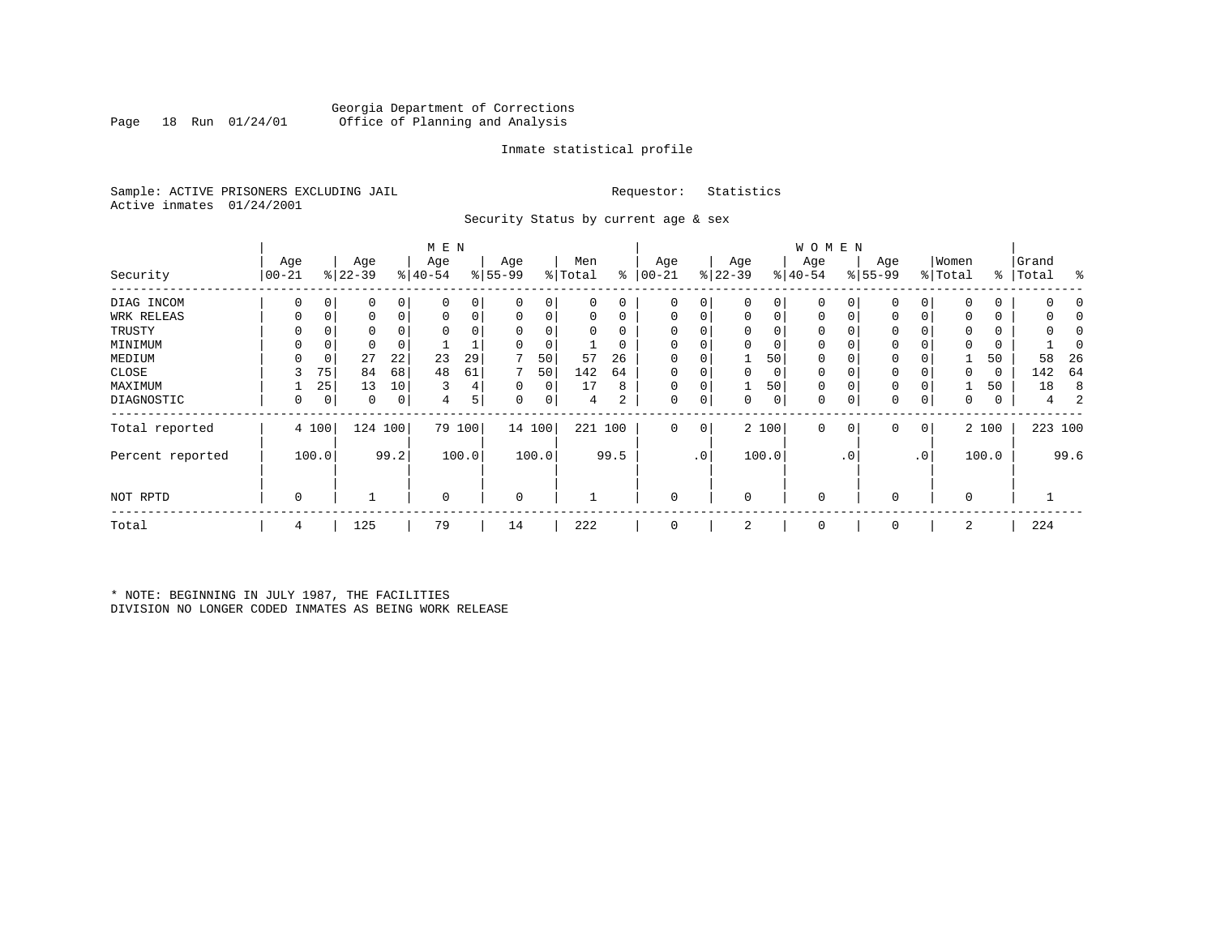Georgia Department of Corrections
Office of Planning and Analysis

Inmate statistical profile

Sample: ACTIVE PRISONERS EXCLUDING JAIL

Requestor: Statistics

Active inmates 01/24/2001

Security Status by current age & sex

| Security | MEN Age 00-21 | % | Age 22-39 | % | Age 40-54 | % | Age 55-99 | % | Men Total | % | WOMEN Age 00-21 | % | Age 22-39 | % | Age 40-54 | % | Age 55-99 | % | Women Total | % | Grand Total | % |
|---|---|---|---|---|---|---|---|---|---|---|---|---|---|---|---|---|---|---|---|---|---|---|
| DIAG INCOM | 0 | 0 | 0 | 0 | 0 | 0 | 0 | 0 | 0 | 0 | 0 | 0 | 0 | 0 | 0 | 0 | 0 | 0 | 0 | 0 | 0 | 0 |
| WRK RELEAS | 0 | 0 | 0 | 0 | 0 | 0 | 0 | 0 | 0 | 0 | 0 | 0 | 0 | 0 | 0 | 0 | 0 | 0 | 0 | 0 | 0 | 0 |
| TRUSTY | 0 | 0 | 0 | 0 | 0 | 0 | 0 | 0 | 0 | 0 | 0 | 0 | 0 | 0 | 0 | 0 | 0 | 0 | 0 | 0 | 0 | 0 |
| MINIMUM | 0 | 0 | 0 | 0 | 1 | 1 | 0 | 0 | 1 | 0 | 0 | 0 | 0 | 0 | 0 | 0 | 0 | 0 | 0 | 0 | 1 | 0 |
| MEDIUM | 0 | 0 | 27 | 22 | 23 | 29 | 7 | 50 | 57 | 26 | 0 | 0 | 1 | 50 | 0 | 0 | 0 | 0 | 1 | 50 | 58 | 26 |
| CLOSE | 3 | 75 | 84 | 68 | 48 | 61 | 7 | 50 | 142 | 64 | 0 | 0 | 0 | 0 | 0 | 0 | 0 | 0 | 0 | 0 | 142 | 64 |
| MAXIMUM | 1 | 25 | 13 | 10 | 3 | 4 | 0 | 0 | 17 | 8 | 0 | 0 | 1 | 50 | 0 | 0 | 0 | 0 | 1 | 50 | 18 | 8 |
| DIAGNOSTIC | 0 | 0 | 0 | 0 | 4 | 5 | 0 | 0 | 4 | 2 | 0 | 0 | 0 | 0 | 0 | 0 | 0 | 0 | 0 | 0 | 4 | 2 |
| Total reported | 4 | 100 | 124 | 100 | 79 | 100 | 14 | 100 | 221 | 100 | 0 | 0 | 2 | 100 | 0 | 0 | 0 | 0 | 2 | 100 | 223 | 100 |
| Percent reported | | 100.0 | | 99.2 | | 100.0 | | 100.0 | | 99.5 | | .0 | | 100.0 | | .0 | | .0 | | 100.0 | | 99.6 |
| NOT RPTD | 0 | | 1 | | 0 | | 0 | | 1 | | 0 | | 0 | | 0 | | 0 | | 0 | | 1 | |
| Total | 4 | | 125 | | 79 | | 14 | | 222 | | 0 | | 2 | | 0 | | 0 | | 2 | | 224 | |

* NOTE: BEGINNING IN JULY 1987, THE FACILITIES DIVISION NO LONGER CODED INMATES AS BEING WORK RELEASE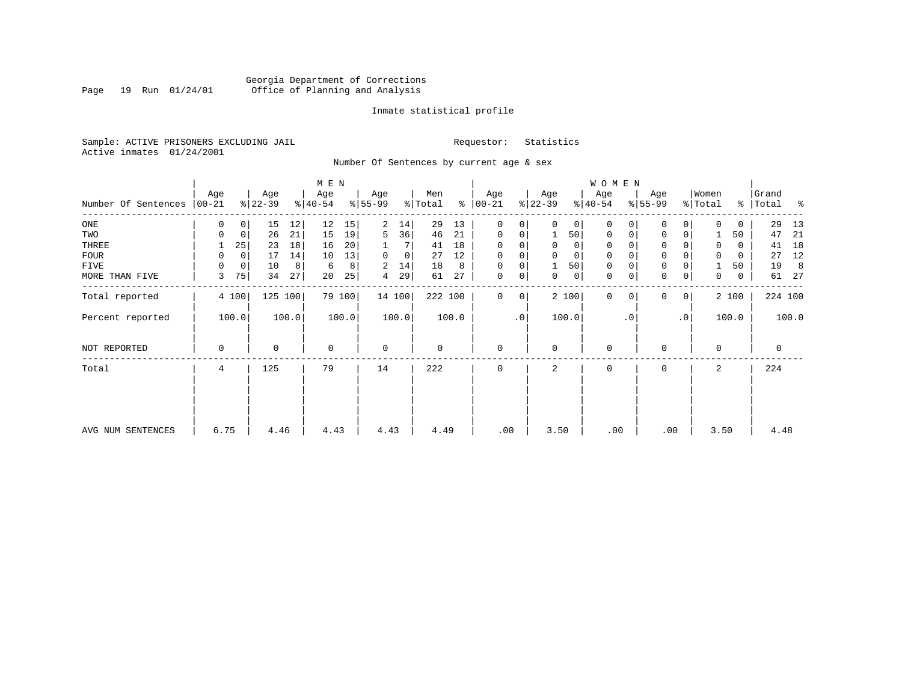Georgia Department of Corrections
Office of Planning and Analysis

Inmate statistical profile

Sample: ACTIVE PRISONERS EXCLUDING JAIL
Active inmates 01/24/2001

Requestor: Statistics

Number Of Sentences by current age & sex

| Number Of Sentences | MEN Age 00-21 | % | Age 22-39 | % | Age 40-54 | % | Age 55-99 | % | Men Total | % | WOMEN Age 00-21 | % | Age 22-39 | % | Age 40-54 | % | Age 55-99 | % | Women Total | % | Grand Total | % |
|---|---|---|---|---|---|---|---|---|---|---|---|---|---|---|---|---|---|---|---|---|---|---|
| ONE | 0 | 0 | 15 | 12 | 12 | 15 | 2 | 14 | 29 | 13 | 0 | 0 | 0 | 0 | 0 | 0 | 0 | 0 | 0 | 0 | 29 | 13 |
| TWO | 0 | 0 | 26 | 21 | 15 | 19 | 5 | 36 | 46 | 21 | 0 | 0 | 1 | 50 | 0 | 0 | 0 | 0 | 1 | 50 | 47 | 21 |
| THREE | 1 | 25 | 23 | 18 | 16 | 20 | 1 | 7 | 41 | 18 | 0 | 0 | 0 | 0 | 0 | 0 | 0 | 0 | 0 | 0 | 41 | 18 |
| FOUR | 0 | 0 | 17 | 14 | 10 | 13 | 0 | 0 | 27 | 12 | 0 | 0 | 0 | 0 | 0 | 0 | 0 | 0 | 0 | 0 | 27 | 12 |
| FIVE | 0 | 0 | 10 | 8 | 6 | 8 | 2 | 14 | 18 | 8 | 0 | 0 | 1 | 50 | 0 | 0 | 0 | 0 | 1 | 50 | 19 | 8 |
| MORE THAN FIVE | 3 | 75 | 34 | 27 | 20 | 25 | 4 | 29 | 61 | 27 | 0 | 0 | 0 | 0 | 0 | 0 | 0 | 0 | 0 | 0 | 61 | 27 |
| Total reported | 4 | 100 | 125 | 100 | 79 | 100 | 14 | 100 | 222 | 100 | 0 | 0 | 2 | 100 | 0 | 0 | 0 | 0 | 2 | 100 | 224 | 100 |
| Percent reported | | 100.0 | | 100.0 | | 100.0 | | 100.0 | | 100.0 | | .0 | | 100.0 | | .0 | | .0 | | 100.0 | | 100.0 |
| NOT REPORTED | 0 | | 0 | | 0 | | 0 | | 0 | | 0 | | 0 | | 0 | | 0 | | 0 | | 0 | |
| Total | 4 | | 125 | | 79 | | 14 | | 222 | | 0 | | 2 | | 0 | | 0 | | 2 | | 224 | |
| AVG NUM SENTENCES | 6.75 | | 4.46 | | 4.43 | | 4.43 | | 4.49 | | .00 | | 3.50 | | .00 | | .00 | | 3.50 | | 4.48 | |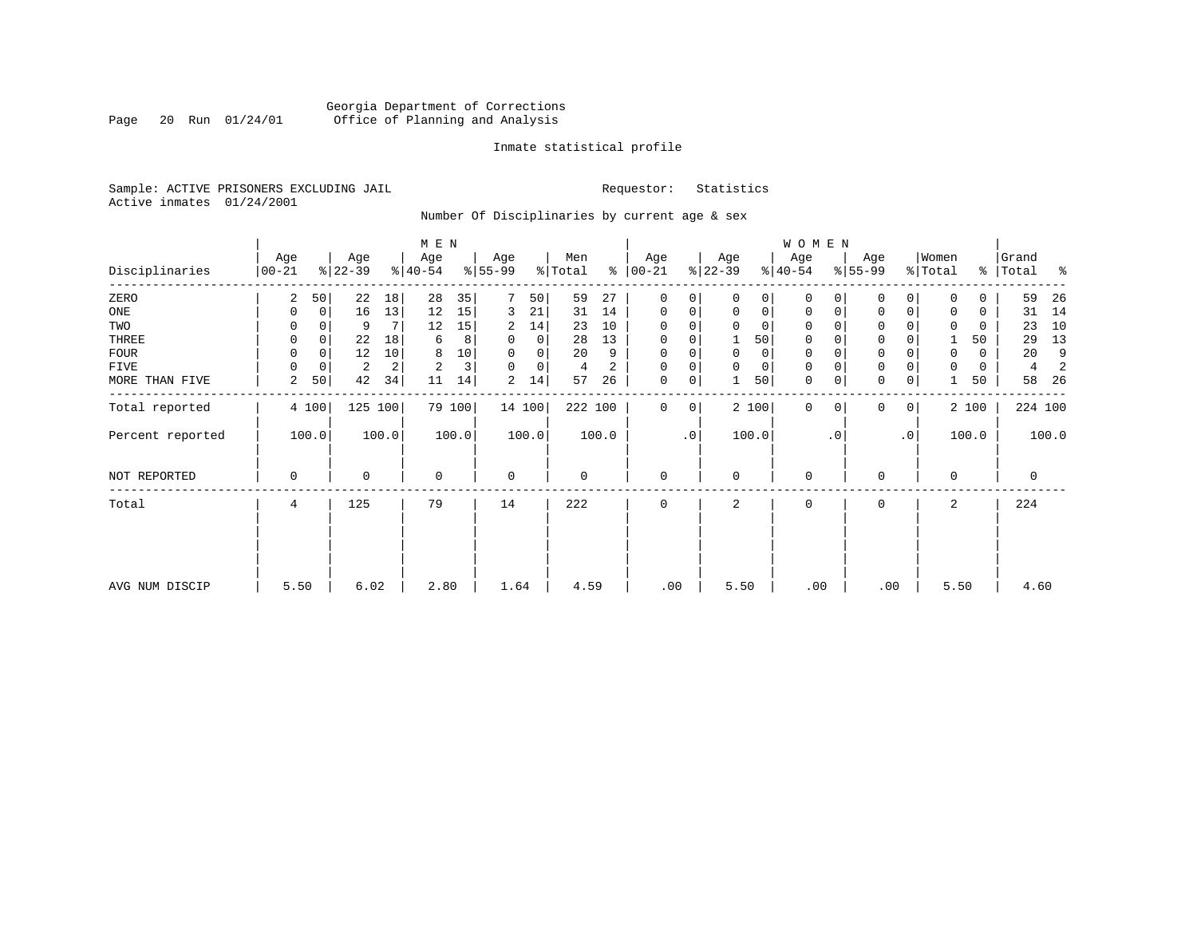Georgia Department of Corrections
Office of Planning and Analysis

Page 20 Run 01/24/01

Inmate statistical profile

Sample: ACTIVE PRISONERS EXCLUDING JAIL

Requestor: Statistics

Active inmates 01/24/2001

Number Of Disciplinaries by current age & sex

| Disciplinaries | MEN Age 00-21 | % | Age 22-39 | % | Age 40-54 | % | Age 55-99 | % | Men Total | % | WOMEN Age 00-21 | % | Age 22-39 | % | Age 40-54 | % | Age 55-99 | % | Women Total | % | Grand Total | % |
|---|---|---|---|---|---|---|---|---|---|---|---|---|---|---|---|---|---|---|---|---|---|---|
| ZERO | 2 | 50 | 22 | 18 | 28 | 35 | 7 | 50 | 59 | 27 | 0 | 0 | 0 | 0 | 0 | 0 | 0 | 0 | 0 | 0 | 59 | 26 |
| ONE | 0 | 0 | 16 | 13 | 12 | 15 | 3 | 21 | 31 | 14 | 0 | 0 | 0 | 0 | 0 | 0 | 0 | 0 | 0 | 0 | 31 | 14 |
| TWO | 0 | 0 | 9 | 7 | 12 | 15 | 2 | 14 | 23 | 10 | 0 | 0 | 0 | 0 | 0 | 0 | 0 | 0 | 0 | 0 | 23 | 10 |
| THREE | 0 | 0 | 22 | 18 | 6 | 8 | 0 | 0 | 28 | 13 | 0 | 0 | 1 | 50 | 0 | 0 | 0 | 0 | 1 | 50 | 29 | 13 |
| FOUR | 0 | 0 | 12 | 10 | 8 | 10 | 0 | 0 | 20 | 9 | 0 | 0 | 0 | 0 | 0 | 0 | 0 | 0 | 0 | 0 | 20 | 9 |
| FIVE | 0 | 0 | 2 | 2 | 2 | 3 | 0 | 0 | 4 | 2 | 0 | 0 | 0 | 0 | 0 | 0 | 0 | 0 | 0 | 0 | 4 | 2 |
| MORE THAN FIVE | 2 | 50 | 42 | 34 | 11 | 14 | 2 | 14 | 57 | 26 | 0 | 0 | 1 | 50 | 0 | 0 | 0 | 0 | 1 | 50 | 58 | 26 |
| Total reported | 4 | 100 | 125 | 100 | 79 | 100 | 14 | 100 | 222 | 100 | 0 | 0 | 2 | 100 | 0 | 0 | 0 | 0 | 2 | 100 | 224 | 100 |
| Percent reported | 100.0 | | 100.0 | | 100.0 | | 100.0 | | 100.0 | | .0 | | 100.0 | | .0 | | .0 | | 100.0 | | 100.0 | |
| NOT REPORTED | 0 | | 0 | | 0 | | 0 | | 0 | | 0 | | 0 | | 0 | | 0 | | 0 | | 0 | |
| Total | 4 | | 125 | | 79 | | 14 | | 222 | | 0 | | 2 | | 0 | | 0 | | 2 | | 224 | |
| AVG NUM DISCIP | 5.50 | | 6.02 | | 2.80 | | 1.64 | | 4.59 | | .00 | | 5.50 | | .00 | | .00 | | 5.50 | | 4.60 | |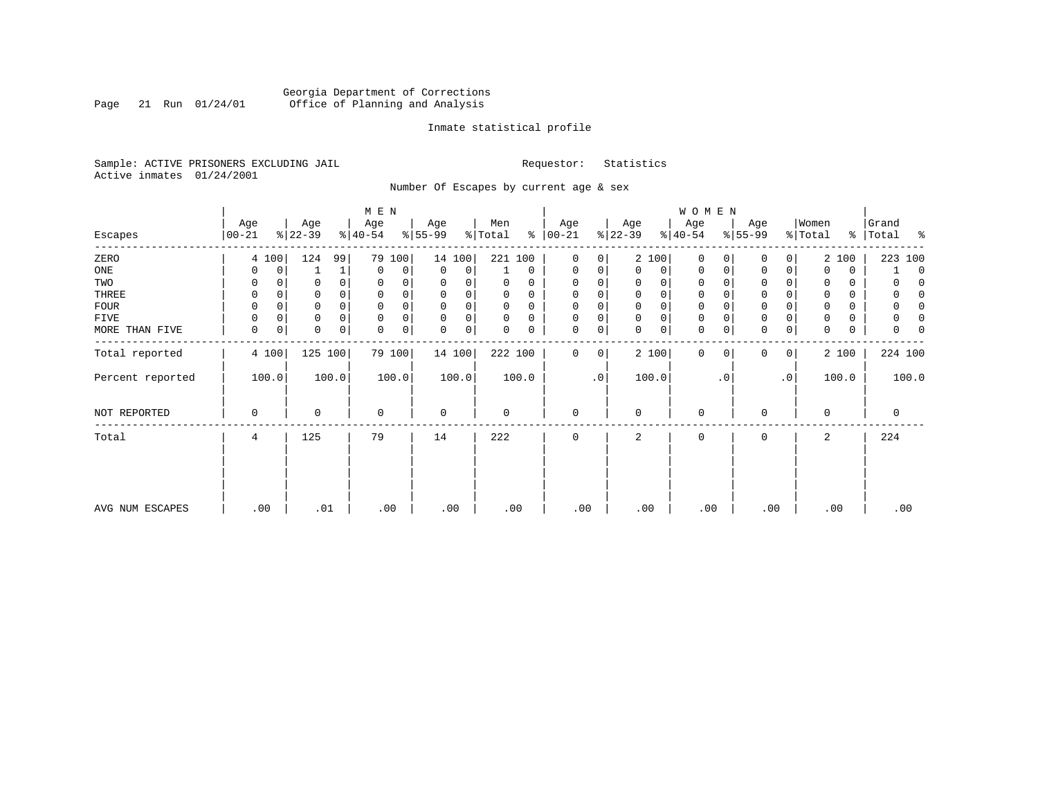Georgia Department of Corrections
Office of Planning and Analysis

Inmate statistical profile

Sample: ACTIVE PRISONERS EXCLUDING JAIL　　　Requestor: Statistics
Active inmates 01/24/2001

Number Of Escapes by current age & sex

| Escapes | MEN Age 00-21 | % | Age 22-39 | % | Age 40-54 | % | Age 55-99 | % | Men Total | % | WOMEN Age 00-21 | % | Age 22-39 | % | Age 40-54 | % | Age 55-99 | % | Women Total | % | Grand Total | % |
|---|---|---|---|---|---|---|---|---|---|---|---|---|---|---|---|---|---|---|---|---|---|---|
| ZERO | 4 | 100 | 124 | 99 | 79 | 100 | 14 | 100 | 221 | 100 | 0 | 0 | 2 | 100 | 0 | 0 | 0 | 0 | 2 | 100 | 223 | 100 |
| ONE | 0 | 0 | 1 | 1 | 0 | 0 | 0 | 0 | 1 | 0 | 0 | 0 | 0 | 0 | 0 | 0 | 0 | 0 | 0 | 0 | 1 | 0 |
| TWO | 0 | 0 | 0 | 0 | 0 | 0 | 0 | 0 | 0 | 0 | 0 | 0 | 0 | 0 | 0 | 0 | 0 | 0 | 0 | 0 | 0 | 0 |
| THREE | 0 | 0 | 0 | 0 | 0 | 0 | 0 | 0 | 0 | 0 | 0 | 0 | 0 | 0 | 0 | 0 | 0 | 0 | 0 | 0 | 0 | 0 |
| FOUR | 0 | 0 | 0 | 0 | 0 | 0 | 0 | 0 | 0 | 0 | 0 | 0 | 0 | 0 | 0 | 0 | 0 | 0 | 0 | 0 | 0 | 0 |
| FIVE | 0 | 0 | 0 | 0 | 0 | 0 | 0 | 0 | 0 | 0 | 0 | 0 | 0 | 0 | 0 | 0 | 0 | 0 | 0 | 0 | 0 | 0 |
| MORE THAN FIVE | 0 | 0 | 0 | 0 | 0 | 0 | 0 | 0 | 0 | 0 | 0 | 0 | 0 | 0 | 0 | 0 | 0 | 0 | 0 | 0 | 0 | 0 |
| Total reported | 4 | 100 | 125 | 100 | 79 | 100 | 14 | 100 | 222 | 100 | 0 | 0 | 2 | 100 | 0 | 0 | 0 | 0 | 2 | 100 | 224 | 100 |
| Percent reported | 100.0 | | 100.0 | | 100.0 | | 100.0 | | 100.0 | | .0 | | 100.0 | | .0 | | .0 | | 100.0 | | 100.0 | |
| NOT REPORTED | 0 | | 0 | | 0 | | 0 | | 0 | | 0 | | 0 | | 0 | | 0 | | 0 | | 0 | |
| Total | 4 | | 125 | | 79 | | 14 | | 222 | | 0 | | 2 | | 0 | | 0 | | 2 | | 224 | |
| AVG NUM ESCAPES | .00 | | .01 | | .00 | | .00 | | .00 | | .00 | | .00 | | .00 | | .00 | | .00 | | .00 | |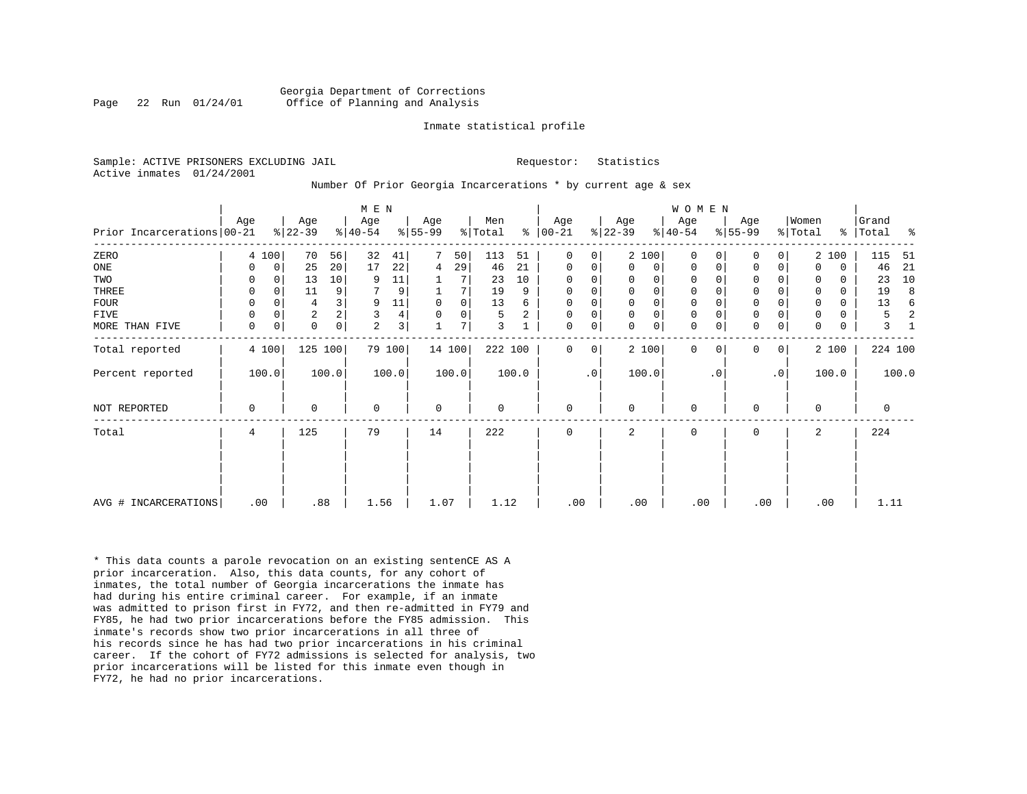Georgia Department of Corrections
Office of Planning and Analysis

Page 22 Run 01/24/01

Inmate statistical profile

Sample: ACTIVE PRISONERS EXCLUDING JAIL

Requestor: Statistics

Active inmates 01/24/2001

Number Of Prior Georgia Incarcerations * by current age & sex

| Prior Incarcerations | MEN Age 00-21 | % | MEN Age 22-39 | % | MEN Age 40-54 | % | MEN Age 55-99 | % | Men Total | % | WOMEN Age 00-21 | % | WOMEN Age 22-39 | % | WOMEN Age 40-54 | % | WOMEN Age 55-99 | % | Women Total | % | Grand Total | % |
|---|---|---|---|---|---|---|---|---|---|---|---|---|---|---|---|---|---|---|---|---|---|---|
| ZERO | 4 | 100 | 70 | 56 | 32 | 41 | 7 | 50 | 113 | 51 | 0 | 0 | 2 | 100 | 0 | 0 | 0 | 0 | 2 | 100 | 115 | 51 |
| ONE | 0 | 0 | 25 | 20 | 17 | 22 | 4 | 29 | 46 | 21 | 0 | 0 | 0 | 0 | 0 | 0 | 0 | 0 | 0 | 0 | 46 | 21 |
| TWO | 0 | 0 | 13 | 10 | 9 | 11 | 1 | 7 | 23 | 10 | 0 | 0 | 0 | 0 | 0 | 0 | 0 | 0 | 0 | 0 | 23 | 10 |
| THREE | 0 | 0 | 11 | 9 | 7 | 9 | 1 | 7 | 19 | 9 | 0 | 0 | 0 | 0 | 0 | 0 | 0 | 0 | 0 | 0 | 19 | 8 |
| FOUR | 0 | 0 | 4 | 3 | 9 | 11 | 0 | 0 | 13 | 6 | 0 | 0 | 0 | 0 | 0 | 0 | 0 | 0 | 0 | 0 | 13 | 6 |
| FIVE | 0 | 0 | 2 | 2 | 3 | 4 | 0 | 0 | 5 | 2 | 0 | 0 | 0 | 0 | 0 | 0 | 0 | 0 | 0 | 0 | 5 | 2 |
| MORE THAN FIVE | 0 | 0 | 0 | 0 | 2 | 3 | 1 | 7 | 3 | 1 | 0 | 0 | 0 | 0 | 0 | 0 | 0 | 0 | 0 | 0 | 3 | 1 |
| Total reported | 4 | 100 | 125 | 100 | 79 | 100 | 14 | 100 | 222 | 100 | 0 | 0 | 2 | 100 | 0 | 0 | 0 | 0 | 2 | 100 | 224 | 100 |
| Percent reported | 100.0 | | 100.0 | | 100.0 | | 100.0 | | 100.0 | | .0 | | 100.0 | | .0 | | .0 | | 100.0 | | 100.0 | |
| NOT REPORTED | 0 | | 0 | | 0 | | 0 | | 0 | | 0 | | 0 | | 0 | | 0 | | 0 | | 0 | |
| Total | 4 | | 125 | | 79 | | 14 | | 222 | | 0 | | 2 | | 0 | | 0 | | 2 | | 224 | |
| AVG # INCARCERATIONS | .00 | | .88 | | 1.56 | | 1.07 | | 1.12 | | .00 | | .00 | | .00 | | .00 | | .00 | | 1.11 | |

* This data counts a parole revocation on an existing sentenCE AS A prior incarceration. Also, this data counts, for any cohort of inmates, the total number of Georgia incarcerations the inmate has had during his entire criminal career. For example, if an inmate was admitted to prison first in FY72, and then re-admitted in FY79 and FY85, he had two prior incarcerations before the FY85 admission. This inmate's records show two prior incarcerations in all three of his records since he has had two prior incarcerations in his criminal career. If the cohort of FY72 admissions is selected for analysis, two prior incarcerations will be listed for this inmate even though in FY72, he had no prior incarcerations.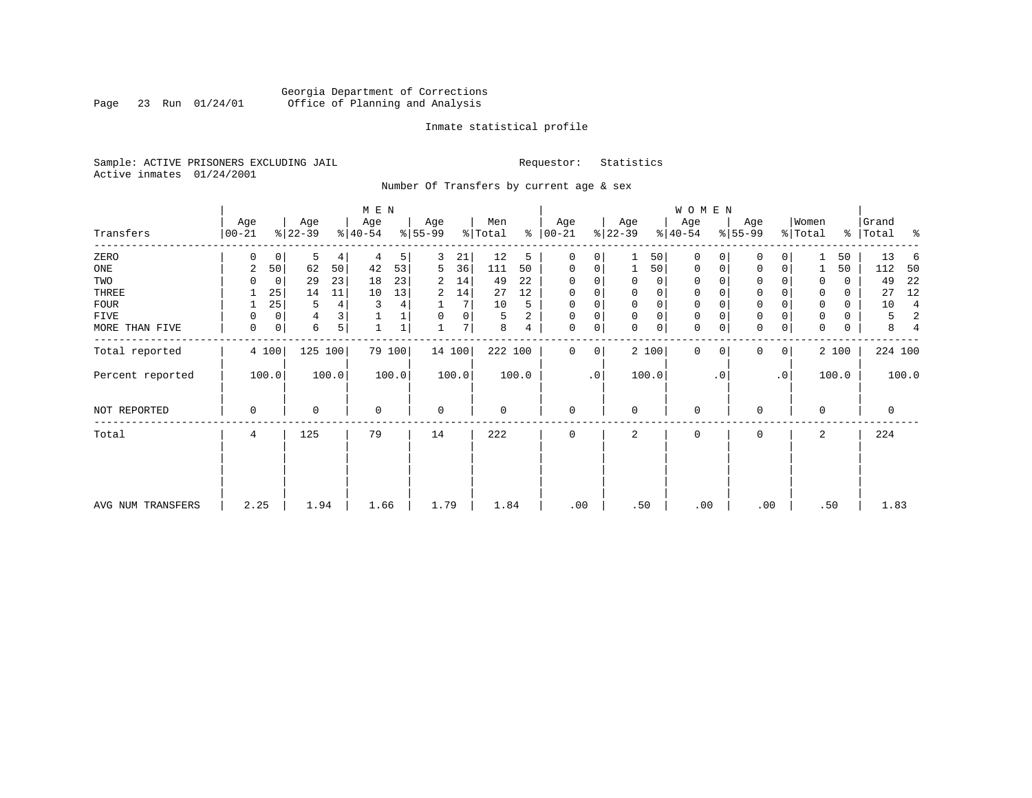Georgia Department of Corrections
Office of Planning and Analysis

Inmate statistical profile

Sample: ACTIVE PRISONERS EXCLUDING JAIL
Active inmates 01/24/2001

Requestor: Statistics

Number Of Transfers by current age & sex

| Transfers | MEN Age 00-21 | % | Age 22-39 | % | Age 40-54 | % | Age 55-99 | % | Men Total | % | WOMEN Age 00-21 | % | Age 22-39 | % | Age 40-54 | % | Age 55-99 | % | Women Total | % | Grand Total | % |
|---|---|---|---|---|---|---|---|---|---|---|---|---|---|---|---|---|---|---|---|---|---|---|
| ZERO | 0 | 0 | 5 | 4 | 4 | 5 | 3 | 21 | 12 | 5 | 0 | 0 | 1 | 50 | 0 | 0 | 0 | 0 | 1 | 50 | 13 | 6 |
| ONE | 2 | 50 | 62 | 50 | 42 | 53 | 5 | 36 | 111 | 50 | 0 | 0 | 1 | 50 | 0 | 0 | 0 | 0 | 1 | 50 | 112 | 50 |
| TWO | 0 | 0 | 29 | 23 | 18 | 23 | 2 | 14 | 49 | 22 | 0 | 0 | 0 | 0 | 0 | 0 | 0 | 0 | 0 | 0 | 49 | 22 |
| THREE | 1 | 25 | 14 | 11 | 10 | 13 | 2 | 14 | 27 | 12 | 0 | 0 | 0 | 0 | 0 | 0 | 0 | 0 | 0 | 0 | 27 | 12 |
| FOUR | 1 | 25 | 5 | 4 | 3 | 4 | 1 | 7 | 10 | 5 | 0 | 0 | 0 | 0 | 0 | 0 | 0 | 0 | 0 | 0 | 10 | 4 |
| FIVE | 0 | 0 | 4 | 3 | 1 | 1 | 0 | 0 | 5 | 2 | 0 | 0 | 0 | 0 | 0 | 0 | 0 | 0 | 0 | 0 | 5 | 2 |
| MORE THAN FIVE | 0 | 0 | 6 | 5 | 1 | 1 | 1 | 7 | 8 | 4 | 0 | 0 | 0 | 0 | 0 | 0 | 0 | 0 | 0 | 0 | 8 | 4 |
| Total reported | 4 | 100 | 125 | 100 | 79 | 100 | 14 | 100 | 222 | 100 | 0 | 0 | 2 | 100 | 0 | 0 | 0 | 0 | 2 | 100 | 224 | 100 |
| Percent reported | 100.0 | | 100.0 | | 100.0 | | 100.0 | | 100.0 | | .0 | | 100.0 | | .0 | | .0 | | 100.0 | | 100.0 | |
| NOT REPORTED | 0 | | 0 | | 0 | | 0 | | 0 | | 0 | | 0 | | 0 | | 0 | | 0 | | 0 | |
| Total | 4 | | 125 | | 79 | | 14 | | 222 | | 0 | | 2 | | 0 | | 0 | | 2 | | 224 | |
| AVG NUM TRANSFERS | 2.25 | | 1.94 | | 1.66 | | 1.79 | | 1.84 | | .00 | | .50 | | .00 | | .00 | | .50 | | 1.83 | |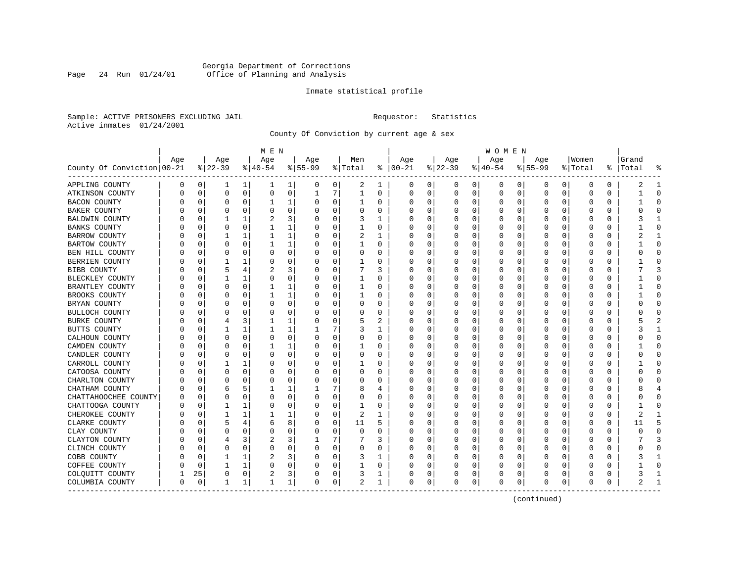Georgia Department of Corrections
Office of Planning and Analysis

Inmate statistical profile

Sample: ACTIVE PRISONERS EXCLUDING JAIL    Requestor: Statistics
Active inmates 01/24/2001

County Of Conviction by current age & sex

| County Of Conviction | MEN Age 00-21 | % | Age 22-39 | % | Age 40-54 | % | Age 55-99 | % | Men Total | % | WOMEN Age 00-21 | % | Age 22-39 | % | Age 40-54 | % | Age 55-99 | % | Women Total | % | Grand Total | % |
|---|---|---|---|---|---|---|---|---|---|---|---|---|---|---|---|---|---|---|---|---|---|---|
| APPLING COUNTY | 0 | 0 | 1 | 1 | 1 | 1 | 0 | 0 | 2 | 1 | 0 | 0 | 0 | 0 | 0 | 0 | 0 | 0 | 0 | 0 | 2 | 1 |
| ATKINSON COUNTY | 0 | 0 | 0 | 0 | 0 | 0 | 1 | 7 | 1 | 0 | 0 | 0 | 0 | 0 | 0 | 0 | 0 | 0 | 0 | 0 | 1 | 0 |
| BACON COUNTY | 0 | 0 | 0 | 0 | 1 | 1 | 0 | 0 | 1 | 0 | 0 | 0 | 0 | 0 | 0 | 0 | 0 | 0 | 0 | 0 | 1 | 0 |
| BAKER COUNTY | 0 | 0 | 0 | 0 | 0 | 0 | 0 | 0 | 0 | 0 | 0 | 0 | 0 | 0 | 0 | 0 | 0 | 0 | 0 | 0 | 0 | 0 |
| BALDWIN COUNTY | 0 | 0 | 1 | 1 | 2 | 3 | 0 | 0 | 3 | 1 | 0 | 0 | 0 | 0 | 0 | 0 | 0 | 0 | 0 | 0 | 3 | 1 |
| BANKS COUNTY | 0 | 0 | 0 | 0 | 1 | 1 | 0 | 0 | 1 | 0 | 0 | 0 | 0 | 0 | 0 | 0 | 0 | 0 | 0 | 0 | 1 | 0 |
| BARROW COUNTY | 0 | 0 | 1 | 1 | 1 | 1 | 0 | 0 | 2 | 1 | 0 | 0 | 0 | 0 | 0 | 0 | 0 | 0 | 0 | 0 | 2 | 1 |
| BARTOW COUNTY | 0 | 0 | 0 | 0 | 1 | 1 | 0 | 0 | 1 | 0 | 0 | 0 | 0 | 0 | 0 | 0 | 0 | 0 | 0 | 0 | 1 | 0 |
| BEN HILL COUNTY | 0 | 0 | 0 | 0 | 0 | 0 | 0 | 0 | 0 | 0 | 0 | 0 | 0 | 0 | 0 | 0 | 0 | 0 | 0 | 0 | 0 | 0 |
| BERRIEN COUNTY | 0 | 0 | 1 | 1 | 0 | 0 | 0 | 0 | 1 | 0 | 0 | 0 | 0 | 0 | 0 | 0 | 0 | 0 | 0 | 0 | 1 | 0 |
| BIBB COUNTY | 0 | 0 | 5 | 4 | 2 | 3 | 0 | 0 | 7 | 3 | 0 | 0 | 0 | 0 | 0 | 0 | 0 | 0 | 0 | 0 | 7 | 3 |
| BLECKLEY COUNTY | 0 | 0 | 1 | 1 | 0 | 0 | 0 | 0 | 1 | 0 | 0 | 0 | 0 | 0 | 0 | 0 | 0 | 0 | 0 | 0 | 1 | 0 |
| BRANTLEY COUNTY | 0 | 0 | 0 | 0 | 1 | 1 | 0 | 0 | 1 | 0 | 0 | 0 | 0 | 0 | 0 | 0 | 0 | 0 | 0 | 0 | 1 | 0 |
| BROOKS COUNTY | 0 | 0 | 0 | 0 | 1 | 1 | 0 | 0 | 1 | 0 | 0 | 0 | 0 | 0 | 0 | 0 | 0 | 0 | 0 | 0 | 1 | 0 |
| BRYAN COUNTY | 0 | 0 | 0 | 0 | 0 | 0 | 0 | 0 | 0 | 0 | 0 | 0 | 0 | 0 | 0 | 0 | 0 | 0 | 0 | 0 | 0 | 0 |
| BULLOCH COUNTY | 0 | 0 | 0 | 0 | 0 | 0 | 0 | 0 | 0 | 0 | 0 | 0 | 0 | 0 | 0 | 0 | 0 | 0 | 0 | 0 | 0 | 0 |
| BURKE COUNTY | 0 | 0 | 4 | 3 | 1 | 1 | 0 | 0 | 5 | 2 | 0 | 0 | 0 | 0 | 0 | 0 | 0 | 0 | 0 | 0 | 5 | 2 |
| BUTTS COUNTY | 0 | 0 | 1 | 1 | 1 | 1 | 1 | 7 | 3 | 1 | 0 | 0 | 0 | 0 | 0 | 0 | 0 | 0 | 0 | 0 | 3 | 1 |
| CALHOUN COUNTY | 0 | 0 | 0 | 0 | 0 | 0 | 0 | 0 | 0 | 0 | 0 | 0 | 0 | 0 | 0 | 0 | 0 | 0 | 0 | 0 | 0 | 0 |
| CAMDEN COUNTY | 0 | 0 | 0 | 0 | 1 | 1 | 0 | 0 | 1 | 0 | 0 | 0 | 0 | 0 | 0 | 0 | 0 | 0 | 0 | 0 | 1 | 0 |
| CANDLER COUNTY | 0 | 0 | 0 | 0 | 0 | 0 | 0 | 0 | 0 | 0 | 0 | 0 | 0 | 0 | 0 | 0 | 0 | 0 | 0 | 0 | 0 | 0 |
| CARROLL COUNTY | 0 | 0 | 1 | 1 | 0 | 0 | 0 | 0 | 1 | 0 | 0 | 0 | 0 | 0 | 0 | 0 | 0 | 0 | 0 | 0 | 1 | 0 |
| CATOOSA COUNTY | 0 | 0 | 0 | 0 | 0 | 0 | 0 | 0 | 0 | 0 | 0 | 0 | 0 | 0 | 0 | 0 | 0 | 0 | 0 | 0 | 0 | 0 |
| CHARLTON COUNTY | 0 | 0 | 0 | 0 | 0 | 0 | 0 | 0 | 0 | 0 | 0 | 0 | 0 | 0 | 0 | 0 | 0 | 0 | 0 | 0 | 0 | 0 |
| CHATHAM COUNTY | 0 | 0 | 6 | 5 | 1 | 1 | 1 | 7 | 8 | 4 | 0 | 0 | 0 | 0 | 0 | 0 | 0 | 0 | 0 | 0 | 8 | 4 |
| CHATTAHOOCHEE COUNTY | 0 | 0 | 0 | 0 | 0 | 0 | 0 | 0 | 0 | 0 | 0 | 0 | 0 | 0 | 0 | 0 | 0 | 0 | 0 | 0 | 0 | 0 |
| CHATTOOGA COUNTY | 0 | 0 | 1 | 1 | 0 | 0 | 0 | 0 | 1 | 0 | 0 | 0 | 0 | 0 | 0 | 0 | 0 | 0 | 0 | 0 | 1 | 0 |
| CHEROKEE COUNTY | 0 | 0 | 1 | 1 | 1 | 1 | 0 | 0 | 2 | 1 | 0 | 0 | 0 | 0 | 0 | 0 | 0 | 0 | 0 | 0 | 2 | 1 |
| CLARKE COUNTY | 0 | 0 | 5 | 4 | 6 | 8 | 0 | 0 | 11 | 5 | 0 | 0 | 0 | 0 | 0 | 0 | 0 | 0 | 0 | 0 | 11 | 5 |
| CLAY COUNTY | 0 | 0 | 0 | 0 | 0 | 0 | 0 | 0 | 0 | 0 | 0 | 0 | 0 | 0 | 0 | 0 | 0 | 0 | 0 | 0 | 0 | 0 |
| CLAYTON COUNTY | 0 | 0 | 4 | 3 | 2 | 3 | 1 | 7 | 7 | 3 | 0 | 0 | 0 | 0 | 0 | 0 | 0 | 0 | 0 | 0 | 7 | 3 |
| CLINCH COUNTY | 0 | 0 | 0 | 0 | 0 | 0 | 0 | 0 | 0 | 0 | 0 | 0 | 0 | 0 | 0 | 0 | 0 | 0 | 0 | 0 | 0 | 0 |
| COBB COUNTY | 0 | 0 | 1 | 1 | 2 | 3 | 0 | 0 | 3 | 1 | 0 | 0 | 0 | 0 | 0 | 0 | 0 | 0 | 0 | 0 | 3 | 1 |
| COFFEE COUNTY | 0 | 0 | 1 | 1 | 0 | 0 | 0 | 0 | 1 | 0 | 0 | 0 | 0 | 0 | 0 | 0 | 0 | 0 | 0 | 0 | 1 | 0 |
| COLQUITT COUNTY | 1 | 25 | 0 | 0 | 2 | 3 | 0 | 0 | 3 | 1 | 0 | 0 | 0 | 0 | 0 | 0 | 0 | 0 | 0 | 0 | 3 | 1 |
| COLUMBIA COUNTY | 0 | 0 | 1 | 1 | 1 | 1 | 0 | 0 | 2 | 1 | 0 | 0 | 0 | 0 | 0 | 0 | 0 | 0 | 0 | 0 | 2 | 1 |

(continued)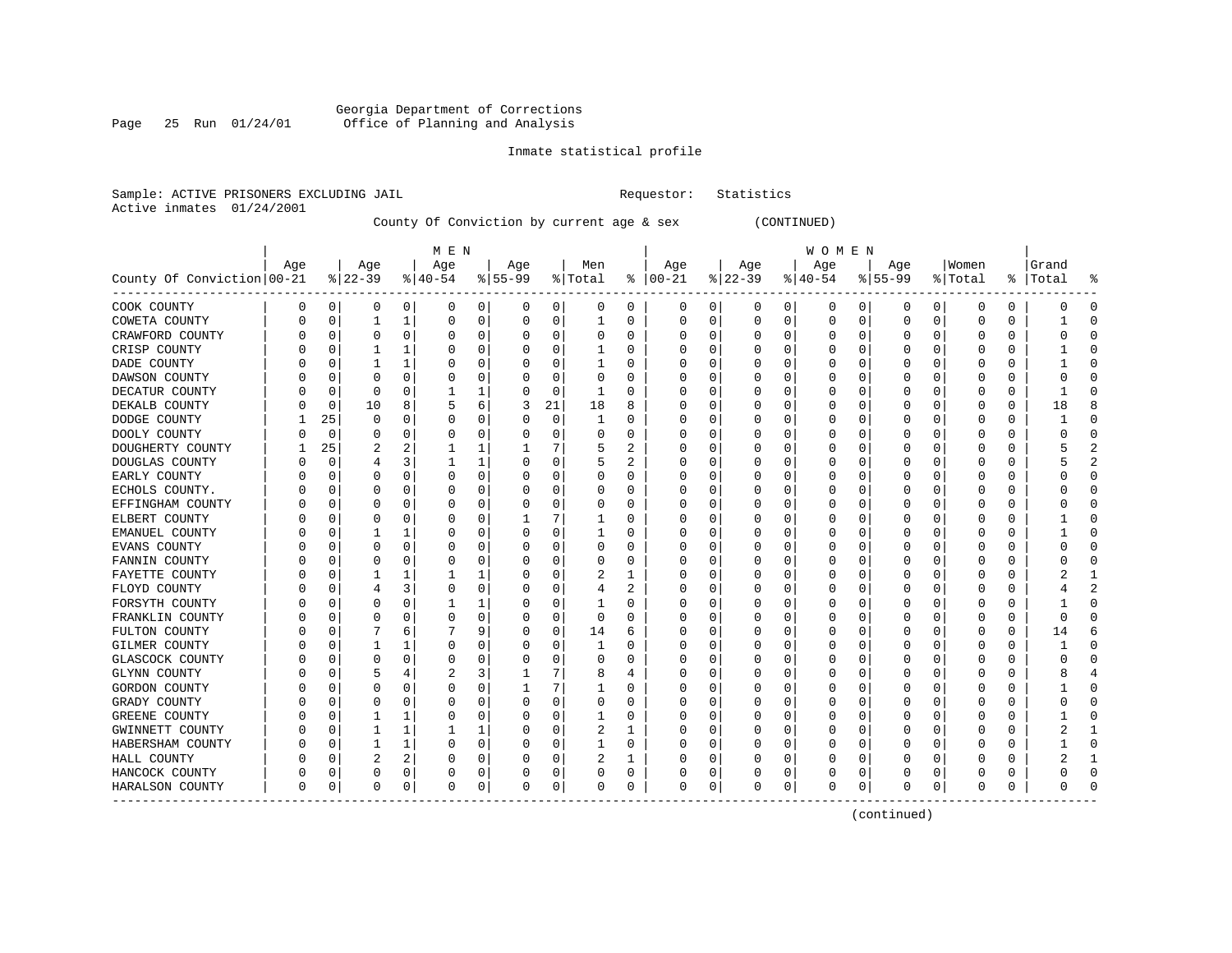Georgia Department of Corrections
Office of Planning and Analysis

Inmate statistical profile

Sample: ACTIVE PRISONERS EXCLUDING JAIL    Requestor: Statistics
Active inmates 01/24/2001

County Of Conviction by current age & sex (CONTINUED)

| County Of Conviction | MEN Age 00-21 | % | Age 22-39 | % | Age 40-54 | % | Age 55-99 | % | Men Total | % | WOMEN Age 00-21 | % | Age 22-39 | % | Age 40-54 | % | Age 55-99 | % | Women Total | % | Grand Total | % |
|---|---|---|---|---|---|---|---|---|---|---|---|---|---|---|---|---|---|---|---|---|---|---|
| COOK COUNTY | 0 | 0 | 0 | 0 | 0 | 0 | 0 | 0 | 0 | 0 | 0 | 0 | 0 | 0 | 0 | 0 | 0 | 0 | 0 | 0 | 0 | 0 |
| COWETA COUNTY | 0 | 0 | 1 | 1 | 0 | 0 | 0 | 0 | 1 | 0 | 0 | 0 | 0 | 0 | 0 | 0 | 0 | 0 | 0 | 0 | 1 | 0 |
| CRAWFORD COUNTY | 0 | 0 | 0 | 0 | 0 | 0 | 0 | 0 | 0 | 0 | 0 | 0 | 0 | 0 | 0 | 0 | 0 | 0 | 0 | 0 | 0 | 0 |
| CRISP COUNTY | 0 | 0 | 1 | 1 | 0 | 0 | 0 | 0 | 1 | 0 | 0 | 0 | 0 | 0 | 0 | 0 | 0 | 0 | 0 | 0 | 1 | 0 |
| DADE COUNTY | 0 | 0 | 1 | 1 | 0 | 0 | 0 | 0 | 1 | 0 | 0 | 0 | 0 | 0 | 0 | 0 | 0 | 0 | 0 | 0 | 1 | 0 |
| DAWSON COUNTY | 0 | 0 | 0 | 0 | 0 | 0 | 0 | 0 | 0 | 0 | 0 | 0 | 0 | 0 | 0 | 0 | 0 | 0 | 0 | 0 | 0 | 0 |
| DECATUR COUNTY | 0 | 0 | 0 | 0 | 1 | 1 | 0 | 0 | 1 | 0 | 0 | 0 | 0 | 0 | 0 | 0 | 0 | 0 | 0 | 0 | 1 | 0 |
| DEKALB COUNTY | 0 | 0 | 10 | 8 | 5 | 6 | 3 | 21 | 18 | 8 | 0 | 0 | 0 | 0 | 0 | 0 | 0 | 0 | 0 | 0 | 18 | 8 |
| DODGE COUNTY | 1 | 25 | 0 | 0 | 0 | 0 | 0 | 0 | 1 | 0 | 0 | 0 | 0 | 0 | 0 | 0 | 0 | 0 | 0 | 0 | 1 | 0 |
| DOOLY COUNTY | 0 | 0 | 0 | 0 | 0 | 0 | 0 | 0 | 0 | 0 | 0 | 0 | 0 | 0 | 0 | 0 | 0 | 0 | 0 | 0 | 0 | 0 |
| DOUGHERTY COUNTY | 1 | 25 | 2 | 2 | 1 | 1 | 1 | 7 | 5 | 2 | 0 | 0 | 0 | 0 | 0 | 0 | 0 | 0 | 0 | 0 | 5 | 2 |
| DOUGLAS COUNTY | 0 | 0 | 4 | 3 | 1 | 1 | 0 | 0 | 5 | 2 | 0 | 0 | 0 | 0 | 0 | 0 | 0 | 0 | 0 | 0 | 5 | 2 |
| EARLY COUNTY | 0 | 0 | 0 | 0 | 0 | 0 | 0 | 0 | 0 | 0 | 0 | 0 | 0 | 0 | 0 | 0 | 0 | 0 | 0 | 0 | 0 | 0 |
| ECHOLS COUNTY. | 0 | 0 | 0 | 0 | 0 | 0 | 0 | 0 | 0 | 0 | 0 | 0 | 0 | 0 | 0 | 0 | 0 | 0 | 0 | 0 | 0 | 0 |
| EFFINGHAM COUNTY | 0 | 0 | 0 | 0 | 0 | 0 | 0 | 0 | 0 | 0 | 0 | 0 | 0 | 0 | 0 | 0 | 0 | 0 | 0 | 0 | 0 | 0 |
| ELBERT COUNTY | 0 | 0 | 0 | 0 | 0 | 0 | 1 | 7 | 1 | 0 | 0 | 0 | 0 | 0 | 0 | 0 | 0 | 0 | 0 | 0 | 1 | 0 |
| EMANUEL COUNTY | 0 | 0 | 1 | 1 | 0 | 0 | 0 | 0 | 1 | 0 | 0 | 0 | 0 | 0 | 0 | 0 | 0 | 0 | 0 | 0 | 1 | 0 |
| EVANS COUNTY | 0 | 0 | 0 | 0 | 0 | 0 | 0 | 0 | 0 | 0 | 0 | 0 | 0 | 0 | 0 | 0 | 0 | 0 | 0 | 0 | 0 | 0 |
| FANNIN COUNTY | 0 | 0 | 0 | 0 | 0 | 0 | 0 | 0 | 0 | 0 | 0 | 0 | 0 | 0 | 0 | 0 | 0 | 0 | 0 | 0 | 0 | 0 |
| FAYETTE COUNTY | 0 | 0 | 1 | 1 | 1 | 1 | 0 | 0 | 2 | 1 | 0 | 0 | 0 | 0 | 0 | 0 | 0 | 0 | 0 | 0 | 2 | 1 |
| FLOYD COUNTY | 0 | 0 | 4 | 3 | 0 | 0 | 0 | 0 | 4 | 2 | 0 | 0 | 0 | 0 | 0 | 0 | 0 | 0 | 0 | 0 | 4 | 2 |
| FORSYTH COUNTY | 0 | 0 | 0 | 0 | 1 | 1 | 0 | 0 | 1 | 0 | 0 | 0 | 0 | 0 | 0 | 0 | 0 | 0 | 0 | 0 | 1 | 0 |
| FRANKLIN COUNTY | 0 | 0 | 0 | 0 | 0 | 0 | 0 | 0 | 0 | 0 | 0 | 0 | 0 | 0 | 0 | 0 | 0 | 0 | 0 | 0 | 0 | 0 |
| FULTON COUNTY | 0 | 0 | 7 | 6 | 7 | 9 | 0 | 0 | 14 | 6 | 0 | 0 | 0 | 0 | 0 | 0 | 0 | 0 | 0 | 0 | 14 | 6 |
| GILMER COUNTY | 0 | 0 | 1 | 1 | 0 | 0 | 0 | 0 | 1 | 0 | 0 | 0 | 0 | 0 | 0 | 0 | 0 | 0 | 0 | 0 | 1 | 0 |
| GLASCOCK COUNTY | 0 | 0 | 0 | 0 | 0 | 0 | 0 | 0 | 0 | 0 | 0 | 0 | 0 | 0 | 0 | 0 | 0 | 0 | 0 | 0 | 0 | 0 |
| GLYNN COUNTY | 0 | 0 | 5 | 4 | 2 | 3 | 1 | 7 | 8 | 4 | 0 | 0 | 0 | 0 | 0 | 0 | 0 | 0 | 0 | 0 | 8 | 4 |
| GORDON COUNTY | 0 | 0 | 0 | 0 | 0 | 0 | 1 | 7 | 1 | 0 | 0 | 0 | 0 | 0 | 0 | 0 | 0 | 0 | 0 | 0 | 1 | 0 |
| GRADY COUNTY | 0 | 0 | 0 | 0 | 0 | 0 | 0 | 0 | 0 | 0 | 0 | 0 | 0 | 0 | 0 | 0 | 0 | 0 | 0 | 0 | 0 | 0 |
| GREENE COUNTY | 0 | 0 | 1 | 1 | 0 | 0 | 0 | 0 | 1 | 0 | 0 | 0 | 0 | 0 | 0 | 0 | 0 | 0 | 0 | 0 | 1 | 0 |
| GWINNETT COUNTY | 0 | 0 | 1 | 1 | 1 | 1 | 0 | 0 | 2 | 1 | 0 | 0 | 0 | 0 | 0 | 0 | 0 | 0 | 0 | 0 | 2 | 1 |
| HABERSHAM COUNTY | 0 | 0 | 1 | 1 | 0 | 0 | 0 | 0 | 1 | 0 | 0 | 0 | 0 | 0 | 0 | 0 | 0 | 0 | 0 | 0 | 1 | 0 |
| HALL COUNTY | 0 | 0 | 2 | 2 | 0 | 0 | 0 | 0 | 2 | 1 | 0 | 0 | 0 | 0 | 0 | 0 | 0 | 0 | 0 | 0 | 2 | 1 |
| HANCOCK COUNTY | 0 | 0 | 0 | 0 | 0 | 0 | 0 | 0 | 0 | 0 | 0 | 0 | 0 | 0 | 0 | 0 | 0 | 0 | 0 | 0 | 0 | 0 |
| HARALSON COUNTY | 0 | 0 | 0 | 0 | 0 | 0 | 0 | 0 | 0 | 0 | 0 | 0 | 0 | 0 | 0 | 0 | 0 | 0 | 0 | 0 | 0 | 0 |

(continued)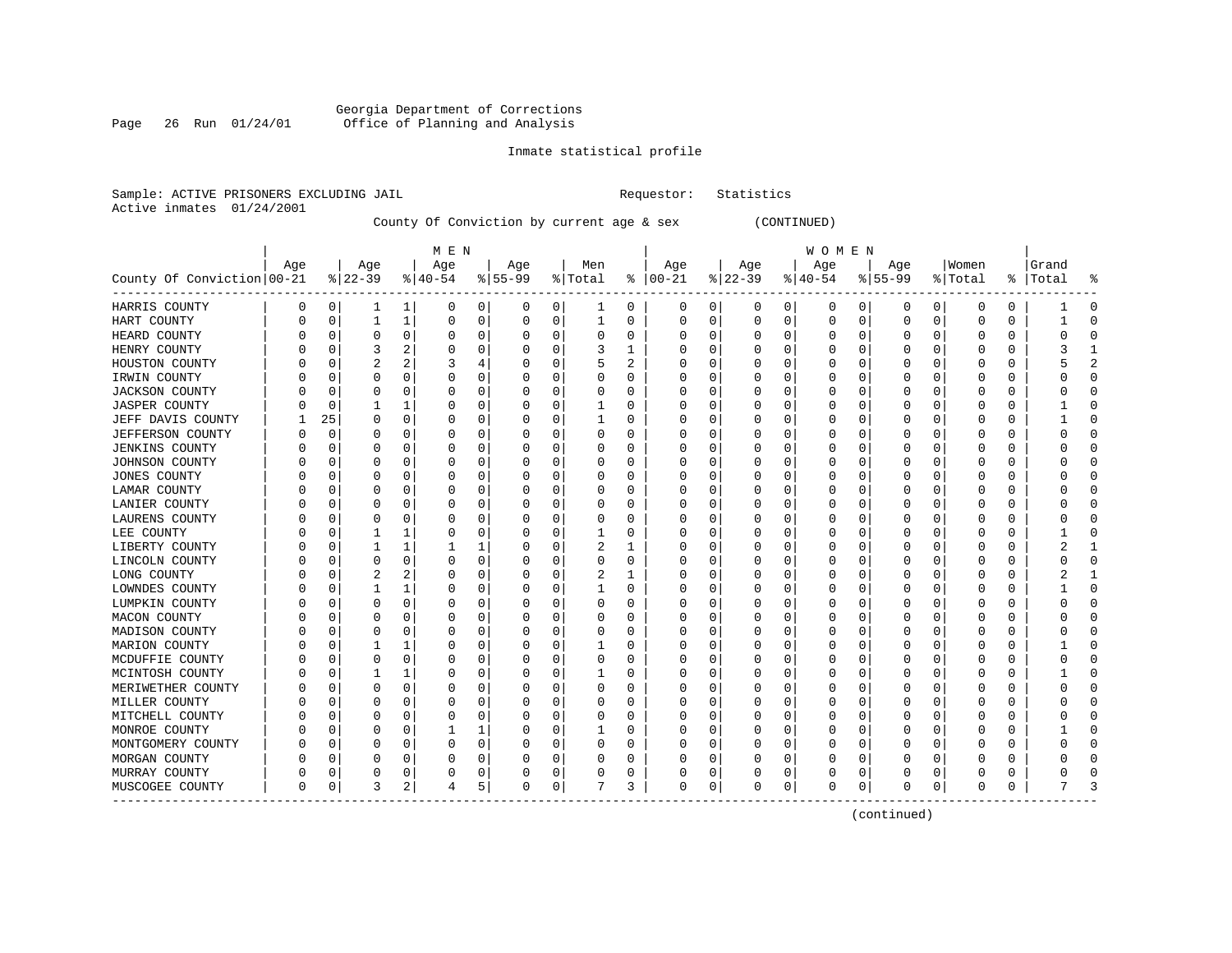Georgia Department of Corrections
Office of Planning and Analysis

Inmate statistical profile

Sample: ACTIVE PRISONERS EXCLUDING JAIL    Requestor: Statistics
Active inmates 01/24/2001

County Of Conviction by current age & sex (CONTINUED)

| County Of Conviction | MEN Age 00-21 | % | Age 22-39 | % | Age 40-54 | % | Age 55-99 | % | Men Total | % | WOMEN Age 00-21 | % | Age 22-39 | % | Age 40-54 | % | Age 55-99 | % | Women Total | % | Grand Total | % |
|---|---|---|---|---|---|---|---|---|---|---|---|---|---|---|---|---|---|---|---|---|---|---|
| HARRIS COUNTY | 0 | 0 | 1 | 1 | 0 | 0 | 0 | 0 | 1 | 0 | 0 | 0 | 0 | 0 | 0 | 0 | 0 | 0 | 0 | 0 | 1 | 0 |
| HART COUNTY | 0 | 0 | 1 | 1 | 0 | 0 | 0 | 0 | 1 | 0 | 0 | 0 | 0 | 0 | 0 | 0 | 0 | 0 | 0 | 0 | 1 | 0 |
| HEARD COUNTY | 0 | 0 | 0 | 0 | 0 | 0 | 0 | 0 | 0 | 0 | 0 | 0 | 0 | 0 | 0 | 0 | 0 | 0 | 0 | 0 | 0 | 0 |
| HENRY COUNTY | 0 | 0 | 3 | 2 | 0 | 0 | 0 | 0 | 3 | 1 | 0 | 0 | 0 | 0 | 0 | 0 | 0 | 0 | 0 | 0 | 3 | 1 |
| HOUSTON COUNTY | 0 | 0 | 2 | 2 | 3 | 4 | 0 | 0 | 5 | 2 | 0 | 0 | 0 | 0 | 0 | 0 | 0 | 0 | 0 | 0 | 5 | 2 |
| IRWIN COUNTY | 0 | 0 | 0 | 0 | 0 | 0 | 0 | 0 | 0 | 0 | 0 | 0 | 0 | 0 | 0 | 0 | 0 | 0 | 0 | 0 | 0 | 0 |
| JACKSON COUNTY | 0 | 0 | 0 | 0 | 0 | 0 | 0 | 0 | 0 | 0 | 0 | 0 | 0 | 0 | 0 | 0 | 0 | 0 | 0 | 0 | 0 | 0 |
| JASPER COUNTY | 0 | 0 | 1 | 1 | 0 | 0 | 0 | 0 | 1 | 0 | 0 | 0 | 0 | 0 | 0 | 0 | 0 | 0 | 0 | 0 | 1 | 0 |
| JEFF DAVIS COUNTY | 1 | 25 | 0 | 0 | 0 | 0 | 0 | 0 | 1 | 0 | 0 | 0 | 0 | 0 | 0 | 0 | 0 | 0 | 0 | 0 | 1 | 0 |
| JEFFERSON COUNTY | 0 | 0 | 0 | 0 | 0 | 0 | 0 | 0 | 0 | 0 | 0 | 0 | 0 | 0 | 0 | 0 | 0 | 0 | 0 | 0 | 0 | 0 |
| JENKINS COUNTY | 0 | 0 | 0 | 0 | 0 | 0 | 0 | 0 | 0 | 0 | 0 | 0 | 0 | 0 | 0 | 0 | 0 | 0 | 0 | 0 | 0 | 0 |
| JOHNSON COUNTY | 0 | 0 | 0 | 0 | 0 | 0 | 0 | 0 | 0 | 0 | 0 | 0 | 0 | 0 | 0 | 0 | 0 | 0 | 0 | 0 | 0 | 0 |
| JONES COUNTY | 0 | 0 | 0 | 0 | 0 | 0 | 0 | 0 | 0 | 0 | 0 | 0 | 0 | 0 | 0 | 0 | 0 | 0 | 0 | 0 | 0 | 0 |
| LAMAR COUNTY | 0 | 0 | 0 | 0 | 0 | 0 | 0 | 0 | 0 | 0 | 0 | 0 | 0 | 0 | 0 | 0 | 0 | 0 | 0 | 0 | 0 | 0 |
| LANIER COUNTY | 0 | 0 | 0 | 0 | 0 | 0 | 0 | 0 | 0 | 0 | 0 | 0 | 0 | 0 | 0 | 0 | 0 | 0 | 0 | 0 | 0 | 0 |
| LAURENS COUNTY | 0 | 0 | 0 | 0 | 0 | 0 | 0 | 0 | 0 | 0 | 0 | 0 | 0 | 0 | 0 | 0 | 0 | 0 | 0 | 0 | 0 | 0 |
| LEE COUNTY | 0 | 0 | 1 | 1 | 0 | 0 | 0 | 0 | 1 | 0 | 0 | 0 | 0 | 0 | 0 | 0 | 0 | 0 | 0 | 0 | 1 | 0 |
| LIBERTY COUNTY | 0 | 0 | 1 | 1 | 1 | 1 | 0 | 0 | 2 | 1 | 0 | 0 | 0 | 0 | 0 | 0 | 0 | 0 | 0 | 0 | 2 | 1 |
| LINCOLN COUNTY | 0 | 0 | 0 | 0 | 0 | 0 | 0 | 0 | 0 | 0 | 0 | 0 | 0 | 0 | 0 | 0 | 0 | 0 | 0 | 0 | 0 | 0 |
| LONG COUNTY | 0 | 0 | 2 | 2 | 0 | 0 | 0 | 0 | 2 | 1 | 0 | 0 | 0 | 0 | 0 | 0 | 0 | 0 | 0 | 0 | 2 | 1 |
| LOWNDES COUNTY | 0 | 0 | 1 | 1 | 0 | 0 | 0 | 0 | 1 | 0 | 0 | 0 | 0 | 0 | 0 | 0 | 0 | 0 | 0 | 0 | 1 | 0 |
| LUMPKIN COUNTY | 0 | 0 | 0 | 0 | 0 | 0 | 0 | 0 | 0 | 0 | 0 | 0 | 0 | 0 | 0 | 0 | 0 | 0 | 0 | 0 | 0 | 0 |
| MACON COUNTY | 0 | 0 | 0 | 0 | 0 | 0 | 0 | 0 | 0 | 0 | 0 | 0 | 0 | 0 | 0 | 0 | 0 | 0 | 0 | 0 | 0 | 0 |
| MADISON COUNTY | 0 | 0 | 0 | 0 | 0 | 0 | 0 | 0 | 0 | 0 | 0 | 0 | 0 | 0 | 0 | 0 | 0 | 0 | 0 | 0 | 0 | 0 |
| MARION COUNTY | 0 | 0 | 1 | 1 | 0 | 0 | 0 | 0 | 1 | 0 | 0 | 0 | 0 | 0 | 0 | 0 | 0 | 0 | 0 | 0 | 1 | 0 |
| MCDUFFIE COUNTY | 0 | 0 | 0 | 0 | 0 | 0 | 0 | 0 | 0 | 0 | 0 | 0 | 0 | 0 | 0 | 0 | 0 | 0 | 0 | 0 | 0 | 0 |
| MCINTOSH COUNTY | 0 | 0 | 1 | 1 | 0 | 0 | 0 | 0 | 1 | 0 | 0 | 0 | 0 | 0 | 0 | 0 | 0 | 0 | 0 | 0 | 1 | 0 |
| MERIWETHER COUNTY | 0 | 0 | 0 | 0 | 0 | 0 | 0 | 0 | 0 | 0 | 0 | 0 | 0 | 0 | 0 | 0 | 0 | 0 | 0 | 0 | 0 | 0 |
| MILLER COUNTY | 0 | 0 | 0 | 0 | 0 | 0 | 0 | 0 | 0 | 0 | 0 | 0 | 0 | 0 | 0 | 0 | 0 | 0 | 0 | 0 | 0 | 0 |
| MITCHELL COUNTY | 0 | 0 | 0 | 0 | 0 | 0 | 0 | 0 | 0 | 0 | 0 | 0 | 0 | 0 | 0 | 0 | 0 | 0 | 0 | 0 | 0 | 0 |
| MONROE COUNTY | 0 | 0 | 0 | 0 | 1 | 1 | 0 | 0 | 1 | 0 | 0 | 0 | 0 | 0 | 0 | 0 | 0 | 0 | 0 | 0 | 1 | 0 |
| MONTGOMERY COUNTY | 0 | 0 | 0 | 0 | 0 | 0 | 0 | 0 | 0 | 0 | 0 | 0 | 0 | 0 | 0 | 0 | 0 | 0 | 0 | 0 | 0 | 0 |
| MORGAN COUNTY | 0 | 0 | 0 | 0 | 0 | 0 | 0 | 0 | 0 | 0 | 0 | 0 | 0 | 0 | 0 | 0 | 0 | 0 | 0 | 0 | 0 | 0 |
| MURRAY COUNTY | 0 | 0 | 0 | 0 | 0 | 0 | 0 | 0 | 0 | 0 | 0 | 0 | 0 | 0 | 0 | 0 | 0 | 0 | 0 | 0 | 0 | 0 |
| MUSCOGEE COUNTY | 0 | 0 | 3 | 2 | 4 | 5 | 0 | 0 | 7 | 3 | 0 | 0 | 0 | 0 | 0 | 0 | 0 | 0 | 0 | 0 | 7 | 3 |

(continued)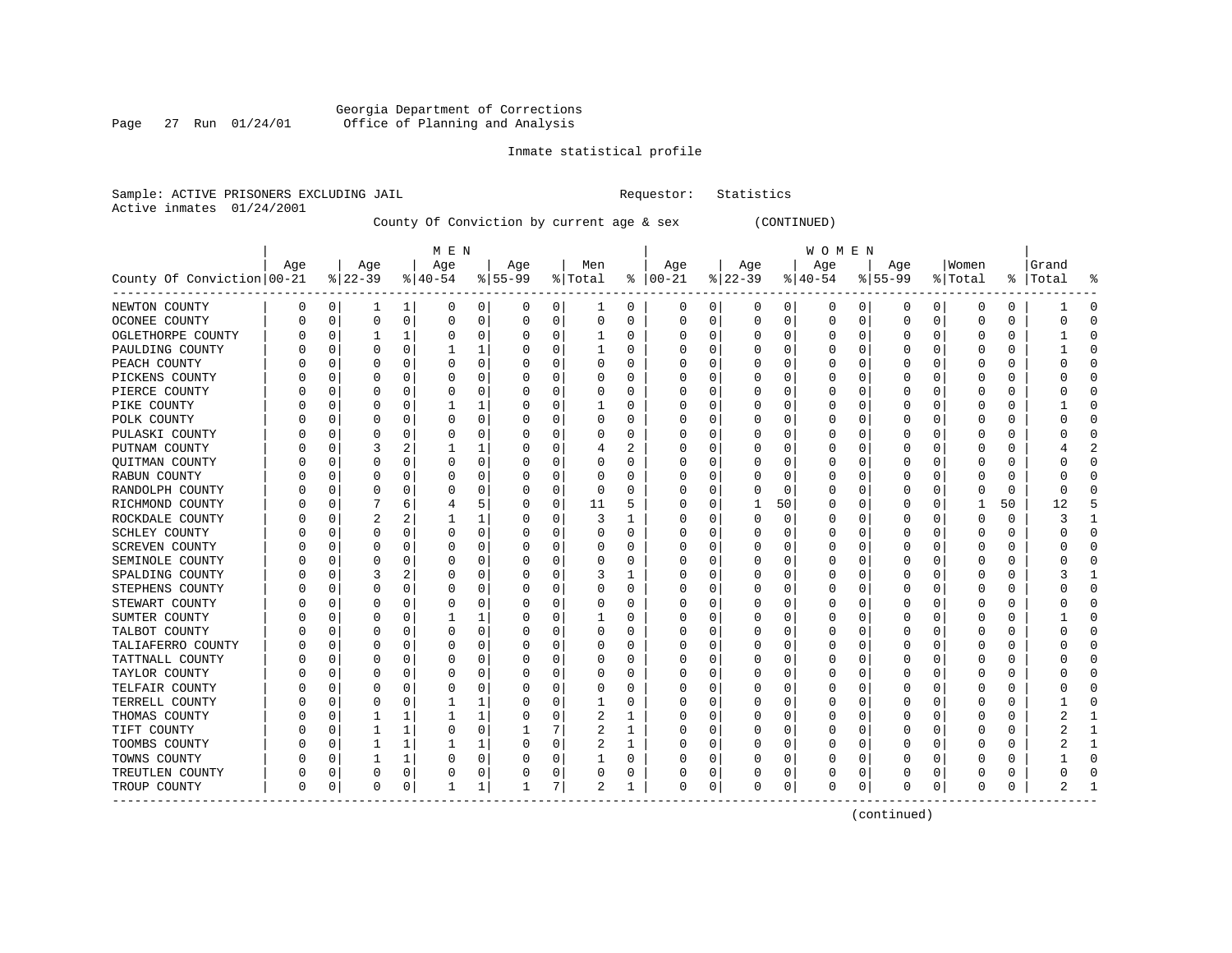Georgia Department of Corrections
Office of Planning and Analysis

Inmate statistical profile

Sample: ACTIVE PRISONERS EXCLUDING JAIL     Requestor: Statistics
Active inmates 01/24/2001

County Of Conviction by current age & sex (CONTINUED)

| County Of Conviction | MEN Age 00-21 | % | Age 22-39 | % | Age 40-54 | % | Age 55-99 | % | Men Total | % | WOMEN Age 00-21 | % | Age 22-39 | % | Age 40-54 | % | Age 55-99 | % | Women Total | % | Grand Total | % |
|---|---|---|---|---|---|---|---|---|---|---|---|---|---|---|---|---|---|---|---|---|---|---|
| NEWTON COUNTY | 0 | 0 | 1 | 1 | 0 | 0 | 0 | 0 | 1 | 0 | 0 | 0 | 0 | 0 | 0 | 0 | 0 | 0 | 0 | 0 | 1 | 0 |
| OCONEE COUNTY | 0 | 0 | 0 | 0 | 0 | 0 | 0 | 0 | 0 | 0 | 0 | 0 | 0 | 0 | 0 | 0 | 0 | 0 | 0 | 0 | 0 | 0 |
| OGLETHORPE COUNTY | 0 | 0 | 1 | 1 | 0 | 0 | 0 | 0 | 1 | 0 | 0 | 0 | 0 | 0 | 0 | 0 | 0 | 0 | 0 | 0 | 1 | 0 |
| PAULDING COUNTY | 0 | 0 | 0 | 0 | 1 | 1 | 0 | 0 | 1 | 0 | 0 | 0 | 0 | 0 | 0 | 0 | 0 | 0 | 0 | 0 | 1 | 0 |
| PEACH COUNTY | 0 | 0 | 0 | 0 | 0 | 0 | 0 | 0 | 0 | 0 | 0 | 0 | 0 | 0 | 0 | 0 | 0 | 0 | 0 | 0 | 0 | 0 |
| PICKENS COUNTY | 0 | 0 | 0 | 0 | 0 | 0 | 0 | 0 | 0 | 0 | 0 | 0 | 0 | 0 | 0 | 0 | 0 | 0 | 0 | 0 | 0 | 0 |
| PIERCE COUNTY | 0 | 0 | 0 | 0 | 0 | 0 | 0 | 0 | 0 | 0 | 0 | 0 | 0 | 0 | 0 | 0 | 0 | 0 | 0 | 0 | 0 | 0 |
| PIKE COUNTY | 0 | 0 | 0 | 0 | 1 | 1 | 0 | 0 | 1 | 0 | 0 | 0 | 0 | 0 | 0 | 0 | 0 | 0 | 0 | 0 | 1 | 0 |
| POLK COUNTY | 0 | 0 | 0 | 0 | 0 | 0 | 0 | 0 | 0 | 0 | 0 | 0 | 0 | 0 | 0 | 0 | 0 | 0 | 0 | 0 | 0 | 0 |
| PULASKI COUNTY | 0 | 0 | 0 | 0 | 0 | 0 | 0 | 0 | 0 | 0 | 0 | 0 | 0 | 0 | 0 | 0 | 0 | 0 | 0 | 0 | 0 | 0 |
| PUTNAM COUNTY | 0 | 0 | 3 | 2 | 1 | 1 | 0 | 0 | 4 | 2 | 0 | 0 | 0 | 0 | 0 | 0 | 0 | 0 | 0 | 0 | 4 | 2 |
| QUITMAN COUNTY | 0 | 0 | 0 | 0 | 0 | 0 | 0 | 0 | 0 | 0 | 0 | 0 | 0 | 0 | 0 | 0 | 0 | 0 | 0 | 0 | 0 | 0 |
| RABUN COUNTY | 0 | 0 | 0 | 0 | 0 | 0 | 0 | 0 | 0 | 0 | 0 | 0 | 0 | 0 | 0 | 0 | 0 | 0 | 0 | 0 | 0 | 0 |
| RANDOLPH COUNTY | 0 | 0 | 0 | 0 | 0 | 0 | 0 | 0 | 0 | 0 | 0 | 0 | 0 | 0 | 0 | 0 | 0 | 0 | 0 | 0 | 0 | 0 |
| RICHMOND COUNTY | 0 | 0 | 7 | 6 | 4 | 5 | 0 | 0 | 11 | 5 | 0 | 0 | 1 | 50 | 0 | 0 | 0 | 0 | 1 | 50 | 12 | 5 |
| ROCKDALE COUNTY | 0 | 0 | 2 | 2 | 1 | 1 | 0 | 0 | 3 | 1 | 0 | 0 | 0 | 0 | 0 | 0 | 0 | 0 | 0 | 0 | 3 | 1 |
| SCHLEY COUNTY | 0 | 0 | 0 | 0 | 0 | 0 | 0 | 0 | 0 | 0 | 0 | 0 | 0 | 0 | 0 | 0 | 0 | 0 | 0 | 0 | 0 | 0 |
| SCREVEN COUNTY | 0 | 0 | 0 | 0 | 0 | 0 | 0 | 0 | 0 | 0 | 0 | 0 | 0 | 0 | 0 | 0 | 0 | 0 | 0 | 0 | 0 | 0 |
| SEMINOLE COUNTY | 0 | 0 | 0 | 0 | 0 | 0 | 0 | 0 | 0 | 0 | 0 | 0 | 0 | 0 | 0 | 0 | 0 | 0 | 0 | 0 | 0 | 0 |
| SPALDING COUNTY | 0 | 0 | 3 | 2 | 0 | 0 | 0 | 0 | 3 | 1 | 0 | 0 | 0 | 0 | 0 | 0 | 0 | 0 | 0 | 0 | 3 | 1 |
| STEPHENS COUNTY | 0 | 0 | 0 | 0 | 0 | 0 | 0 | 0 | 0 | 0 | 0 | 0 | 0 | 0 | 0 | 0 | 0 | 0 | 0 | 0 | 0 | 0 |
| STEWART COUNTY | 0 | 0 | 0 | 0 | 0 | 0 | 0 | 0 | 0 | 0 | 0 | 0 | 0 | 0 | 0 | 0 | 0 | 0 | 0 | 0 | 0 | 0 |
| SUMTER COUNTY | 0 | 0 | 0 | 0 | 1 | 1 | 0 | 0 | 1 | 0 | 0 | 0 | 0 | 0 | 0 | 0 | 0 | 0 | 0 | 0 | 1 | 0 |
| TALBOT COUNTY | 0 | 0 | 0 | 0 | 0 | 0 | 0 | 0 | 0 | 0 | 0 | 0 | 0 | 0 | 0 | 0 | 0 | 0 | 0 | 0 | 0 | 0 |
| TALIAFERRO COUNTY | 0 | 0 | 0 | 0 | 0 | 0 | 0 | 0 | 0 | 0 | 0 | 0 | 0 | 0 | 0 | 0 | 0 | 0 | 0 | 0 | 0 | 0 |
| TATTNALL COUNTY | 0 | 0 | 0 | 0 | 0 | 0 | 0 | 0 | 0 | 0 | 0 | 0 | 0 | 0 | 0 | 0 | 0 | 0 | 0 | 0 | 0 | 0 |
| TAYLOR COUNTY | 0 | 0 | 0 | 0 | 0 | 0 | 0 | 0 | 0 | 0 | 0 | 0 | 0 | 0 | 0 | 0 | 0 | 0 | 0 | 0 | 0 | 0 |
| TELFAIR COUNTY | 0 | 0 | 0 | 0 | 0 | 0 | 0 | 0 | 0 | 0 | 0 | 0 | 0 | 0 | 0 | 0 | 0 | 0 | 0 | 0 | 0 | 0 |
| TERRELL COUNTY | 0 | 0 | 0 | 0 | 1 | 1 | 0 | 0 | 1 | 0 | 0 | 0 | 0 | 0 | 0 | 0 | 0 | 0 | 0 | 0 | 1 | 0 |
| THOMAS COUNTY | 0 | 0 | 1 | 1 | 1 | 1 | 0 | 0 | 2 | 1 | 0 | 0 | 0 | 0 | 0 | 0 | 0 | 0 | 0 | 0 | 2 | 1 |
| TIFT COUNTY | 0 | 0 | 1 | 1 | 0 | 0 | 1 | 7 | 2 | 1 | 0 | 0 | 0 | 0 | 0 | 0 | 0 | 0 | 0 | 0 | 2 | 1 |
| TOOMBS COUNTY | 0 | 0 | 1 | 1 | 1 | 1 | 0 | 0 | 2 | 1 | 0 | 0 | 0 | 0 | 0 | 0 | 0 | 0 | 0 | 0 | 2 | 1 |
| TOWNS COUNTY | 0 | 0 | 1 | 1 | 0 | 0 | 0 | 0 | 1 | 0 | 0 | 0 | 0 | 0 | 0 | 0 | 0 | 0 | 0 | 0 | 1 | 0 |
| TREUTLEN COUNTY | 0 | 0 | 0 | 0 | 0 | 0 | 0 | 0 | 0 | 0 | 0 | 0 | 0 | 0 | 0 | 0 | 0 | 0 | 0 | 0 | 0 | 0 |
| TROUP COUNTY | 0 | 0 | 0 | 0 | 1 | 1 | 1 | 7 | 2 | 1 | 0 | 0 | 0 | 0 | 0 | 0 | 0 | 0 | 0 | 0 | 2 | 1 |

(continued)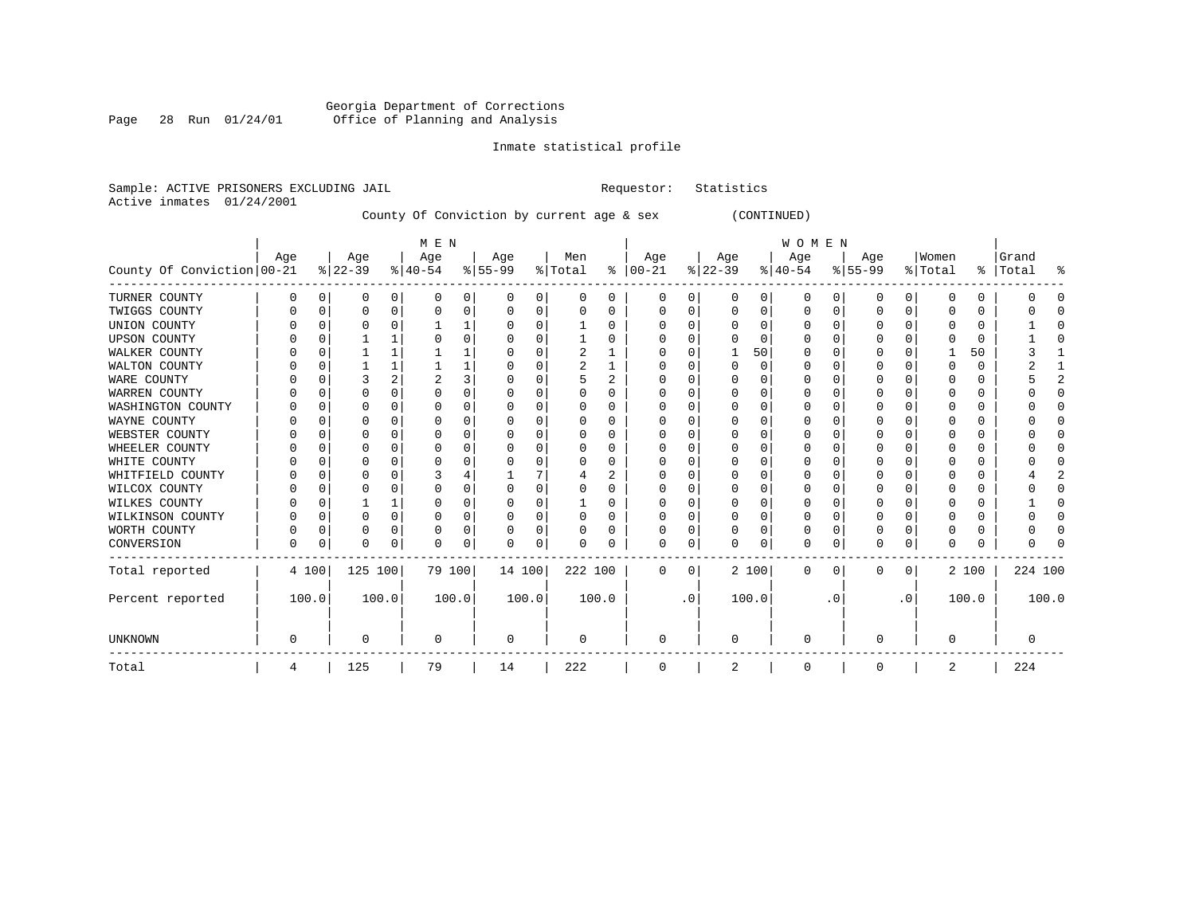Georgia Department of Corrections
Office of Planning and Analysis

Inmate statistical profile

Sample: ACTIVE PRISONERS EXCLUDING JAIL    Requestor: Statistics
Active inmates 01/24/2001

County Of Conviction by current age & sex (CONTINUED)

| County Of Conviction | MEN Age 00-21 | % | Age 22-39 | % | Age 40-54 | % | Age 55-99 | % | Men Total | % | WOMEN Age 00-21 | % | Age 22-39 | % | Age 40-54 | % | Age 55-99 | % | Women Total | % | Grand Total | % |
|---|---|---|---|---|---|---|---|---|---|---|---|---|---|---|---|---|---|---|---|---|---|---|
| TURNER COUNTY | 0 | 0 | 0 | 0 | 0 | 0 | 0 | 0 | 0 | 0 | 0 | 0 | 0 | 0 | 0 | 0 | 0 | 0 | 0 | 0 | 0 | 0 |
| TWIGGS COUNTY | 0 | 0 | 0 | 0 | 0 | 0 | 0 | 0 | 0 | 0 | 0 | 0 | 0 | 0 | 0 | 0 | 0 | 0 | 0 | 0 | 0 | 0 |
| UNION COUNTY | 0 | 0 | 0 | 0 | 1 | 1 | 0 | 0 | 1 | 0 | 0 | 0 | 0 | 0 | 0 | 0 | 0 | 0 | 0 | 0 | 1 | 0 |
| UPSON COUNTY | 0 | 0 | 1 | 1 | 0 | 0 | 0 | 0 | 1 | 0 | 0 | 0 | 0 | 0 | 0 | 0 | 0 | 0 | 0 | 0 | 1 | 0 |
| WALKER COUNTY | 0 | 0 | 1 | 1 | 1 | 1 | 0 | 0 | 2 | 1 | 0 | 0 | 1 | 50 | 0 | 0 | 0 | 0 | 1 | 50 | 3 | 1 |
| WALTON COUNTY | 0 | 0 | 1 | 1 | 1 | 1 | 0 | 0 | 2 | 1 | 0 | 0 | 0 | 0 | 0 | 0 | 0 | 0 | 0 | 0 | 2 | 1 |
| WARE COUNTY | 0 | 0 | 3 | 2 | 2 | 3 | 0 | 0 | 5 | 2 | 0 | 0 | 0 | 0 | 0 | 0 | 0 | 0 | 0 | 0 | 5 | 2 |
| WARREN COUNTY | 0 | 0 | 0 | 0 | 0 | 0 | 0 | 0 | 0 | 0 | 0 | 0 | 0 | 0 | 0 | 0 | 0 | 0 | 0 | 0 | 0 | 0 |
| WASHINGTON COUNTY | 0 | 0 | 0 | 0 | 0 | 0 | 0 | 0 | 0 | 0 | 0 | 0 | 0 | 0 | 0 | 0 | 0 | 0 | 0 | 0 | 0 | 0 |
| WAYNE COUNTY | 0 | 0 | 0 | 0 | 0 | 0 | 0 | 0 | 0 | 0 | 0 | 0 | 0 | 0 | 0 | 0 | 0 | 0 | 0 | 0 | 0 | 0 |
| WEBSTER COUNTY | 0 | 0 | 0 | 0 | 0 | 0 | 0 | 0 | 0 | 0 | 0 | 0 | 0 | 0 | 0 | 0 | 0 | 0 | 0 | 0 | 0 | 0 |
| WHEELER COUNTY | 0 | 0 | 0 | 0 | 0 | 0 | 0 | 0 | 0 | 0 | 0 | 0 | 0 | 0 | 0 | 0 | 0 | 0 | 0 | 0 | 0 | 0 |
| WHITE COUNTY | 0 | 0 | 0 | 0 | 0 | 0 | 0 | 0 | 0 | 0 | 0 | 0 | 0 | 0 | 0 | 0 | 0 | 0 | 0 | 0 | 0 | 0 |
| WHITFIELD COUNTY | 0 | 0 | 0 | 0 | 3 | 4 | 1 | 7 | 4 | 2 | 0 | 0 | 0 | 0 | 0 | 0 | 0 | 0 | 0 | 0 | 4 | 2 |
| WILCOX COUNTY | 0 | 0 | 0 | 0 | 0 | 0 | 0 | 0 | 0 | 0 | 0 | 0 | 0 | 0 | 0 | 0 | 0 | 0 | 0 | 0 | 0 | 0 |
| WILKES COUNTY | 0 | 0 | 1 | 1 | 0 | 0 | 0 | 0 | 1 | 0 | 0 | 0 | 0 | 0 | 0 | 0 | 0 | 0 | 0 | 0 | 1 | 0 |
| WILKINSON COUNTY | 0 | 0 | 0 | 0 | 0 | 0 | 0 | 0 | 0 | 0 | 0 | 0 | 0 | 0 | 0 | 0 | 0 | 0 | 0 | 0 | 0 | 0 |
| WORTH COUNTY | 0 | 0 | 0 | 0 | 0 | 0 | 0 | 0 | 0 | 0 | 0 | 0 | 0 | 0 | 0 | 0 | 0 | 0 | 0 | 0 | 0 | 0 |
| CONVERSION | 0 | 0 | 0 | 0 | 0 | 0 | 0 | 0 | 0 | 0 | 0 | 0 | 0 | 0 | 0 | 0 | 0 | 0 | 0 | 0 | 0 | 0 |
| Total reported | 4 | 100 | 125 | 100 | 79 | 100 | 14 | 100 | 222 | 100 | 0 | 0 | 2 | 100 | 0 | 0 | 0 | 0 | 2 | 100 | 224 | 100 |
| Percent reported | | 100.0 | | 100.0 | | 100.0 | | 100.0 | | 100.0 | | .0 | | 100.0 | | .0 | | .0 | | 100.0 | | 100.0 |
| UNKNOWN | 0 | | 0 | | 0 | | 0 | | 0 | | 0 | | 0 | | 0 | | 0 | | 0 | | 0 | |
| Total | 4 | | 125 | | 79 | | 14 | | 222 | | 0 | | 2 | | 0 | | 0 | | 2 | | 224 | |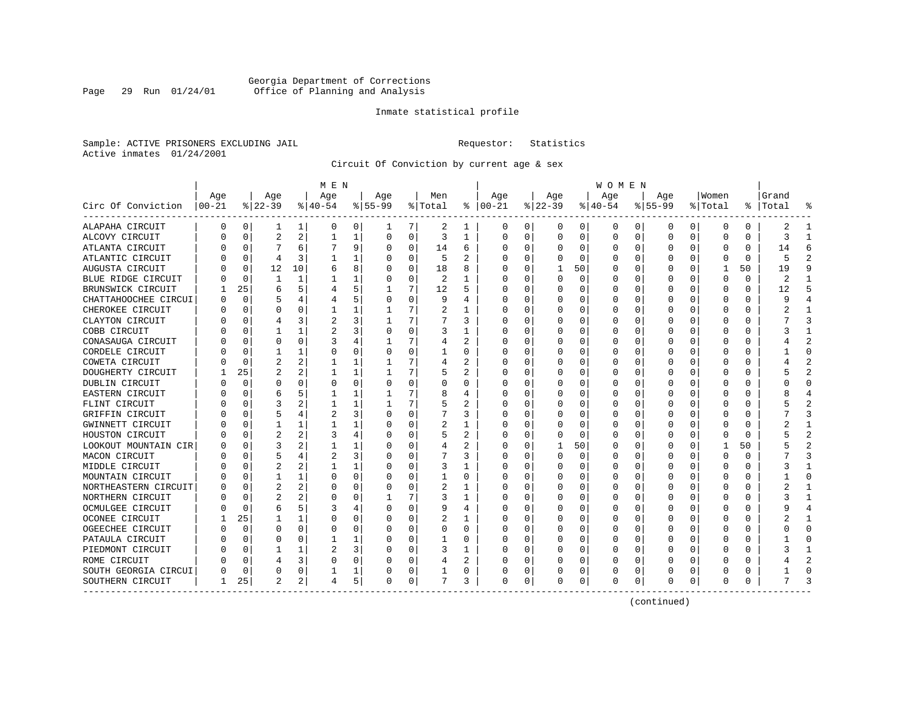Georgia Department of Corrections
Office of Planning and Analysis

Inmate statistical profile

Sample: ACTIVE PRISONERS EXCLUDING JAIL                    Requestor: Statistics
Active inmates 01/24/2001

Circuit Of Conviction by current age & sex

| Circ Of Conviction | MEN Age 00-21 | % | Age 22-39 | % | Age 40-54 | % | Age 55-99 | % | Men Total | % | WOMEN Age 00-21 | % | Age 22-39 | % | Age 40-54 | % | Age 55-99 | % | Women Total | % | Grand Total | % |
|---|---|---|---|---|---|---|---|---|---|---|---|---|---|---|---|---|---|---|---|---|---|---|
| ALAPAHA CIRCUIT | 0 | 0 | 1 | 1 | 0 | 0 | 1 | 7 | 2 | 1 | 0 | 0 | 0 | 0 | 0 | 0 | 0 | 0 | 0 | 0 | 2 | 1 |
| ALCOVY CIRCUIT | 0 | 0 | 2 | 2 | 1 | 1 | 0 | 0 | 3 | 1 | 0 | 0 | 0 | 0 | 0 | 0 | 0 | 0 | 0 | 0 | 3 | 1 |
| ATLANTA CIRCUIT | 0 | 0 | 7 | 6 | 7 | 9 | 0 | 0 | 14 | 6 | 0 | 0 | 0 | 0 | 0 | 0 | 0 | 0 | 0 | 0 | 14 | 6 |
| ATLANTIC CIRCUIT | 0 | 0 | 4 | 3 | 1 | 1 | 0 | 0 | 5 | 2 | 0 | 0 | 0 | 0 | 0 | 0 | 0 | 0 | 0 | 0 | 5 | 2 |
| AUGUSTA CIRCUIT | 0 | 0 | 12 | 10 | 6 | 8 | 0 | 0 | 18 | 8 | 0 | 0 | 1 | 50 | 0 | 0 | 0 | 0 | 1 | 50 | 19 | 9 |
| BLUE RIDGE CIRCUIT | 0 | 0 | 1 | 1 | 1 | 1 | 0 | 0 | 2 | 1 | 0 | 0 | 0 | 0 | 0 | 0 | 0 | 0 | 0 | 0 | 2 | 1 |
| BRUNSWICK CIRCUIT | 1 | 25 | 6 | 5 | 4 | 5 | 1 | 7 | 12 | 5 | 0 | 0 | 0 | 0 | 0 | 0 | 0 | 0 | 0 | 0 | 12 | 5 |
| CHATTAHOOCHEE CIRCUI | 0 | 0 | 5 | 4 | 4 | 5 | 0 | 0 | 9 | 4 | 0 | 0 | 0 | 0 | 0 | 0 | 0 | 0 | 0 | 0 | 9 | 4 |
| CHEROKEE CIRCUIT | 0 | 0 | 0 | 0 | 1 | 1 | 1 | 7 | 2 | 1 | 0 | 0 | 0 | 0 | 0 | 0 | 0 | 0 | 0 | 0 | 2 | 1 |
| CLAYTON CIRCUIT | 0 | 0 | 4 | 3 | 2 | 3 | 1 | 7 | 7 | 3 | 0 | 0 | 0 | 0 | 0 | 0 | 0 | 0 | 0 | 0 | 7 | 3 |
| COBB CIRCUIT | 0 | 0 | 1 | 1 | 2 | 3 | 0 | 0 | 3 | 1 | 0 | 0 | 0 | 0 | 0 | 0 | 0 | 0 | 0 | 0 | 3 | 1 |
| CONASAUGA CIRCUIT | 0 | 0 | 0 | 0 | 3 | 4 | 1 | 7 | 4 | 2 | 0 | 0 | 0 | 0 | 0 | 0 | 0 | 0 | 0 | 0 | 4 | 2 |
| CORDELE CIRCUIT | 0 | 0 | 1 | 1 | 0 | 0 | 0 | 0 | 1 | 0 | 0 | 0 | 0 | 0 | 0 | 0 | 0 | 0 | 0 | 0 | 1 | 0 |
| COWETA CIRCUIT | 0 | 0 | 2 | 2 | 1 | 1 | 1 | 7 | 4 | 2 | 0 | 0 | 0 | 0 | 0 | 0 | 0 | 0 | 0 | 0 | 4 | 2 |
| DOUGHERTY CIRCUIT | 1 | 25 | 2 | 2 | 1 | 1 | 1 | 7 | 5 | 2 | 0 | 0 | 0 | 0 | 0 | 0 | 0 | 0 | 0 | 0 | 5 | 2 |
| DUBLIN CIRCUIT | 0 | 0 | 0 | 0 | 0 | 0 | 0 | 0 | 0 | 0 | 0 | 0 | 0 | 0 | 0 | 0 | 0 | 0 | 0 | 0 | 0 | 0 |
| EASTERN CIRCUIT | 0 | 0 | 6 | 5 | 1 | 1 | 1 | 7 | 8 | 4 | 0 | 0 | 0 | 0 | 0 | 0 | 0 | 0 | 0 | 0 | 8 | 4 |
| FLINT CIRCUIT | 0 | 0 | 3 | 2 | 1 | 1 | 1 | 7 | 5 | 2 | 0 | 0 | 0 | 0 | 0 | 0 | 0 | 0 | 0 | 0 | 5 | 2 |
| GRIFFIN CIRCUIT | 0 | 0 | 5 | 4 | 2 | 3 | 0 | 0 | 7 | 3 | 0 | 0 | 0 | 0 | 0 | 0 | 0 | 0 | 0 | 0 | 7 | 3 |
| GWINNETT CIRCUIT | 0 | 0 | 1 | 1 | 1 | 1 | 0 | 0 | 2 | 1 | 0 | 0 | 0 | 0 | 0 | 0 | 0 | 0 | 0 | 0 | 2 | 1 |
| HOUSTON CIRCUIT | 0 | 0 | 2 | 2 | 3 | 4 | 0 | 0 | 5 | 2 | 0 | 0 | 0 | 0 | 0 | 0 | 0 | 0 | 0 | 0 | 5 | 2 |
| LOOKOUT MOUNTAIN CIR | 0 | 0 | 3 | 2 | 1 | 1 | 0 | 0 | 4 | 2 | 0 | 0 | 1 | 50 | 0 | 0 | 0 | 0 | 1 | 50 | 5 | 2 |
| MACON CIRCUIT | 0 | 0 | 5 | 4 | 2 | 3 | 0 | 0 | 7 | 3 | 0 | 0 | 0 | 0 | 0 | 0 | 0 | 0 | 0 | 0 | 7 | 3 |
| MIDDLE CIRCUIT | 0 | 0 | 2 | 2 | 1 | 1 | 0 | 0 | 3 | 1 | 0 | 0 | 0 | 0 | 0 | 0 | 0 | 0 | 0 | 0 | 3 | 1 |
| MOUNTAIN CIRCUIT | 0 | 0 | 1 | 1 | 0 | 0 | 0 | 0 | 1 | 0 | 0 | 0 | 0 | 0 | 0 | 0 | 0 | 0 | 0 | 0 | 1 | 0 |
| NORTHEASTERN CIRCUIT | 0 | 0 | 2 | 2 | 0 | 0 | 0 | 0 | 2 | 1 | 0 | 0 | 0 | 0 | 0 | 0 | 0 | 0 | 0 | 0 | 2 | 1 |
| NORTHERN CIRCUIT | 0 | 0 | 2 | 2 | 0 | 0 | 1 | 7 | 3 | 1 | 0 | 0 | 0 | 0 | 0 | 0 | 0 | 0 | 0 | 0 | 3 | 1 |
| OCMULGEE CIRCUIT | 0 | 0 | 6 | 5 | 3 | 4 | 0 | 0 | 9 | 4 | 0 | 0 | 0 | 0 | 0 | 0 | 0 | 0 | 0 | 0 | 9 | 4 |
| OCONEE CIRCUIT | 1 | 25 | 1 | 1 | 0 | 0 | 0 | 0 | 2 | 1 | 0 | 0 | 0 | 0 | 0 | 0 | 0 | 0 | 0 | 0 | 2 | 1 |
| OGEECHEE CIRCUIT | 0 | 0 | 0 | 0 | 0 | 0 | 0 | 0 | 0 | 0 | 0 | 0 | 0 | 0 | 0 | 0 | 0 | 0 | 0 | 0 | 0 | 0 |
| PATAULA CIRCUIT | 0 | 0 | 0 | 0 | 1 | 1 | 0 | 0 | 1 | 0 | 0 | 0 | 0 | 0 | 0 | 0 | 0 | 0 | 0 | 0 | 1 | 0 |
| PIEDMONT CIRCUIT | 0 | 0 | 1 | 1 | 2 | 3 | 0 | 0 | 3 | 1 | 0 | 0 | 0 | 0 | 0 | 0 | 0 | 0 | 0 | 0 | 3 | 1 |
| ROME CIRCUIT | 0 | 0 | 4 | 3 | 0 | 0 | 0 | 0 | 4 | 2 | 0 | 0 | 0 | 0 | 0 | 0 | 0 | 0 | 0 | 0 | 4 | 2 |
| SOUTH GEORGIA CIRCUI | 0 | 0 | 0 | 0 | 1 | 1 | 0 | 0 | 1 | 0 | 0 | 0 | 0 | 0 | 0 | 0 | 0 | 0 | 0 | 0 | 1 | 0 |
| SOUTHERN CIRCUIT | 1 | 25 | 2 | 2 | 4 | 5 | 0 | 0 | 7 | 3 | 0 | 0 | 0 | 0 | 0 | 0 | 0 | 0 | 0 | 0 | 7 | 3 |

(continued)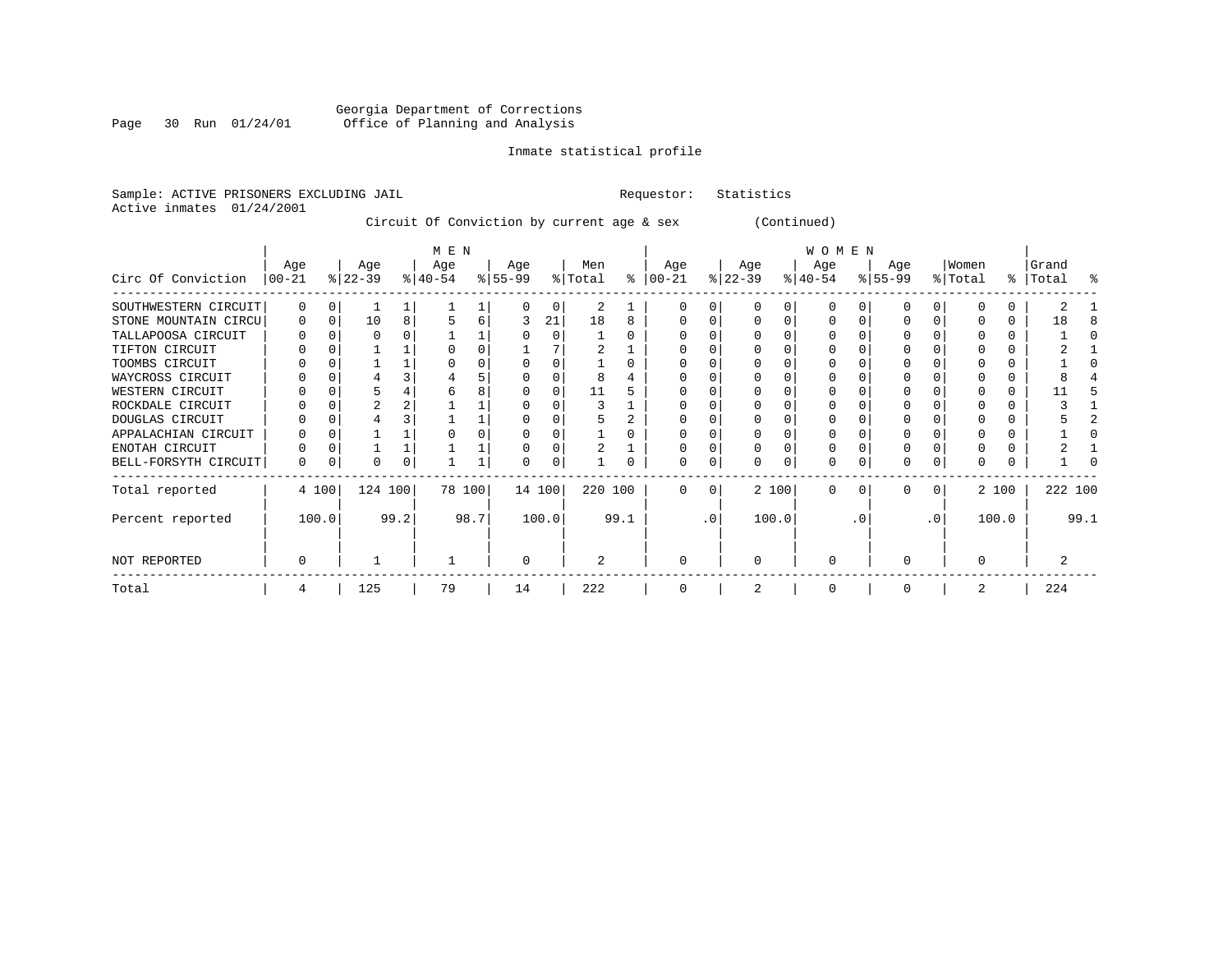Georgia Department of Corrections
Office of Planning and Analysis

Inmate statistical profile

Sample: ACTIVE PRISONERS EXCLUDING JAIL    Requestor: Statistics
Active inmates 01/24/2001

Circuit Of Conviction by current age & sex (Continued)

| Circ Of Conviction | MEN Age 00-21 | % | Age 22-39 | % | Age 40-54 | % | Age 55-99 | % | Men Total | % | WOMEN Age 00-21 | % | Age 22-39 | % | Age 40-54 | % | Age 55-99 | % | Women Total | % | Grand Total | % |
|---|---|---|---|---|---|---|---|---|---|---|---|---|---|---|---|---|---|---|---|---|---|---|
| SOUTHWESTERN CIRCUIT | 0 | 0 | 1 | 1 | 1 | 1 | 0 | 0 | 2 | 1 | 0 | 0 | 0 | 0 | 0 | 0 | 0 | 0 | 0 | 0 | 2 | 1 |
| STONE MOUNTAIN CIRCU | 0 | 0 | 10 | 8 | 5 | 6 | 3 | 21 | 18 | 8 | 0 | 0 | 0 | 0 | 0 | 0 | 0 | 0 | 0 | 0 | 18 | 8 |
| TALLAPOOSA CIRCUIT | 0 | 0 | 0 | 0 | 1 | 1 | 0 | 0 | 1 | 0 | 0 | 0 | 0 | 0 | 0 | 0 | 0 | 0 | 0 | 0 | 1 | 0 |
| TIFTON CIRCUIT | 0 | 0 | 1 | 1 | 0 | 0 | 1 | 7 | 2 | 1 | 0 | 0 | 0 | 0 | 0 | 0 | 0 | 0 | 0 | 0 | 2 | 1 |
| TOOMBS CIRCUIT | 0 | 0 | 1 | 1 | 0 | 0 | 0 | 0 | 1 | 0 | 0 | 0 | 0 | 0 | 0 | 0 | 0 | 0 | 0 | 0 | 1 | 0 |
| WAYCROSS CIRCUIT | 0 | 0 | 4 | 3 | 4 | 5 | 0 | 0 | 8 | 4 | 0 | 0 | 0 | 0 | 0 | 0 | 0 | 0 | 0 | 0 | 8 | 4 |
| WESTERN CIRCUIT | 0 | 0 | 5 | 4 | 6 | 8 | 0 | 0 | 11 | 5 | 0 | 0 | 0 | 0 | 0 | 0 | 0 | 0 | 0 | 0 | 11 | 5 |
| ROCKDALE CIRCUIT | 0 | 0 | 2 | 2 | 1 | 1 | 0 | 0 | 3 | 1 | 0 | 0 | 0 | 0 | 0 | 0 | 0 | 0 | 0 | 0 | 3 | 1 |
| DOUGLAS CIRCUIT | 0 | 0 | 4 | 3 | 1 | 1 | 0 | 0 | 5 | 2 | 0 | 0 | 0 | 0 | 0 | 0 | 0 | 0 | 0 | 0 | 5 | 2 |
| APPALACHIAN CIRCUIT | 0 | 0 | 1 | 1 | 0 | 0 | 0 | 0 | 1 | 0 | 0 | 0 | 0 | 0 | 0 | 0 | 0 | 0 | 0 | 0 | 1 | 0 |
| ENOTAH CIRCUIT | 0 | 0 | 1 | 1 | 1 | 1 | 0 | 0 | 2 | 1 | 0 | 0 | 0 | 0 | 0 | 0 | 0 | 0 | 0 | 0 | 2 | 1 |
| BELL-FORSYTH CIRCUIT | 0 | 0 | 0 | 0 | 1 | 1 | 0 | 0 | 1 | 0 | 0 | 0 | 0 | 0 | 0 | 0 | 0 | 0 | 0 | 0 | 1 | 0 |
| Total reported | 4 | 100 | 124 | 100 | 78 | 100 | 14 | 100 | 220 | 100 | 0 | 0 | 2 | 100 | 0 | 0 | 0 | 0 | 2 | 100 | 222 | 100 |
| Percent reported | | 100.0 | | 99.2 | | 98.7 | | 100.0 | | 99.1 | | .0 | | 100.0 | | .0 | | .0 | | 100.0 | | 99.1 |
| NOT REPORTED | 0 | | 1 | | 1 | | 0 | | 2 | | 0 | | 0 | | 0 | | 0 | | 0 | | 2 | |
| Total | 4 | | 125 | | 79 | | 14 | | 222 | | 0 | | 2 | | 0 | | 0 | | 2 | | 224 | |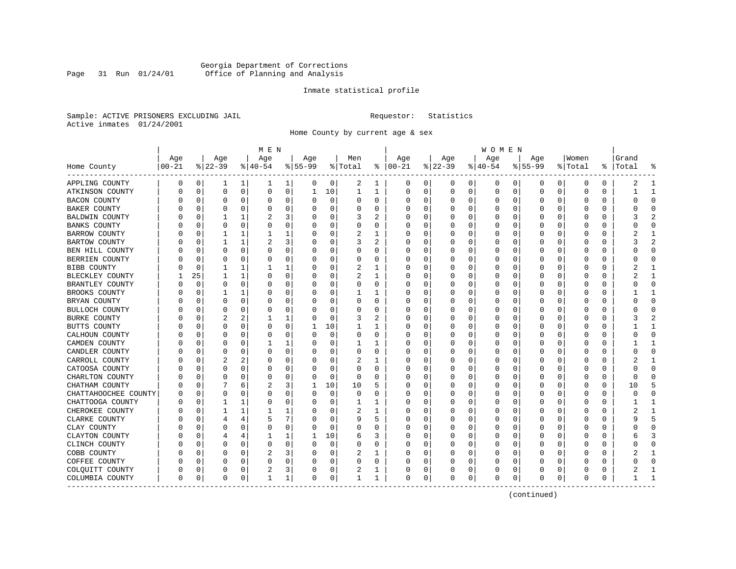Georgia Department of Corrections
Office of Planning and Analysis

Inmate statistical profile

Sample: ACTIVE PRISONERS EXCLUDING JAIL

Requestor: Statistics

Active inmates 01/24/2001

Home County by current age & sex

| Home County | MEN Age 00-21 | % | Age 22-39 | % | Age 40-54 | % | Age 55-99 | % | Men Total | % | WOMEN Age 00-21 | % | Age 22-39 | % | Age 40-54 | % | Age 55-99 | % | Women Total | % | Grand Total | % |
|---|---|---|---|---|---|---|---|---|---|---|---|---|---|---|---|---|---|---|---|---|---|---|
| APPLING COUNTY | 0 | 0 | 1 | 1 | 1 | 1 | 0 | 0 | 2 | 1 | 0 | 0 | 0 | 0 | 0 | 0 | 0 | 0 | 0 | 0 | 2 | 1 |
| ATKINSON COUNTY | 0 | 0 | 0 | 0 | 0 | 0 | 1 | 10 | 1 | 1 | 0 | 0 | 0 | 0 | 0 | 0 | 0 | 0 | 0 | 0 | 1 | 1 |
| BACON COUNTY | 0 | 0 | 0 | 0 | 0 | 0 | 0 | 0 | 0 | 0 | 0 | 0 | 0 | 0 | 0 | 0 | 0 | 0 | 0 | 0 | 0 | 0 |
| BAKER COUNTY | 0 | 0 | 0 | 0 | 0 | 0 | 0 | 0 | 0 | 0 | 0 | 0 | 0 | 0 | 0 | 0 | 0 | 0 | 0 | 0 | 0 | 0 |
| BALDWIN COUNTY | 0 | 0 | 1 | 1 | 2 | 3 | 0 | 0 | 3 | 2 | 0 | 0 | 0 | 0 | 0 | 0 | 0 | 0 | 0 | 0 | 3 | 2 |
| BANKS COUNTY | 0 | 0 | 0 | 0 | 0 | 0 | 0 | 0 | 0 | 0 | 0 | 0 | 0 | 0 | 0 | 0 | 0 | 0 | 0 | 0 | 0 | 0 |
| BARROW COUNTY | 0 | 0 | 1 | 1 | 1 | 1 | 0 | 0 | 2 | 1 | 0 | 0 | 0 | 0 | 0 | 0 | 0 | 0 | 0 | 0 | 2 | 1 |
| BARTOW COUNTY | 0 | 0 | 1 | 1 | 2 | 3 | 0 | 0 | 3 | 2 | 0 | 0 | 0 | 0 | 0 | 0 | 0 | 0 | 0 | 0 | 3 | 2 |
| BEN HILL COUNTY | 0 | 0 | 0 | 0 | 0 | 0 | 0 | 0 | 0 | 0 | 0 | 0 | 0 | 0 | 0 | 0 | 0 | 0 | 0 | 0 | 0 | 0 |
| BERRIEN COUNTY | 0 | 0 | 0 | 0 | 0 | 0 | 0 | 0 | 0 | 0 | 0 | 0 | 0 | 0 | 0 | 0 | 0 | 0 | 0 | 0 | 0 | 0 |
| BIBB COUNTY | 0 | 0 | 1 | 1 | 1 | 1 | 0 | 0 | 2 | 1 | 0 | 0 | 0 | 0 | 0 | 0 | 0 | 0 | 0 | 0 | 2 | 1 |
| BLECKLEY COUNTY | 1 | 25 | 1 | 1 | 0 | 0 | 0 | 0 | 2 | 1 | 0 | 0 | 0 | 0 | 0 | 0 | 0 | 0 | 0 | 0 | 2 | 1 |
| BRANTLEY COUNTY | 0 | 0 | 0 | 0 | 0 | 0 | 0 | 0 | 0 | 0 | 0 | 0 | 0 | 0 | 0 | 0 | 0 | 0 | 0 | 0 | 0 | 0 |
| BROOKS COUNTY | 0 | 0 | 1 | 1 | 0 | 0 | 0 | 0 | 1 | 1 | 0 | 0 | 0 | 0 | 0 | 0 | 0 | 0 | 0 | 0 | 1 | 1 |
| BRYAN COUNTY | 0 | 0 | 0 | 0 | 0 | 0 | 0 | 0 | 0 | 0 | 0 | 0 | 0 | 0 | 0 | 0 | 0 | 0 | 0 | 0 | 0 | 0 |
| BULLOCH COUNTY | 0 | 0 | 0 | 0 | 0 | 0 | 0 | 0 | 0 | 0 | 0 | 0 | 0 | 0 | 0 | 0 | 0 | 0 | 0 | 0 | 0 | 0 |
| BURKE COUNTY | 0 | 0 | 2 | 2 | 1 | 1 | 0 | 0 | 3 | 2 | 0 | 0 | 0 | 0 | 0 | 0 | 0 | 0 | 0 | 0 | 3 | 2 |
| BUTTS COUNTY | 0 | 0 | 0 | 0 | 0 | 0 | 1 | 10 | 1 | 1 | 0 | 0 | 0 | 0 | 0 | 0 | 0 | 0 | 0 | 0 | 1 | 1 |
| CALHOUN COUNTY | 0 | 0 | 0 | 0 | 0 | 0 | 0 | 0 | 0 | 0 | 0 | 0 | 0 | 0 | 0 | 0 | 0 | 0 | 0 | 0 | 0 | 0 |
| CAMDEN COUNTY | 0 | 0 | 0 | 0 | 1 | 1 | 0 | 0 | 1 | 1 | 0 | 0 | 0 | 0 | 0 | 0 | 0 | 0 | 0 | 0 | 1 | 1 |
| CANDLER COUNTY | 0 | 0 | 0 | 0 | 0 | 0 | 0 | 0 | 0 | 0 | 0 | 0 | 0 | 0 | 0 | 0 | 0 | 0 | 0 | 0 | 0 | 0 |
| CARROLL COUNTY | 0 | 0 | 2 | 2 | 0 | 0 | 0 | 0 | 2 | 1 | 0 | 0 | 0 | 0 | 0 | 0 | 0 | 0 | 0 | 0 | 2 | 1 |
| CATOOSA COUNTY | 0 | 0 | 0 | 0 | 0 | 0 | 0 | 0 | 0 | 0 | 0 | 0 | 0 | 0 | 0 | 0 | 0 | 0 | 0 | 0 | 0 | 0 |
| CHARLTON COUNTY | 0 | 0 | 0 | 0 | 0 | 0 | 0 | 0 | 0 | 0 | 0 | 0 | 0 | 0 | 0 | 0 | 0 | 0 | 0 | 0 | 0 | 0 |
| CHATHAM COUNTY | 0 | 0 | 7 | 6 | 2 | 3 | 1 | 10 | 10 | 5 | 0 | 0 | 0 | 0 | 0 | 0 | 0 | 0 | 0 | 0 | 10 | 5 |
| CHATTAHOOCHEE COUNTY | 0 | 0 | 0 | 0 | 0 | 0 | 0 | 0 | 0 | 0 | 0 | 0 | 0 | 0 | 0 | 0 | 0 | 0 | 0 | 0 | 0 | 0 |
| CHATTOOGA COUNTY | 0 | 0 | 1 | 1 | 0 | 0 | 0 | 0 | 1 | 1 | 0 | 0 | 0 | 0 | 0 | 0 | 0 | 0 | 0 | 0 | 1 | 1 |
| CHEROKEE COUNTY | 0 | 0 | 1 | 1 | 1 | 1 | 0 | 0 | 2 | 1 | 0 | 0 | 0 | 0 | 0 | 0 | 0 | 0 | 0 | 0 | 2 | 1 |
| CLARKE COUNTY | 0 | 0 | 4 | 4 | 5 | 7 | 0 | 0 | 9 | 5 | 0 | 0 | 0 | 0 | 0 | 0 | 0 | 0 | 0 | 0 | 9 | 5 |
| CLAY COUNTY | 0 | 0 | 0 | 0 | 0 | 0 | 0 | 0 | 0 | 0 | 0 | 0 | 0 | 0 | 0 | 0 | 0 | 0 | 0 | 0 | 0 | 0 |
| CLAYTON COUNTY | 0 | 0 | 4 | 4 | 1 | 1 | 1 | 10 | 6 | 3 | 0 | 0 | 0 | 0 | 0 | 0 | 0 | 0 | 0 | 0 | 6 | 3 |
| CLINCH COUNTY | 0 | 0 | 0 | 0 | 0 | 0 | 0 | 0 | 0 | 0 | 0 | 0 | 0 | 0 | 0 | 0 | 0 | 0 | 0 | 0 | 0 | 0 |
| COBB COUNTY | 0 | 0 | 0 | 0 | 2 | 3 | 0 | 0 | 2 | 1 | 0 | 0 | 0 | 0 | 0 | 0 | 0 | 0 | 0 | 0 | 2 | 1 |
| COFFEE COUNTY | 0 | 0 | 0 | 0 | 0 | 0 | 0 | 0 | 0 | 0 | 0 | 0 | 0 | 0 | 0 | 0 | 0 | 0 | 0 | 0 | 0 | 0 |
| COLQUITT COUNTY | 0 | 0 | 0 | 0 | 2 | 3 | 0 | 0 | 2 | 1 | 0 | 0 | 0 | 0 | 0 | 0 | 0 | 0 | 0 | 0 | 2 | 1 |
| COLUMBIA COUNTY | 0 | 0 | 0 | 0 | 1 | 1 | 0 | 0 | 1 | 1 | 0 | 0 | 0 | 0 | 0 | 0 | 0 | 0 | 0 | 0 | 1 | 1 |

(continued)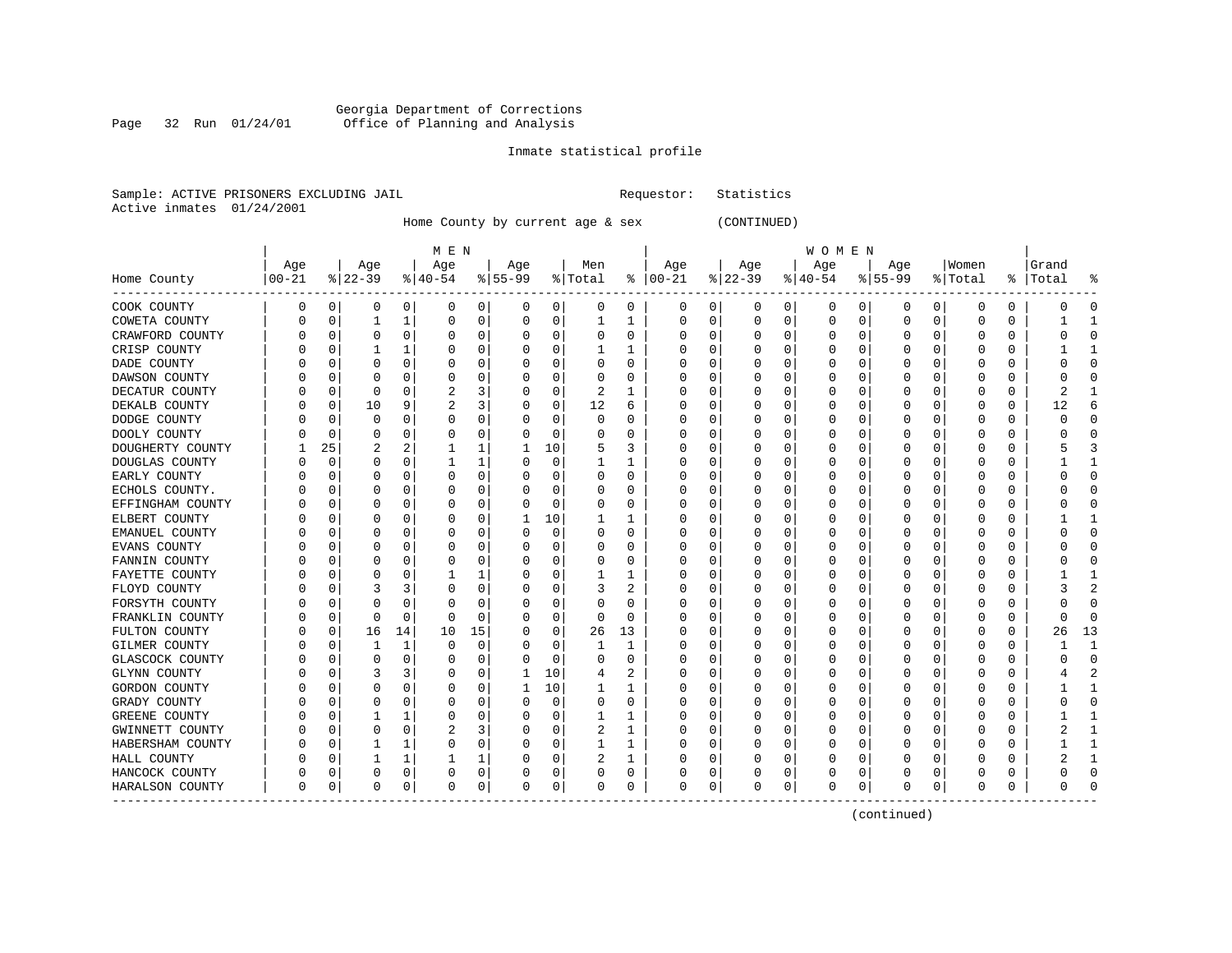Georgia Department of Corrections
Office of Planning and Analysis

Inmate statistical profile

Sample: ACTIVE PRISONERS EXCLUDING JAIL                    Requestor: Statistics
Active inmates 01/24/2001

Home County by current age & sex (CONTINUED)

| Home County | MEN Age 00-21 | % | Age 22-39 | % | Age 40-54 | % | Age 55-99 | % | Men Total | % | WOMEN Age 00-21 | % | Age 22-39 | % | Age 40-54 | % | Age 55-99 | % | Women Total | % | Grand Total | % |
|---|---|---|---|---|---|---|---|---|---|---|---|---|---|---|---|---|---|---|---|---|---|---|
| COOK COUNTY | 0 | 0 | 0 | 0 | 0 | 0 | 0 | 0 | 0 | 0 | 0 | 0 | 0 | 0 | 0 | 0 | 0 | 0 | 0 | 0 | 0 | 0 |
| COWETA COUNTY | 0 | 0 | 1 | 1 | 0 | 0 | 0 | 0 | 1 | 1 | 0 | 0 | 0 | 0 | 0 | 0 | 0 | 0 | 0 | 0 | 1 | 1 |
| CRAWFORD COUNTY | 0 | 0 | 0 | 0 | 0 | 0 | 0 | 0 | 0 | 0 | 0 | 0 | 0 | 0 | 0 | 0 | 0 | 0 | 0 | 0 | 0 | 0 |
| CRISP COUNTY | 0 | 0 | 1 | 1 | 0 | 0 | 0 | 0 | 1 | 1 | 0 | 0 | 0 | 0 | 0 | 0 | 0 | 0 | 0 | 0 | 1 | 1 |
| DADE COUNTY | 0 | 0 | 0 | 0 | 0 | 0 | 0 | 0 | 0 | 0 | 0 | 0 | 0 | 0 | 0 | 0 | 0 | 0 | 0 | 0 | 0 | 0 |
| DAWSON COUNTY | 0 | 0 | 0 | 0 | 0 | 0 | 0 | 0 | 0 | 0 | 0 | 0 | 0 | 0 | 0 | 0 | 0 | 0 | 0 | 0 | 0 | 0 |
| DECATUR COUNTY | 0 | 0 | 0 | 0 | 2 | 3 | 0 | 0 | 2 | 1 | 0 | 0 | 0 | 0 | 0 | 0 | 0 | 0 | 0 | 0 | 2 | 1 |
| DEKALB COUNTY | 0 | 0 | 10 | 9 | 2 | 3 | 0 | 0 | 12 | 6 | 0 | 0 | 0 | 0 | 0 | 0 | 0 | 0 | 0 | 0 | 12 | 6 |
| DODGE COUNTY | 0 | 0 | 0 | 0 | 0 | 0 | 0 | 0 | 0 | 0 | 0 | 0 | 0 | 0 | 0 | 0 | 0 | 0 | 0 | 0 | 0 | 0 |
| DOOLY COUNTY | 0 | 0 | 0 | 0 | 0 | 0 | 0 | 0 | 0 | 0 | 0 | 0 | 0 | 0 | 0 | 0 | 0 | 0 | 0 | 0 | 0 | 0 |
| DOUGHERTY COUNTY | 1 | 25 | 2 | 2 | 1 | 1 | 1 | 10 | 5 | 3 | 0 | 0 | 0 | 0 | 0 | 0 | 0 | 0 | 0 | 0 | 5 | 3 |
| DOUGLAS COUNTY | 0 | 0 | 0 | 0 | 1 | 1 | 0 | 0 | 1 | 1 | 0 | 0 | 0 | 0 | 0 | 0 | 0 | 0 | 0 | 0 | 1 | 1 |
| EARLY COUNTY | 0 | 0 | 0 | 0 | 0 | 0 | 0 | 0 | 0 | 0 | 0 | 0 | 0 | 0 | 0 | 0 | 0 | 0 | 0 | 0 | 0 | 0 |
| ECHOLS COUNTY. | 0 | 0 | 0 | 0 | 0 | 0 | 0 | 0 | 0 | 0 | 0 | 0 | 0 | 0 | 0 | 0 | 0 | 0 | 0 | 0 | 0 | 0 |
| EFFINGHAM COUNTY | 0 | 0 | 0 | 0 | 0 | 0 | 0 | 0 | 0 | 0 | 0 | 0 | 0 | 0 | 0 | 0 | 0 | 0 | 0 | 0 | 0 | 0 |
| ELBERT COUNTY | 0 | 0 | 0 | 0 | 0 | 0 | 1 | 10 | 1 | 1 | 0 | 0 | 0 | 0 | 0 | 0 | 0 | 0 | 0 | 0 | 1 | 1 |
| EMANUEL COUNTY | 0 | 0 | 0 | 0 | 0 | 0 | 0 | 0 | 0 | 0 | 0 | 0 | 0 | 0 | 0 | 0 | 0 | 0 | 0 | 0 | 0 | 0 |
| EVANS COUNTY | 0 | 0 | 0 | 0 | 0 | 0 | 0 | 0 | 0 | 0 | 0 | 0 | 0 | 0 | 0 | 0 | 0 | 0 | 0 | 0 | 0 | 0 |
| FANNIN COUNTY | 0 | 0 | 0 | 0 | 0 | 0 | 0 | 0 | 0 | 0 | 0 | 0 | 0 | 0 | 0 | 0 | 0 | 0 | 0 | 0 | 0 | 0 |
| FAYETTE COUNTY | 0 | 0 | 0 | 0 | 1 | 1 | 0 | 0 | 1 | 1 | 0 | 0 | 0 | 0 | 0 | 0 | 0 | 0 | 0 | 0 | 1 | 1 |
| FLOYD COUNTY | 0 | 0 | 3 | 3 | 0 | 0 | 0 | 0 | 3 | 2 | 0 | 0 | 0 | 0 | 0 | 0 | 0 | 0 | 0 | 0 | 3 | 2 |
| FORSYTH COUNTY | 0 | 0 | 0 | 0 | 0 | 0 | 0 | 0 | 0 | 0 | 0 | 0 | 0 | 0 | 0 | 0 | 0 | 0 | 0 | 0 | 0 | 0 |
| FRANKLIN COUNTY | 0 | 0 | 0 | 0 | 0 | 0 | 0 | 0 | 0 | 0 | 0 | 0 | 0 | 0 | 0 | 0 | 0 | 0 | 0 | 0 | 0 | 0 |
| FULTON COUNTY | 0 | 0 | 16 | 14 | 10 | 15 | 0 | 0 | 26 | 13 | 0 | 0 | 0 | 0 | 0 | 0 | 0 | 0 | 0 | 0 | 26 | 13 |
| GILMER COUNTY | 0 | 0 | 1 | 1 | 0 | 0 | 0 | 0 | 1 | 1 | 0 | 0 | 0 | 0 | 0 | 0 | 0 | 0 | 0 | 0 | 1 | 1 |
| GLASCOCK COUNTY | 0 | 0 | 0 | 0 | 0 | 0 | 0 | 0 | 0 | 0 | 0 | 0 | 0 | 0 | 0 | 0 | 0 | 0 | 0 | 0 | 0 | 0 |
| GLYNN COUNTY | 0 | 0 | 3 | 3 | 0 | 0 | 1 | 10 | 4 | 2 | 0 | 0 | 0 | 0 | 0 | 0 | 0 | 0 | 0 | 0 | 4 | 2 |
| GORDON COUNTY | 0 | 0 | 0 | 0 | 0 | 0 | 1 | 10 | 1 | 1 | 0 | 0 | 0 | 0 | 0 | 0 | 0 | 0 | 0 | 0 | 1 | 1 |
| GRADY COUNTY | 0 | 0 | 0 | 0 | 0 | 0 | 0 | 0 | 0 | 0 | 0 | 0 | 0 | 0 | 0 | 0 | 0 | 0 | 0 | 0 | 0 | 0 |
| GREENE COUNTY | 0 | 0 | 1 | 1 | 0 | 0 | 0 | 0 | 1 | 1 | 0 | 0 | 0 | 0 | 0 | 0 | 0 | 0 | 0 | 0 | 1 | 1 |
| GWINNETT COUNTY | 0 | 0 | 0 | 0 | 2 | 3 | 0 | 0 | 2 | 1 | 0 | 0 | 0 | 0 | 0 | 0 | 0 | 0 | 0 | 0 | 2 | 1 |
| HABERSHAM COUNTY | 0 | 0 | 1 | 1 | 0 | 0 | 0 | 0 | 1 | 1 | 0 | 0 | 0 | 0 | 0 | 0 | 0 | 0 | 0 | 0 | 1 | 1 |
| HALL COUNTY | 0 | 0 | 1 | 1 | 1 | 1 | 0 | 0 | 2 | 1 | 0 | 0 | 0 | 0 | 0 | 0 | 0 | 0 | 0 | 0 | 2 | 1 |
| HANCOCK COUNTY | 0 | 0 | 0 | 0 | 0 | 0 | 0 | 0 | 0 | 0 | 0 | 0 | 0 | 0 | 0 | 0 | 0 | 0 | 0 | 0 | 0 | 0 |
| HARALSON COUNTY | 0 | 0 | 0 | 0 | 0 | 0 | 0 | 0 | 0 | 0 | 0 | 0 | 0 | 0 | 0 | 0 | 0 | 0 | 0 | 0 | 0 | 0 |

(continued)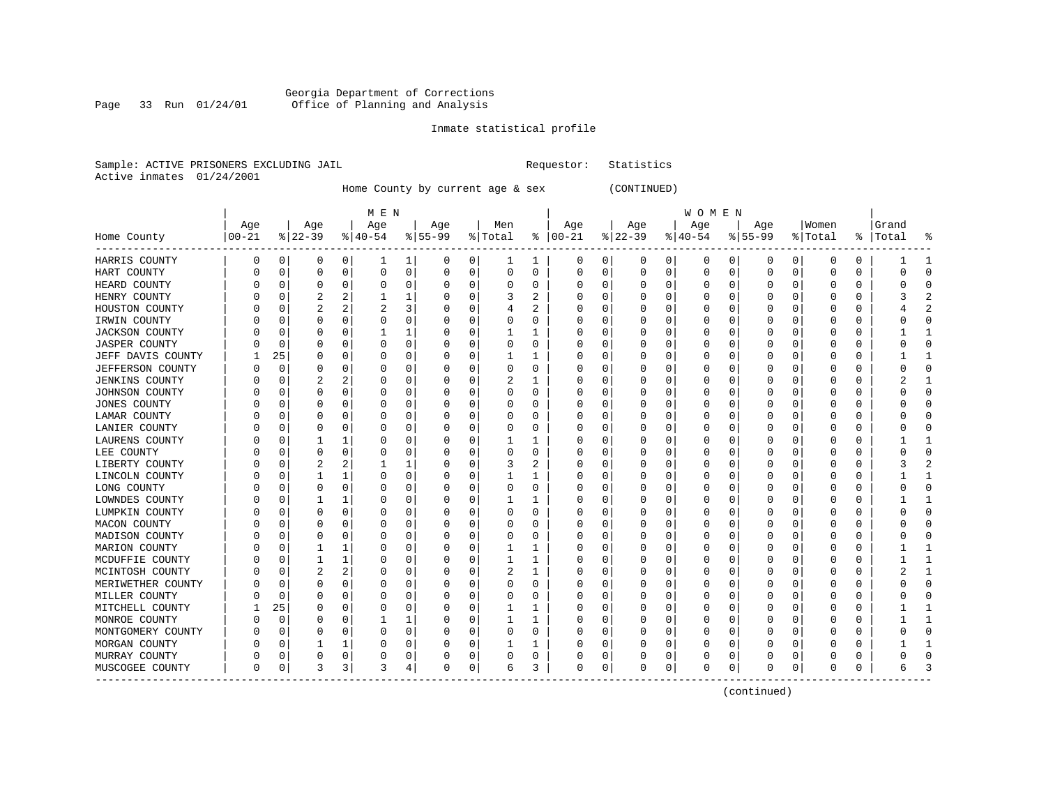Georgia Department of Corrections
Office of Planning and Analysis

Inmate statistical profile

Sample: ACTIVE PRISONERS EXCLUDING JAIL    Requestor: Statistics
Active inmates 01/24/2001

Home County by current age & sex (CONTINUED)

| Home County | MEN Age 00-21 | % | Age 22-39 | % | Age 40-54 | % | Age 55-99 | % | Men Total | % | WOMEN Age 00-21 | % | Age 22-39 | % | Age 40-54 | % | Age 55-99 | % | Women Total | % | Grand Total | % |
|---|---|---|---|---|---|---|---|---|---|---|---|---|---|---|---|---|---|---|---|---|---|---|
| HARRIS COUNTY | 0 | 0 | 0 | 0 | 1 | 1 | 0 | 0 | 1 | 1 | 0 | 0 | 0 | 0 | 0 | 0 | 0 | 0 | 0 | 0 | 1 | 1 |
| HART COUNTY | 0 | 0 | 0 | 0 | 0 | 0 | 0 | 0 | 0 | 0 | 0 | 0 | 0 | 0 | 0 | 0 | 0 | 0 | 0 | 0 | 0 | 0 |
| HEARD COUNTY | 0 | 0 | 0 | 0 | 0 | 0 | 0 | 0 | 0 | 0 | 0 | 0 | 0 | 0 | 0 | 0 | 0 | 0 | 0 | 0 | 0 | 0 |
| HENRY COUNTY | 0 | 0 | 2 | 2 | 1 | 1 | 0 | 0 | 3 | 2 | 0 | 0 | 0 | 0 | 0 | 0 | 0 | 0 | 0 | 0 | 3 | 2 |
| HOUSTON COUNTY | 0 | 0 | 2 | 2 | 2 | 3 | 0 | 0 | 4 | 2 | 0 | 0 | 0 | 0 | 0 | 0 | 0 | 0 | 0 | 0 | 4 | 2 |
| IRWIN COUNTY | 0 | 0 | 0 | 0 | 0 | 0 | 0 | 0 | 0 | 0 | 0 | 0 | 0 | 0 | 0 | 0 | 0 | 0 | 0 | 0 | 0 | 0 |
| JACKSON COUNTY | 0 | 0 | 0 | 0 | 1 | 1 | 0 | 0 | 1 | 1 | 0 | 0 | 0 | 0 | 0 | 0 | 0 | 0 | 0 | 0 | 1 | 1 |
| JASPER COUNTY | 0 | 0 | 0 | 0 | 0 | 0 | 0 | 0 | 0 | 0 | 0 | 0 | 0 | 0 | 0 | 0 | 0 | 0 | 0 | 0 | 0 | 0 |
| JEFF DAVIS COUNTY | 1 | 25 | 0 | 0 | 0 | 0 | 0 | 0 | 1 | 1 | 0 | 0 | 0 | 0 | 0 | 0 | 0 | 0 | 0 | 0 | 1 | 1 |
| JEFFERSON COUNTY | 0 | 0 | 0 | 0 | 0 | 0 | 0 | 0 | 0 | 0 | 0 | 0 | 0 | 0 | 0 | 0 | 0 | 0 | 0 | 0 | 0 | 0 |
| JENKINS COUNTY | 0 | 0 | 2 | 2 | 0 | 0 | 0 | 0 | 2 | 1 | 0 | 0 | 0 | 0 | 0 | 0 | 0 | 0 | 0 | 0 | 2 | 1 |
| JOHNSON COUNTY | 0 | 0 | 0 | 0 | 0 | 0 | 0 | 0 | 0 | 0 | 0 | 0 | 0 | 0 | 0 | 0 | 0 | 0 | 0 | 0 | 0 | 0 |
| JONES COUNTY | 0 | 0 | 0 | 0 | 0 | 0 | 0 | 0 | 0 | 0 | 0 | 0 | 0 | 0 | 0 | 0 | 0 | 0 | 0 | 0 | 0 | 0 |
| LAMAR COUNTY | 0 | 0 | 0 | 0 | 0 | 0 | 0 | 0 | 0 | 0 | 0 | 0 | 0 | 0 | 0 | 0 | 0 | 0 | 0 | 0 | 0 | 0 |
| LANIER COUNTY | 0 | 0 | 0 | 0 | 0 | 0 | 0 | 0 | 0 | 0 | 0 | 0 | 0 | 0 | 0 | 0 | 0 | 0 | 0 | 0 | 0 | 0 |
| LAURENS COUNTY | 0 | 0 | 1 | 1 | 0 | 0 | 0 | 0 | 1 | 1 | 0 | 0 | 0 | 0 | 0 | 0 | 0 | 0 | 0 | 0 | 1 | 1 |
| LEE COUNTY | 0 | 0 | 0 | 0 | 0 | 0 | 0 | 0 | 0 | 0 | 0 | 0 | 0 | 0 | 0 | 0 | 0 | 0 | 0 | 0 | 0 | 0 |
| LIBERTY COUNTY | 0 | 0 | 2 | 2 | 1 | 1 | 0 | 0 | 3 | 2 | 0 | 0 | 0 | 0 | 0 | 0 | 0 | 0 | 0 | 0 | 3 | 2 |
| LINCOLN COUNTY | 0 | 0 | 1 | 1 | 0 | 0 | 0 | 0 | 1 | 1 | 0 | 0 | 0 | 0 | 0 | 0 | 0 | 0 | 0 | 0 | 1 | 1 |
| LONG COUNTY | 0 | 0 | 0 | 0 | 0 | 0 | 0 | 0 | 0 | 0 | 0 | 0 | 0 | 0 | 0 | 0 | 0 | 0 | 0 | 0 | 0 | 0 |
| LOWNDES COUNTY | 0 | 0 | 1 | 1 | 0 | 0 | 0 | 0 | 1 | 1 | 0 | 0 | 0 | 0 | 0 | 0 | 0 | 0 | 0 | 0 | 1 | 1 |
| LUMPKIN COUNTY | 0 | 0 | 0 | 0 | 0 | 0 | 0 | 0 | 0 | 0 | 0 | 0 | 0 | 0 | 0 | 0 | 0 | 0 | 0 | 0 | 0 | 0 |
| MACON COUNTY | 0 | 0 | 0 | 0 | 0 | 0 | 0 | 0 | 0 | 0 | 0 | 0 | 0 | 0 | 0 | 0 | 0 | 0 | 0 | 0 | 0 | 0 |
| MADISON COUNTY | 0 | 0 | 0 | 0 | 0 | 0 | 0 | 0 | 0 | 0 | 0 | 0 | 0 | 0 | 0 | 0 | 0 | 0 | 0 | 0 | 0 | 0 |
| MARION COUNTY | 0 | 0 | 1 | 1 | 0 | 0 | 0 | 0 | 1 | 1 | 0 | 0 | 0 | 0 | 0 | 0 | 0 | 0 | 0 | 0 | 1 | 1 |
| MCDUFFIE COUNTY | 0 | 0 | 1 | 1 | 0 | 0 | 0 | 0 | 1 | 1 | 0 | 0 | 0 | 0 | 0 | 0 | 0 | 0 | 0 | 0 | 1 | 1 |
| MCINTOSH COUNTY | 0 | 0 | 2 | 2 | 0 | 0 | 0 | 0 | 2 | 1 | 0 | 0 | 0 | 0 | 0 | 0 | 0 | 0 | 0 | 0 | 2 | 1 |
| MERIWETHER COUNTY | 0 | 0 | 0 | 0 | 0 | 0 | 0 | 0 | 0 | 0 | 0 | 0 | 0 | 0 | 0 | 0 | 0 | 0 | 0 | 0 | 0 | 0 |
| MILLER COUNTY | 0 | 0 | 0 | 0 | 0 | 0 | 0 | 0 | 0 | 0 | 0 | 0 | 0 | 0 | 0 | 0 | 0 | 0 | 0 | 0 | 0 | 0 |
| MITCHELL COUNTY | 1 | 25 | 0 | 0 | 0 | 0 | 0 | 0 | 1 | 1 | 0 | 0 | 0 | 0 | 0 | 0 | 0 | 0 | 0 | 0 | 1 | 1 |
| MONROE COUNTY | 0 | 0 | 0 | 0 | 1 | 1 | 0 | 0 | 1 | 1 | 0 | 0 | 0 | 0 | 0 | 0 | 0 | 0 | 0 | 0 | 1 | 1 |
| MONTGOMERY COUNTY | 0 | 0 | 0 | 0 | 0 | 0 | 0 | 0 | 0 | 0 | 0 | 0 | 0 | 0 | 0 | 0 | 0 | 0 | 0 | 0 | 0 | 0 |
| MORGAN COUNTY | 0 | 0 | 1 | 1 | 0 | 0 | 0 | 0 | 1 | 1 | 0 | 0 | 0 | 0 | 0 | 0 | 0 | 0 | 0 | 0 | 1 | 1 |
| MURRAY COUNTY | 0 | 0 | 0 | 0 | 0 | 0 | 0 | 0 | 0 | 0 | 0 | 0 | 0 | 0 | 0 | 0 | 0 | 0 | 0 | 0 | 0 | 0 |
| MUSCOGEE COUNTY | 0 | 0 | 3 | 3 | 3 | 4 | 0 | 0 | 6 | 3 | 0 | 0 | 0 | 0 | 0 | 0 | 0 | 0 | 0 | 0 | 6 | 3 |

(continued)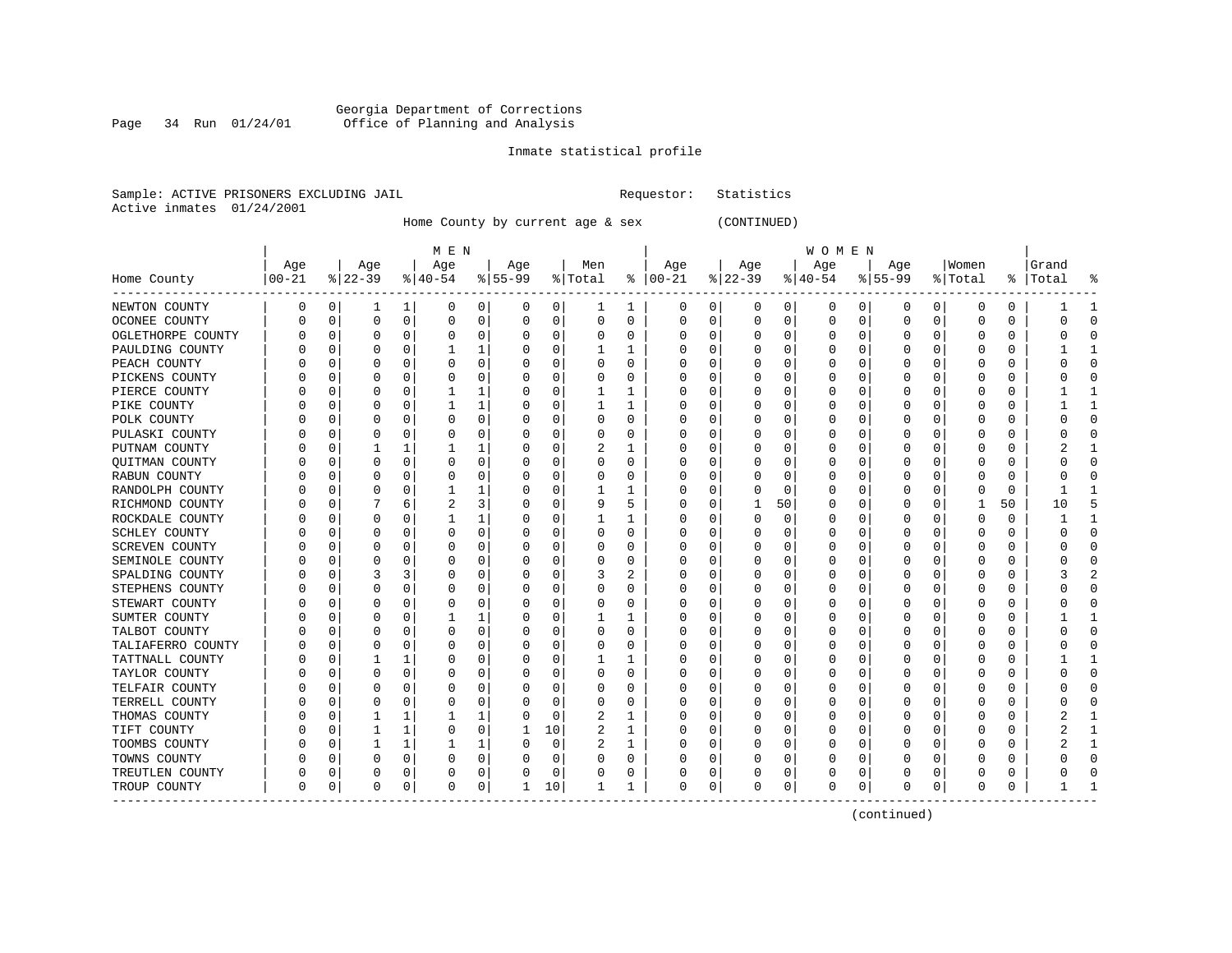Georgia Department of Corrections
Office of Planning and Analysis

Inmate statistical profile

Sample: ACTIVE PRISONERS EXCLUDING JAIL    Requestor: Statistics
Active inmates 01/24/2001

Home County by current age & sex (CONTINUED)

| Home County | MEN Age 00-21 | % | Age 22-39 | % | Age 40-54 | % | Age 55-99 | % | Men Total | % | WOMEN Age 00-21 | % | Age 22-39 | % | Age 40-54 | % | Age 55-99 | % | Women Total | % | Grand Total | % |
|---|---|---|---|---|---|---|---|---|---|---|---|---|---|---|---|---|---|---|---|---|---|---|
| NEWTON COUNTY | 0 | 0 | 1 | 1 | 0 | 0 | 0 | 0 | 1 | 1 | 0 | 0 | 0 | 0 | 0 | 0 | 0 | 0 | 0 | 0 | 1 | 1 |
| OCONEE COUNTY | 0 | 0 | 0 | 0 | 0 | 0 | 0 | 0 | 0 | 0 | 0 | 0 | 0 | 0 | 0 | 0 | 0 | 0 | 0 | 0 | 0 | 0 |
| OGLETHORPE COUNTY | 0 | 0 | 0 | 0 | 0 | 0 | 0 | 0 | 0 | 0 | 0 | 0 | 0 | 0 | 0 | 0 | 0 | 0 | 0 | 0 | 0 | 0 |
| PAULDING COUNTY | 0 | 0 | 0 | 0 | 1 | 1 | 0 | 0 | 1 | 1 | 0 | 0 | 0 | 0 | 0 | 0 | 0 | 0 | 0 | 0 | 1 | 1 |
| PEACH COUNTY | 0 | 0 | 0 | 0 | 0 | 0 | 0 | 0 | 0 | 0 | 0 | 0 | 0 | 0 | 0 | 0 | 0 | 0 | 0 | 0 | 0 | 0 |
| PICKENS COUNTY | 0 | 0 | 0 | 0 | 0 | 0 | 0 | 0 | 0 | 0 | 0 | 0 | 0 | 0 | 0 | 0 | 0 | 0 | 0 | 0 | 0 | 0 |
| PIERCE COUNTY | 0 | 0 | 0 | 0 | 1 | 1 | 0 | 0 | 1 | 1 | 0 | 0 | 0 | 0 | 0 | 0 | 0 | 0 | 0 | 0 | 1 | 1 |
| PIKE COUNTY | 0 | 0 | 0 | 0 | 1 | 1 | 0 | 0 | 1 | 1 | 0 | 0 | 0 | 0 | 0 | 0 | 0 | 0 | 0 | 0 | 1 | 1 |
| POLK COUNTY | 0 | 0 | 0 | 0 | 0 | 0 | 0 | 0 | 0 | 0 | 0 | 0 | 0 | 0 | 0 | 0 | 0 | 0 | 0 | 0 | 0 | 0 |
| PULASKI COUNTY | 0 | 0 | 0 | 0 | 0 | 0 | 0 | 0 | 0 | 0 | 0 | 0 | 0 | 0 | 0 | 0 | 0 | 0 | 0 | 0 | 0 | 0 |
| PUTNAM COUNTY | 0 | 0 | 1 | 1 | 1 | 1 | 0 | 0 | 2 | 1 | 0 | 0 | 0 | 0 | 0 | 0 | 0 | 0 | 0 | 0 | 2 | 1 |
| QUITMAN COUNTY | 0 | 0 | 0 | 0 | 0 | 0 | 0 | 0 | 0 | 0 | 0 | 0 | 0 | 0 | 0 | 0 | 0 | 0 | 0 | 0 | 0 | 0 |
| RABUN COUNTY | 0 | 0 | 0 | 0 | 0 | 0 | 0 | 0 | 0 | 0 | 0 | 0 | 0 | 0 | 0 | 0 | 0 | 0 | 0 | 0 | 0 | 0 |
| RANDOLPH COUNTY | 0 | 0 | 0 | 0 | 1 | 1 | 0 | 0 | 1 | 1 | 0 | 0 | 0 | 0 | 0 | 0 | 0 | 0 | 0 | 0 | 1 | 1 |
| RICHMOND COUNTY | 0 | 0 | 7 | 6 | 2 | 3 | 0 | 0 | 9 | 5 | 0 | 0 | 1 | 50 | 0 | 0 | 0 | 0 | 1 | 50 | 10 | 5 |
| ROCKDALE COUNTY | 0 | 0 | 0 | 0 | 1 | 1 | 0 | 0 | 1 | 1 | 0 | 0 | 0 | 0 | 0 | 0 | 0 | 0 | 0 | 0 | 1 | 1 |
| SCHLEY COUNTY | 0 | 0 | 0 | 0 | 0 | 0 | 0 | 0 | 0 | 0 | 0 | 0 | 0 | 0 | 0 | 0 | 0 | 0 | 0 | 0 | 0 | 0 |
| SCREVEN COUNTY | 0 | 0 | 0 | 0 | 0 | 0 | 0 | 0 | 0 | 0 | 0 | 0 | 0 | 0 | 0 | 0 | 0 | 0 | 0 | 0 | 0 | 0 |
| SEMINOLE COUNTY | 0 | 0 | 0 | 0 | 0 | 0 | 0 | 0 | 0 | 0 | 0 | 0 | 0 | 0 | 0 | 0 | 0 | 0 | 0 | 0 | 0 | 0 |
| SPALDING COUNTY | 0 | 0 | 3 | 3 | 0 | 0 | 0 | 0 | 3 | 2 | 0 | 0 | 0 | 0 | 0 | 0 | 0 | 0 | 0 | 0 | 3 | 2 |
| STEPHENS COUNTY | 0 | 0 | 0 | 0 | 0 | 0 | 0 | 0 | 0 | 0 | 0 | 0 | 0 | 0 | 0 | 0 | 0 | 0 | 0 | 0 | 0 | 0 |
| STEWART COUNTY | 0 | 0 | 0 | 0 | 0 | 0 | 0 | 0 | 0 | 0 | 0 | 0 | 0 | 0 | 0 | 0 | 0 | 0 | 0 | 0 | 0 | 0 |
| SUMTER COUNTY | 0 | 0 | 0 | 0 | 1 | 1 | 0 | 0 | 1 | 1 | 0 | 0 | 0 | 0 | 0 | 0 | 0 | 0 | 0 | 0 | 1 | 1 |
| TALBOT COUNTY | 0 | 0 | 0 | 0 | 0 | 0 | 0 | 0 | 0 | 0 | 0 | 0 | 0 | 0 | 0 | 0 | 0 | 0 | 0 | 0 | 0 | 0 |
| TALIAFERRO COUNTY | 0 | 0 | 0 | 0 | 0 | 0 | 0 | 0 | 0 | 0 | 0 | 0 | 0 | 0 | 0 | 0 | 0 | 0 | 0 | 0 | 0 | 0 |
| TATTNALL COUNTY | 0 | 0 | 1 | 1 | 0 | 0 | 0 | 0 | 1 | 1 | 0 | 0 | 0 | 0 | 0 | 0 | 0 | 0 | 0 | 0 | 1 | 1 |
| TAYLOR COUNTY | 0 | 0 | 0 | 0 | 0 | 0 | 0 | 0 | 0 | 0 | 0 | 0 | 0 | 0 | 0 | 0 | 0 | 0 | 0 | 0 | 0 | 0 |
| TELFAIR COUNTY | 0 | 0 | 0 | 0 | 0 | 0 | 0 | 0 | 0 | 0 | 0 | 0 | 0 | 0 | 0 | 0 | 0 | 0 | 0 | 0 | 0 | 0 |
| TERRELL COUNTY | 0 | 0 | 0 | 0 | 0 | 0 | 0 | 0 | 0 | 0 | 0 | 0 | 0 | 0 | 0 | 0 | 0 | 0 | 0 | 0 | 0 | 0 |
| THOMAS COUNTY | 0 | 0 | 1 | 1 | 1 | 1 | 0 | 0 | 2 | 1 | 0 | 0 | 0 | 0 | 0 | 0 | 0 | 0 | 0 | 0 | 2 | 1 |
| TIFT COUNTY | 0 | 0 | 1 | 1 | 0 | 0 | 1 | 10 | 2 | 1 | 0 | 0 | 0 | 0 | 0 | 0 | 0 | 0 | 0 | 0 | 2 | 1 |
| TOOMBS COUNTY | 0 | 0 | 1 | 1 | 1 | 1 | 0 | 0 | 2 | 1 | 0 | 0 | 0 | 0 | 0 | 0 | 0 | 0 | 0 | 0 | 2 | 1 |
| TOWNS COUNTY | 0 | 0 | 0 | 0 | 0 | 0 | 0 | 0 | 0 | 0 | 0 | 0 | 0 | 0 | 0 | 0 | 0 | 0 | 0 | 0 | 0 | 0 |
| TREUTLEN COUNTY | 0 | 0 | 0 | 0 | 0 | 0 | 0 | 0 | 0 | 0 | 0 | 0 | 0 | 0 | 0 | 0 | 0 | 0 | 0 | 0 | 0 | 0 |
| TROUP COUNTY | 0 | 0 | 0 | 0 | 0 | 0 | 1 | 10 | 1 | 1 | 0 | 0 | 0 | 0 | 0 | 0 | 0 | 0 | 0 | 0 | 1 | 1 |

(continued)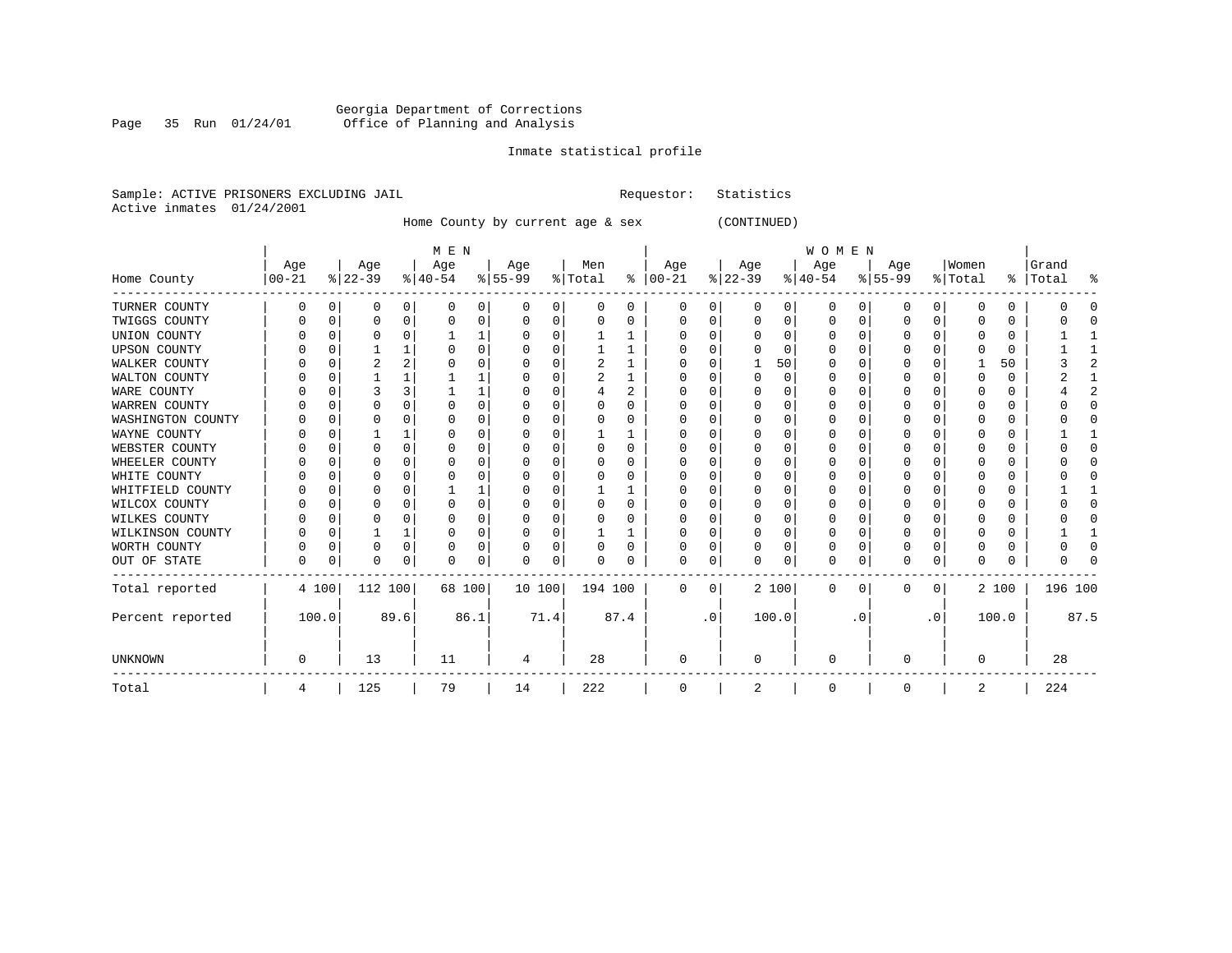Georgia Department of Corrections
Office of Planning and Analysis

Inmate statistical profile

Sample: ACTIVE PRISONERS EXCLUDING JAIL    Requestor: Statistics
Active inmates 01/24/2001

Home County by current age & sex (CONTINUED)

| Home County | MEN Age 00-21 | % | Age 22-39 | % | Age 40-54 | % | Age 55-99 | % | Men Total | % | WOMEN Age 00-21 | % | Age 22-39 | % | Age 40-54 | % | Age 55-99 | % | Women Total | % | Grand Total | % |
|---|---|---|---|---|---|---|---|---|---|---|---|---|---|---|---|---|---|---|---|---|---|---|
| TURNER COUNTY | 0 | 0 | 0 | 0 | 0 | 0 | 0 | 0 | 0 | 0 | 0 | 0 | 0 | 0 | 0 | 0 | 0 | 0 | 0 | 0 | 0 | 0 |
| TWIGGS COUNTY | 0 | 0 | 0 | 0 | 0 | 0 | 0 | 0 | 0 | 0 | 0 | 0 | 0 | 0 | 0 | 0 | 0 | 0 | 0 | 0 | 0 | 0 |
| UNION COUNTY | 0 | 0 | 0 | 0 | 1 | 1 | 0 | 0 | 1 | 1 | 0 | 0 | 0 | 0 | 0 | 0 | 0 | 0 | 0 | 0 | 1 | 1 |
| UPSON COUNTY | 0 | 0 | 1 | 1 | 0 | 0 | 0 | 0 | 1 | 1 | 0 | 0 | 0 | 0 | 0 | 0 | 0 | 0 | 0 | 0 | 1 | 1 |
| WALKER COUNTY | 0 | 0 | 2 | 2 | 0 | 0 | 0 | 0 | 2 | 1 | 0 | 0 | 1 | 50 | 0 | 0 | 0 | 0 | 1 | 50 | 3 | 2 |
| WALTON COUNTY | 0 | 0 | 1 | 1 | 1 | 1 | 0 | 0 | 2 | 1 | 0 | 0 | 0 | 0 | 0 | 0 | 0 | 0 | 0 | 0 | 2 | 1 |
| WARE COUNTY | 0 | 0 | 3 | 3 | 1 | 1 | 0 | 0 | 4 | 2 | 0 | 0 | 0 | 0 | 0 | 0 | 0 | 0 | 0 | 0 | 4 | 2 |
| WARREN COUNTY | 0 | 0 | 0 | 0 | 0 | 0 | 0 | 0 | 0 | 0 | 0 | 0 | 0 | 0 | 0 | 0 | 0 | 0 | 0 | 0 | 0 | 0 |
| WASHINGTON COUNTY | 0 | 0 | 0 | 0 | 0 | 0 | 0 | 0 | 0 | 0 | 0 | 0 | 0 | 0 | 0 | 0 | 0 | 0 | 0 | 0 | 0 | 0 |
| WAYNE COUNTY | 0 | 0 | 1 | 1 | 0 | 0 | 0 | 0 | 1 | 1 | 0 | 0 | 0 | 0 | 0 | 0 | 0 | 0 | 0 | 0 | 1 | 1 |
| WEBSTER COUNTY | 0 | 0 | 0 | 0 | 0 | 0 | 0 | 0 | 0 | 0 | 0 | 0 | 0 | 0 | 0 | 0 | 0 | 0 | 0 | 0 | 0 | 0 |
| WHEELER COUNTY | 0 | 0 | 0 | 0 | 0 | 0 | 0 | 0 | 0 | 0 | 0 | 0 | 0 | 0 | 0 | 0 | 0 | 0 | 0 | 0 | 0 | 0 |
| WHITE COUNTY | 0 | 0 | 0 | 0 | 0 | 0 | 0 | 0 | 0 | 0 | 0 | 0 | 0 | 0 | 0 | 0 | 0 | 0 | 0 | 0 | 0 | 0 |
| WHITFIELD COUNTY | 0 | 0 | 0 | 0 | 1 | 1 | 0 | 0 | 1 | 1 | 0 | 0 | 0 | 0 | 0 | 0 | 0 | 0 | 0 | 0 | 1 | 1 |
| WILCOX COUNTY | 0 | 0 | 0 | 0 | 0 | 0 | 0 | 0 | 0 | 0 | 0 | 0 | 0 | 0 | 0 | 0 | 0 | 0 | 0 | 0 | 0 | 0 |
| WILKES COUNTY | 0 | 0 | 0 | 0 | 0 | 0 | 0 | 0 | 0 | 0 | 0 | 0 | 0 | 0 | 0 | 0 | 0 | 0 | 0 | 0 | 0 | 0 |
| WILKINSON COUNTY | 0 | 0 | 1 | 1 | 0 | 0 | 0 | 0 | 1 | 1 | 0 | 0 | 0 | 0 | 0 | 0 | 0 | 0 | 0 | 0 | 1 | 1 |
| WORTH COUNTY | 0 | 0 | 0 | 0 | 0 | 0 | 0 | 0 | 0 | 0 | 0 | 0 | 0 | 0 | 0 | 0 | 0 | 0 | 0 | 0 | 0 | 0 |
| OUT OF STATE | 0 | 0 | 0 | 0 | 0 | 0 | 0 | 0 | 0 | 0 | 0 | 0 | 0 | 0 | 0 | 0 | 0 | 0 | 0 | 0 | 0 | 0 |
| Total reported | 4 | 100 | 112 | 100 | 68 | 100 | 10 | 100 | 194 | 100 | 0 | 0 | 2 | 100 | 0 | 0 | 0 | 0 | 2 | 100 | 196 | 100 |
| Percent reported | 100.0 | | 89.6 | | 86.1 | | 71.4 | | 87.4 | | .0 | | 100.0 | | .0 | | .0 | | 100.0 | | 87.5 | |
| UNKNOWN | 0 | | 13 | | 11 | | 4 | | 28 | | 0 | | 0 | | 0 | | 0 | | 0 | | 28 | |
| Total | 4 | | 125 | | 79 | | 14 | | 222 | | 0 | | 2 | | 0 | | 0 | | 2 | | 224 | |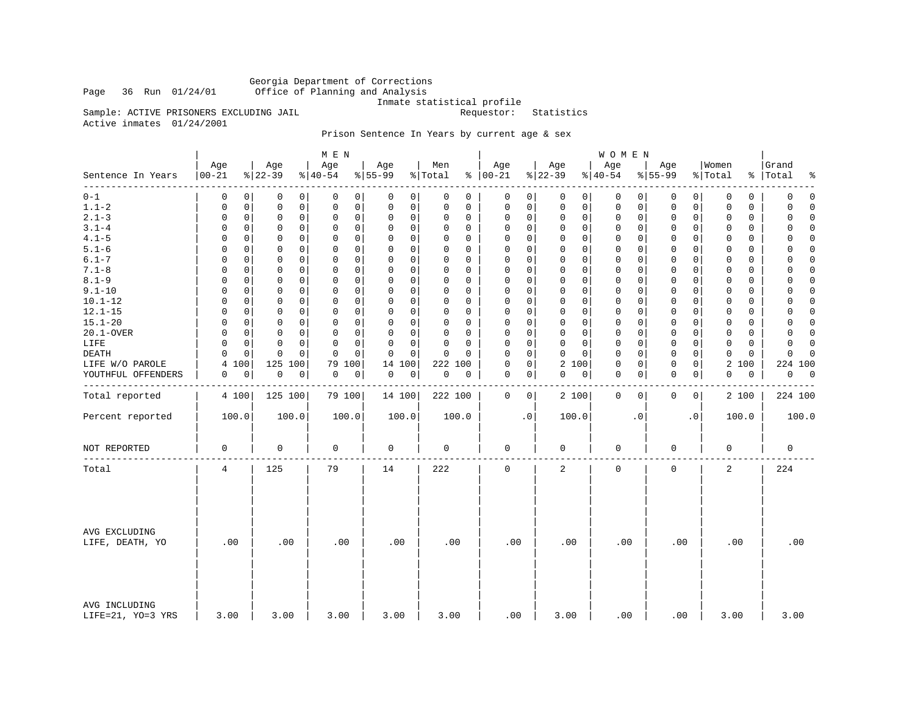Georgia Department of Corrections
Office of Planning and Analysis
Inmate statistical profile

Sample: ACTIVE PRISONERS EXCLUDING JAIL                Requestor: Statistics

Active inmates 01/24/2001

Prison Sentence In Years by current age & sex

| Sentence In Years | MEN Age 00-21 | % | Age 22-39 | % | Age 40-54 | % | Age 55-99 | % | Men Total | % | WOMEN Age 00-21 | % | Age 22-39 | % | Age 40-54 | % | Age 55-99 | % | Women Total | % | Grand Total | % |
|---|---|---|---|---|---|---|---|---|---|---|---|---|---|---|---|---|---|---|---|---|---|---|
| 0-1 | 0 | 0 | 0 | 0 | 0 | 0 | 0 | 0 | 0 | 0 | 0 | 0 | 0 | 0 | 0 | 0 | 0 | 0 | 0 | 0 | 0 | 0 |
| 1.1-2 | 0 | 0 | 0 | 0 | 0 | 0 | 0 | 0 | 0 | 0 | 0 | 0 | 0 | 0 | 0 | 0 | 0 | 0 | 0 | 0 | 0 | 0 |
| 2.1-3 | 0 | 0 | 0 | 0 | 0 | 0 | 0 | 0 | 0 | 0 | 0 | 0 | 0 | 0 | 0 | 0 | 0 | 0 | 0 | 0 | 0 | 0 |
| 3.1-4 | 0 | 0 | 0 | 0 | 0 | 0 | 0 | 0 | 0 | 0 | 0 | 0 | 0 | 0 | 0 | 0 | 0 | 0 | 0 | 0 | 0 | 0 |
| 4.1-5 | 0 | 0 | 0 | 0 | 0 | 0 | 0 | 0 | 0 | 0 | 0 | 0 | 0 | 0 | 0 | 0 | 0 | 0 | 0 | 0 | 0 | 0 |
| 5.1-6 | 0 | 0 | 0 | 0 | 0 | 0 | 0 | 0 | 0 | 0 | 0 | 0 | 0 | 0 | 0 | 0 | 0 | 0 | 0 | 0 | 0 | 0 |
| 6.1-7 | 0 | 0 | 0 | 0 | 0 | 0 | 0 | 0 | 0 | 0 | 0 | 0 | 0 | 0 | 0 | 0 | 0 | 0 | 0 | 0 | 0 | 0 |
| 7.1-8 | 0 | 0 | 0 | 0 | 0 | 0 | 0 | 0 | 0 | 0 | 0 | 0 | 0 | 0 | 0 | 0 | 0 | 0 | 0 | 0 | 0 | 0 |
| 8.1-9 | 0 | 0 | 0 | 0 | 0 | 0 | 0 | 0 | 0 | 0 | 0 | 0 | 0 | 0 | 0 | 0 | 0 | 0 | 0 | 0 | 0 | 0 |
| 9.1-10 | 0 | 0 | 0 | 0 | 0 | 0 | 0 | 0 | 0 | 0 | 0 | 0 | 0 | 0 | 0 | 0 | 0 | 0 | 0 | 0 | 0 | 0 |
| 10.1-12 | 0 | 0 | 0 | 0 | 0 | 0 | 0 | 0 | 0 | 0 | 0 | 0 | 0 | 0 | 0 | 0 | 0 | 0 | 0 | 0 | 0 | 0 |
| 12.1-15 | 0 | 0 | 0 | 0 | 0 | 0 | 0 | 0 | 0 | 0 | 0 | 0 | 0 | 0 | 0 | 0 | 0 | 0 | 0 | 0 | 0 | 0 |
| 15.1-20 | 0 | 0 | 0 | 0 | 0 | 0 | 0 | 0 | 0 | 0 | 0 | 0 | 0 | 0 | 0 | 0 | 0 | 0 | 0 | 0 | 0 | 0 |
| 20.1-OVER | 0 | 0 | 0 | 0 | 0 | 0 | 0 | 0 | 0 | 0 | 0 | 0 | 0 | 0 | 0 | 0 | 0 | 0 | 0 | 0 | 0 | 0 |
| LIFE | 0 | 0 | 0 | 0 | 0 | 0 | 0 | 0 | 0 | 0 | 0 | 0 | 0 | 0 | 0 | 0 | 0 | 0 | 0 | 0 | 0 | 0 |
| DEATH | 0 | 0 | 0 | 0 | 0 | 0 | 0 | 0 | 0 | 0 | 0 | 0 | 0 | 0 | 0 | 0 | 0 | 0 | 0 | 0 | 0 | 0 |
| LIFE W/O PAROLE | 4 | 100 | 125 | 100 | 79 | 100 | 14 | 100 | 222 | 100 | 0 | 0 | 2 | 100 | 0 | 0 | 0 | 0 | 2 | 100 | 224 | 100 |
| YOUTHFUL OFFENDERS | 0 | 0 | 0 | 0 | 0 | 0 | 0 | 0 | 0 | 0 | 0 | 0 | 0 | 0 | 0 | 0 | 0 | 0 | 0 | 0 | 0 | 0 |
| Total reported | 4 | 100 | 125 | 100 | 79 | 100 | 14 | 100 | 222 | 100 | 0 | 0 | 2 | 100 | 0 | 0 | 0 | 0 | 2 | 100 | 224 | 100 |
| Percent reported | 100.0 | | 100.0 | | 100.0 | | 100.0 | | 100.0 | | .0 | | 100.0 | | .0 | | .0 | | 100.0 | | 100.0 | |
| NOT REPORTED | 0 | | 0 | | 0 | | 0 | | 0 | | 0 | | 0 | | 0 | | 0 | | 0 | | 0 | |
| Total | 4 | | 125 | | 79 | | 14 | | 222 | | 0 | | 2 | | 0 | | 0 | | 2 | | 224 | |
| AVG EXCLUDING LIFE, DEATH, YO | .00 | | .00 | | .00 | | .00 | | .00 | | .00 | | .00 | | .00 | | .00 | | .00 | | .00 | |
| AVG INCLUDING LIFE=21, YO=3 YRS | 3.00 | | 3.00 | | 3.00 | | 3.00 | | 3.00 | | .00 | | 3.00 | | .00 | | .00 | | 3.00 | | 3.00 | |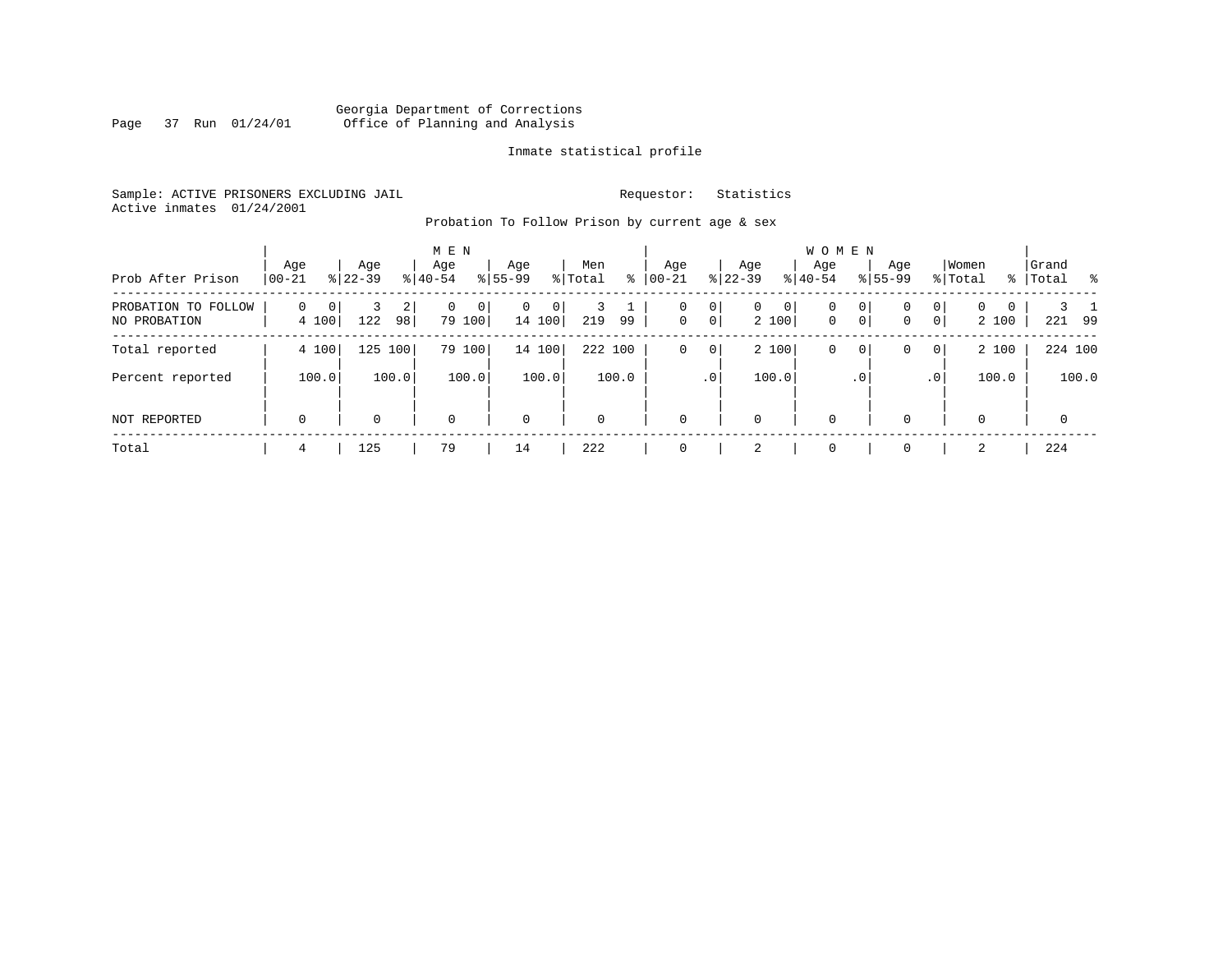Georgia Department of Corrections
Office of Planning and Analysis

Inmate statistical profile

Sample: ACTIVE PRISONERS EXCLUDING JAIL

Requestor: Statistics

Active inmates 01/24/2001

Probation To Follow Prison by current age & sex

| Prob After Prison | MEN Age 00-21 | % | Age 22-39 | % | Age 40-54 | % | Age 55-99 | % | Men Total | % | WOMEN Age 00-21 | % | Age 22-39 | % | Age 40-54 | % | Age 55-99 | % | Women Total | % | Grand Total | % |
|---|---|---|---|---|---|---|---|---|---|---|---|---|---|---|---|---|---|---|---|---|---|---|
| PROBATION TO FOLLOW | 0 | 0 | 3 | 2 | 0 | 0 | 0 | 0 | 3 | 1 | 0 | 0 | 0 | 0 | 0 | 0 | 0 | 0 | 0 | 0 | 3 | 1 |
| NO PROBATION | 4 | 100 | 122 | 98 | 79 | 100 | 14 | 100 | 219 | 99 | 0 | 0 | 2 | 100 | 0 | 0 | 0 | 0 | 2 | 100 | 221 | 99 |
| Total reported | 4 | 100 | 125 | 100 | 79 | 100 | 14 | 100 | 222 | 100 | 0 | 0 | 2 | 100 | 0 | 0 | 0 | 0 | 2 | 100 | 224 | 100 |
| Percent reported | | 100.0 | | 100.0 | | 100.0 | | 100.0 | | 100.0 | | .0 | | 100.0 | | .0 | | .0 | | 100.0 | | 100.0 |
| NOT REPORTED | 0 | | 0 | | 0 | | 0 | | 0 | | 0 | | 0 | | 0 | | 0 | | 0 | | 0 | |
| Total | 4 | | 125 | | 79 | | 14 | | 222 | | 0 | | 2 | | 0 | | 0 | | 2 | | 224 | |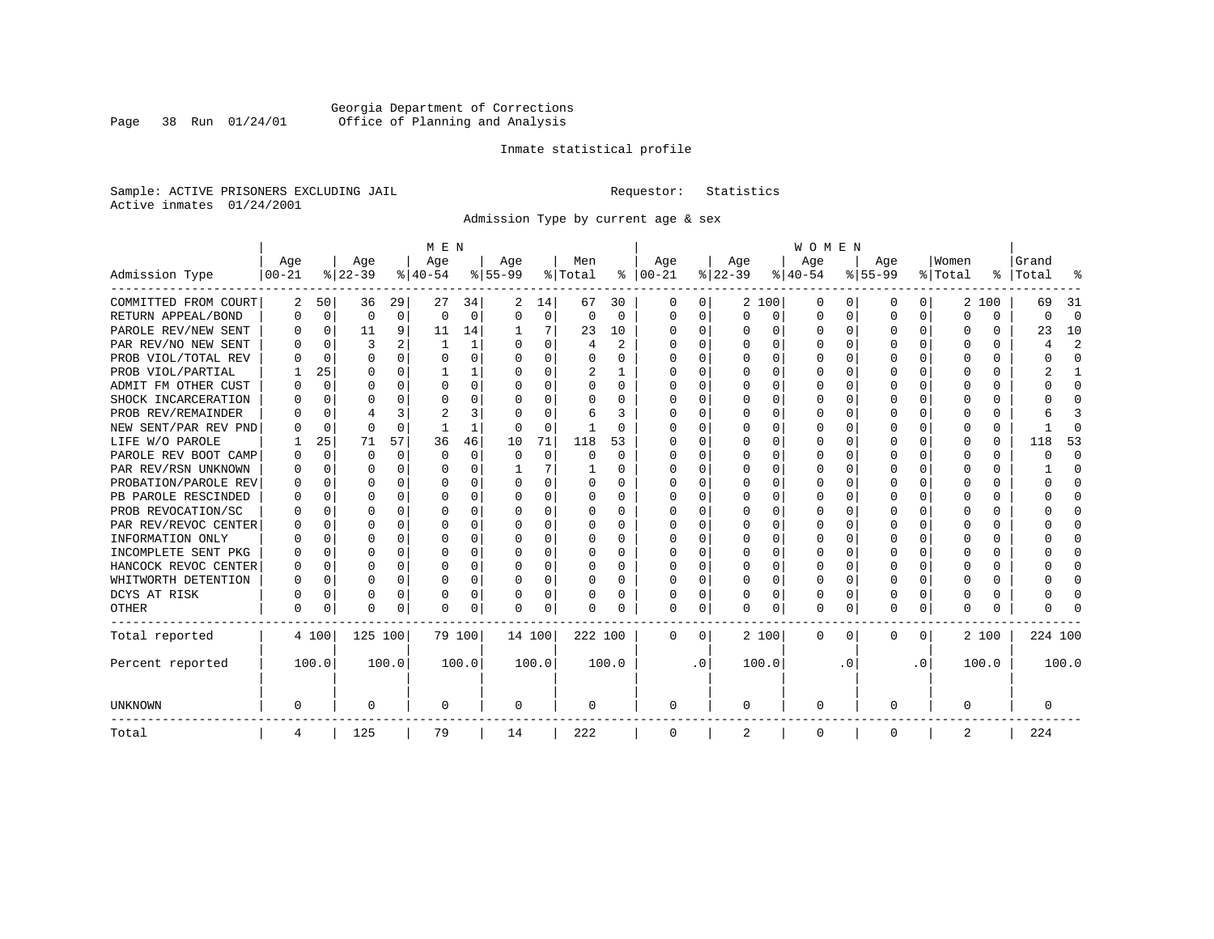Georgia Department of Corrections
Office of Planning and Analysis

Inmate statistical profile

Sample: ACTIVE PRISONERS EXCLUDING JAIL    Requestor: Statistics
Active inmates 01/24/2001

Admission Type by current age & sex

| Admission Type | MEN Age 00-21 | % | Age 22-39 | % | Age 40-54 | % | Age 55-99 | % | Men Total | % | WOMEN Age 00-21 | % | Age 22-39 | % | Age 40-54 | % | Age 55-99 | % | Women Total | % | Grand Total | % |
|---|---|---|---|---|---|---|---|---|---|---|---|---|---|---|---|---|---|---|---|---|---|---|
| COMMITTED FROM COURT | 2 | 50 | 36 | 29 | 27 | 34 | 2 | 14 | 67 | 30 | 0 | 0 | 2 | 100 | 0 | 0 | 0 | 0 | 2 | 100 | 69 | 31 |
| RETURN APPEAL/BOND | 0 | 0 | 0 | 0 | 0 | 0 | 0 | 0 | 0 | 0 | 0 | 0 | 0 | 0 | 0 | 0 | 0 | 0 | 0 | 0 | 0 | 0 |
| PAROLE REV/NEW SENT | 0 | 0 | 11 | 9 | 11 | 14 | 1 | 7 | 23 | 10 | 0 | 0 | 0 | 0 | 0 | 0 | 0 | 0 | 0 | 0 | 23 | 10 |
| PAR REV/NO NEW SENT | 0 | 0 | 3 | 2 | 1 | 1 | 0 | 0 | 4 | 2 | 0 | 0 | 0 | 0 | 0 | 0 | 0 | 0 | 0 | 0 | 4 | 2 |
| PROB VIOL/TOTAL REV | 0 | 0 | 0 | 0 | 0 | 0 | 0 | 0 | 0 | 0 | 0 | 0 | 0 | 0 | 0 | 0 | 0 | 0 | 0 | 0 | 0 | 0 |
| PROB VIOL/PARTIAL | 1 | 25 | 0 | 0 | 1 | 1 | 0 | 0 | 2 | 1 | 0 | 0 | 0 | 0 | 0 | 0 | 0 | 0 | 0 | 0 | 2 | 1 |
| ADMIT FM OTHER CUST | 0 | 0 | 0 | 0 | 0 | 0 | 0 | 0 | 0 | 0 | 0 | 0 | 0 | 0 | 0 | 0 | 0 | 0 | 0 | 0 | 0 | 0 |
| SHOCK INCARCERATION | 0 | 0 | 0 | 0 | 0 | 0 | 0 | 0 | 0 | 0 | 0 | 0 | 0 | 0 | 0 | 0 | 0 | 0 | 0 | 0 | 0 | 0 |
| PROB REV/REMAINDER | 0 | 0 | 4 | 3 | 2 | 3 | 0 | 0 | 6 | 3 | 0 | 0 | 0 | 0 | 0 | 0 | 0 | 0 | 0 | 0 | 6 | 3 |
| NEW SENT/PAR REV PND | 0 | 0 | 0 | 0 | 1 | 1 | 0 | 0 | 1 | 0 | 0 | 0 | 0 | 0 | 0 | 0 | 0 | 0 | 0 | 0 | 1 | 0 |
| LIFE W/O PAROLE | 1 | 25 | 71 | 57 | 36 | 46 | 10 | 71 | 118 | 53 | 0 | 0 | 0 | 0 | 0 | 0 | 0 | 0 | 0 | 0 | 118 | 53 |
| PAROLE REV BOOT CAMP | 0 | 0 | 0 | 0 | 0 | 0 | 0 | 0 | 0 | 0 | 0 | 0 | 0 | 0 | 0 | 0 | 0 | 0 | 0 | 0 | 0 | 0 |
| PAR REV/RSN UNKNOWN | 0 | 0 | 0 | 0 | 0 | 0 | 1 | 7 | 1 | 0 | 0 | 0 | 0 | 0 | 0 | 0 | 0 | 0 | 0 | 0 | 1 | 0 |
| PROBATION/PAROLE REV | 0 | 0 | 0 | 0 | 0 | 0 | 0 | 0 | 0 | 0 | 0 | 0 | 0 | 0 | 0 | 0 | 0 | 0 | 0 | 0 | 0 | 0 |
| PB PAROLE RESCINDED | 0 | 0 | 0 | 0 | 0 | 0 | 0 | 0 | 0 | 0 | 0 | 0 | 0 | 0 | 0 | 0 | 0 | 0 | 0 | 0 | 0 | 0 |
| PROB REVOCATION/SC | 0 | 0 | 0 | 0 | 0 | 0 | 0 | 0 | 0 | 0 | 0 | 0 | 0 | 0 | 0 | 0 | 0 | 0 | 0 | 0 | 0 | 0 |
| PAR REV/REVOC CENTER | 0 | 0 | 0 | 0 | 0 | 0 | 0 | 0 | 0 | 0 | 0 | 0 | 0 | 0 | 0 | 0 | 0 | 0 | 0 | 0 | 0 | 0 |
| INFORMATION ONLY | 0 | 0 | 0 | 0 | 0 | 0 | 0 | 0 | 0 | 0 | 0 | 0 | 0 | 0 | 0 | 0 | 0 | 0 | 0 | 0 | 0 | 0 |
| INCOMPLETE SENT PKG | 0 | 0 | 0 | 0 | 0 | 0 | 0 | 0 | 0 | 0 | 0 | 0 | 0 | 0 | 0 | 0 | 0 | 0 | 0 | 0 | 0 | 0 |
| HANCOCK REVOC CENTER | 0 | 0 | 0 | 0 | 0 | 0 | 0 | 0 | 0 | 0 | 0 | 0 | 0 | 0 | 0 | 0 | 0 | 0 | 0 | 0 | 0 | 0 |
| WHITWORTH DETENTION | 0 | 0 | 0 | 0 | 0 | 0 | 0 | 0 | 0 | 0 | 0 | 0 | 0 | 0 | 0 | 0 | 0 | 0 | 0 | 0 | 0 | 0 |
| DCYS AT RISK | 0 | 0 | 0 | 0 | 0 | 0 | 0 | 0 | 0 | 0 | 0 | 0 | 0 | 0 | 0 | 0 | 0 | 0 | 0 | 0 | 0 | 0 |
| OTHER | 0 | 0 | 0 | 0 | 0 | 0 | 0 | 0 | 0 | 0 | 0 | 0 | 0 | 0 | 0 | 0 | 0 | 0 | 0 | 0 | 0 | 0 |
| Total reported | 4 | 100 | 125 | 100 | 79 | 100 | 14 | 100 | 222 | 100 | 0 | 0 | 2 | 100 | 0 | 0 | 0 | 0 | 2 | 100 | 224 | 100 |
| Percent reported | | 100.0 | | 100.0 | | 100.0 | | 100.0 | | 100.0 | | .0 | | 100.0 | | .0 | | .0 | | 100.0 | | 100.0 |
| UNKNOWN | 0 | | 0 | | 0 | | 0 | | 0 | | 0 | | 0 | | 0 | | 0 | | 0 | | 0 | |
| Total | 4 | | 125 | | 79 | | 14 | | 222 | | 0 | | 2 | | 0 | | 0 | | 2 | | 224 | |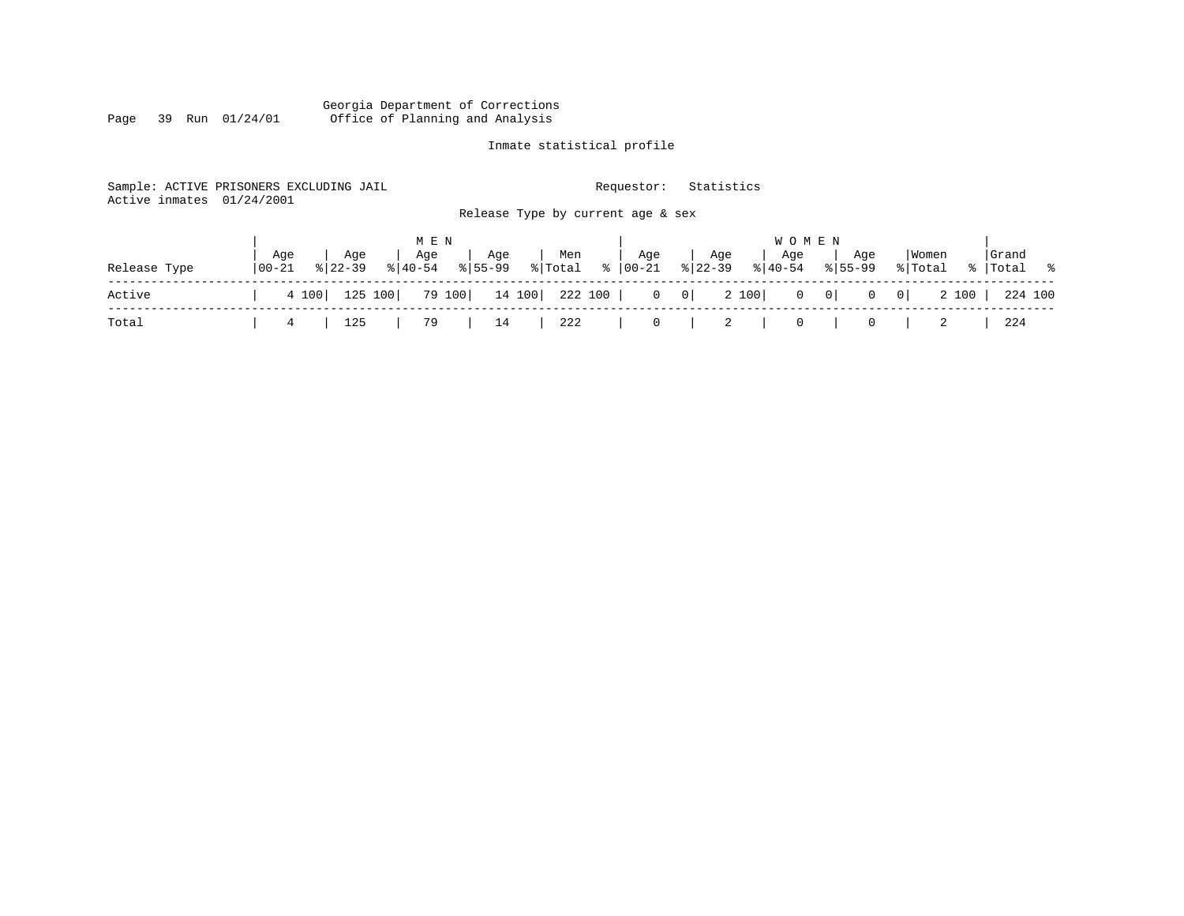Georgia Department of Corrections
Office of Planning and Analysis

Inmate statistical profile

Sample: ACTIVE PRISONERS EXCLUDING JAIL    Requestor: Statistics
Active inmates 01/24/2001

Release Type by current age & sex

| Release Type | MEN Age 00-21 | % | Age 22-39 | % | Age 40-54 | % | Age 55-99 | % | Men Total | % | WOMEN Age 00-21 | % | Age 22-39 | % | Age 40-54 | % | Age 55-99 | % | Women Total | % | Grand Total | % |
|---|---|---|---|---|---|---|---|---|---|---|---|---|---|---|---|---|---|---|---|---|---|---|
| Active | 4 | 100 | 125 | 100 | 79 | 100 | 14 | 100 | 222 | 100 | 0 | 0 | 2 | 100 | 0 | 0 | 0 | 0 | 2 | 100 | 224 | 100 |
| Total | 4 | | 125 | | 79 | | 14 | | 222 | | 0 | | 2 | | 0 | | 0 | | 2 | | 224 | |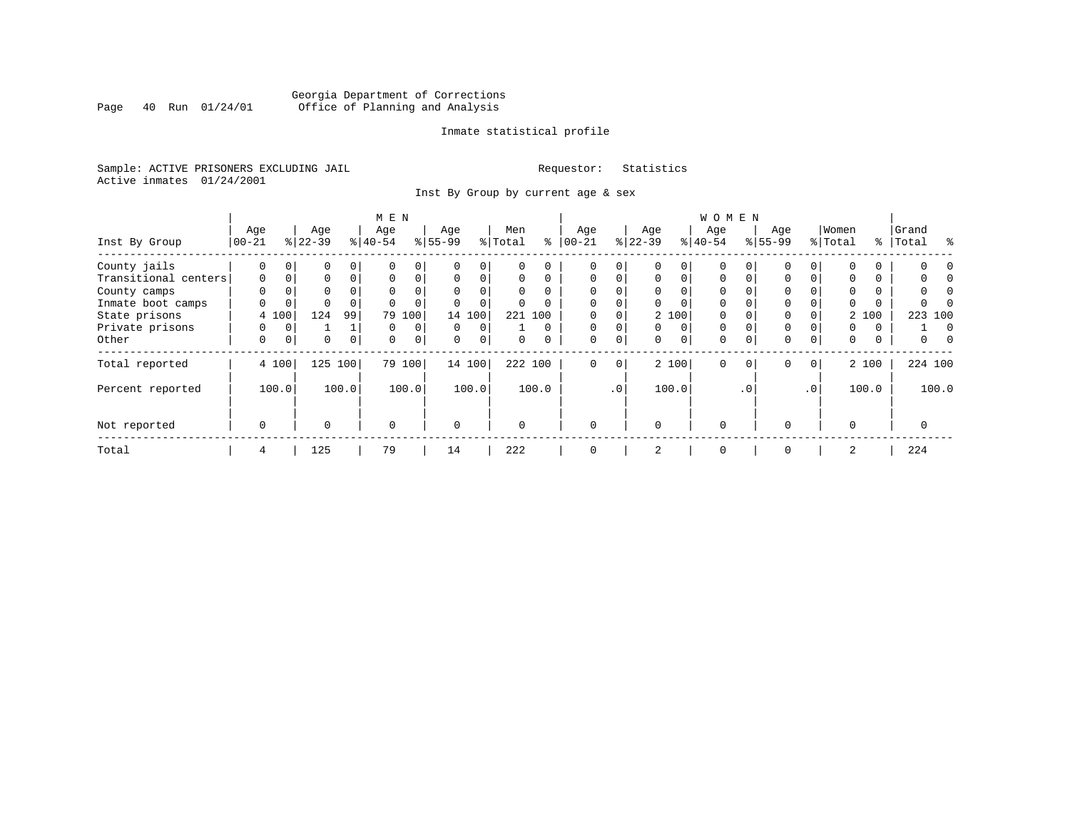Georgia Department of Corrections
Office of Planning and Analysis

Inmate statistical profile

Sample: ACTIVE PRISONERS EXCLUDING JAIL    Requestor: Statistics
Active inmates 01/24/2001

Inst By Group by current age & sex

| Inst By Group | MEN Age 00-21 | % | Age 22-39 | % | Age 40-54 | % | Age 55-99 | % | Men Total | % | WOMEN Age 00-21 | % | Age 22-39 | % | Age 40-54 | % | Age 55-99 | % | Women Total | % | Grand Total | % |
|---|---|---|---|---|---|---|---|---|---|---|---|---|---|---|---|---|---|---|---|---|---|---|
| County jails | 0 | 0 | 0 | 0 | 0 | 0 | 0 | 0 | 0 | 0 | 0 | 0 | 0 | 0 | 0 | 0 | 0 | 0 | 0 | 0 | 0 | 0 |
| Transitional centers | 0 | 0 | 0 | 0 | 0 | 0 | 0 | 0 | 0 | 0 | 0 | 0 | 0 | 0 | 0 | 0 | 0 | 0 | 0 | 0 | 0 | 0 |
| County camps | 0 | 0 | 0 | 0 | 0 | 0 | 0 | 0 | 0 | 0 | 0 | 0 | 0 | 0 | 0 | 0 | 0 | 0 | 0 | 0 | 0 | 0 |
| Inmate boot camps | 0 | 0 | 0 | 0 | 0 | 0 | 0 | 0 | 0 | 0 | 0 | 0 | 0 | 0 | 0 | 0 | 0 | 0 | 0 | 0 | 0 | 0 |
| State prisons | 4 | 100 | 124 | 99 | 79 | 100 | 14 | 100 | 221 | 100 | 0 | 0 | 2 | 100 | 0 | 0 | 0 | 0 | 2 | 100 | 223 | 100 |
| Private prisons | 0 | 0 | 1 | 1 | 0 | 0 | 0 | 0 | 1 | 0 | 0 | 0 | 0 | 0 | 0 | 0 | 0 | 0 | 0 | 0 | 1 | 0 |
| Other | 0 | 0 | 0 | 0 | 0 | 0 | 0 | 0 | 0 | 0 | 0 | 0 | 0 | 0 | 0 | 0 | 0 | 0 | 0 | 0 | 0 | 0 |
| Total reported | 4 | 100 | 125 | 100 | 79 | 100 | 14 | 100 | 222 | 100 | 0 | 0 | 2 | 100 | 0 | 0 | 0 | 0 | 2 | 100 | 224 | 100 |
| Percent reported | | 100.0 | | 100.0 | | 100.0 | | 100.0 | | 100.0 | | .0 | | 100.0 | | .0 | | .0 | | 100.0 | | 100.0 |
| Not reported | 0 | | 0 | | 0 | | 0 | | 0 | | 0 | | 0 | | 0 | | 0 | | 0 | | 0 | |
| Total | 4 | | 125 | | 79 | | 14 | | 222 | | 0 | | 2 | | 0 | | 0 | | 2 | | 224 | |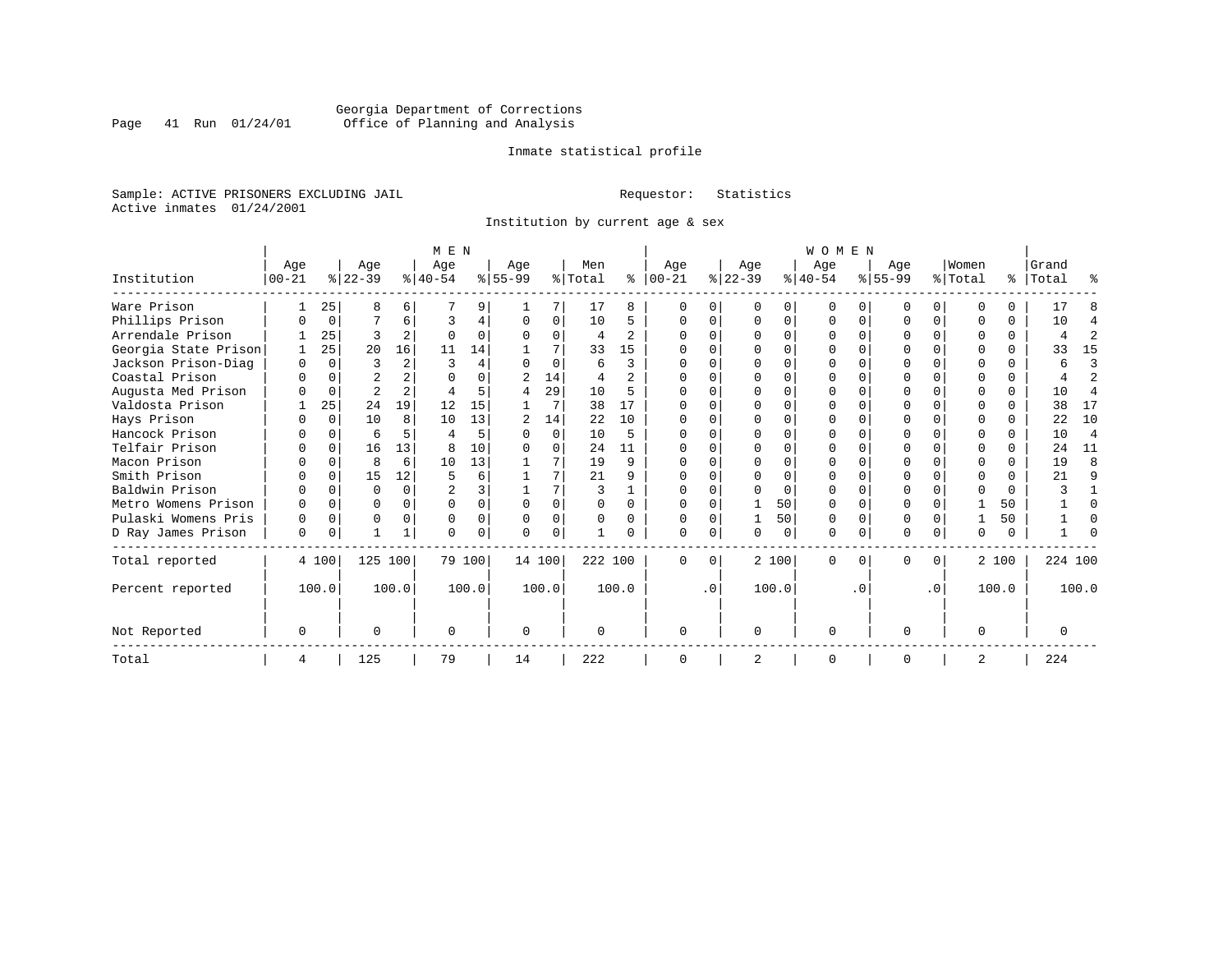Georgia Department of Corrections
Office of Planning and Analysis

Inmate statistical profile

Sample: ACTIVE PRISONERS EXCLUDING JAIL
Active inmates 01/24/2001

Requestor: Statistics

Institution by current age & sex

| Institution | MEN Age 00-21 | % | Age 22-39 | % | Age 40-54 | % | Age 55-99 | % | Men Total | % | WOMEN Age 00-21 | % | Age 22-39 | % | Age 40-54 | % | Age 55-99 | % | Women Total | % | Grand Total | % |
|---|---|---|---|---|---|---|---|---|---|---|---|---|---|---|---|---|---|---|---|---|---|---|
| Ware Prison | 1 | 25 | 8 | 6 | 7 | 9 | 1 | 7 | 17 | 8 | 0 | 0 | 0 | 0 | 0 | 0 | 0 | 0 | 0 | 0 | 17 | 8 |
| Phillips Prison | 0 | 0 | 7 | 6 | 3 | 4 | 0 | 0 | 10 | 5 | 0 | 0 | 0 | 0 | 0 | 0 | 0 | 0 | 0 | 0 | 10 | 4 |
| Arrendale Prison | 1 | 25 | 3 | 2 | 0 | 0 | 0 | 0 | 4 | 2 | 0 | 0 | 0 | 0 | 0 | 0 | 0 | 0 | 0 | 0 | 4 | 2 |
| Georgia State Prison | 1 | 25 | 20 | 16 | 11 | 14 | 1 | 7 | 33 | 15 | 0 | 0 | 0 | 0 | 0 | 0 | 0 | 0 | 0 | 0 | 33 | 15 |
| Jackson Prison-Diag | 0 | 0 | 3 | 2 | 3 | 4 | 0 | 0 | 6 | 3 | 0 | 0 | 0 | 0 | 0 | 0 | 0 | 0 | 0 | 0 | 6 | 3 |
| Coastal Prison | 0 | 0 | 2 | 2 | 0 | 0 | 2 | 14 | 4 | 2 | 0 | 0 | 0 | 0 | 0 | 0 | 0 | 0 | 0 | 0 | 4 | 2 |
| Augusta Med Prison | 0 | 0 | 2 | 2 | 4 | 5 | 4 | 29 | 10 | 5 | 0 | 0 | 0 | 0 | 0 | 0 | 0 | 0 | 0 | 0 | 10 | 4 |
| Valdosta Prison | 1 | 25 | 24 | 19 | 12 | 15 | 1 | 7 | 38 | 17 | 0 | 0 | 0 | 0 | 0 | 0 | 0 | 0 | 0 | 0 | 38 | 17 |
| Hays Prison | 0 | 0 | 10 | 8 | 10 | 13 | 2 | 14 | 22 | 10 | 0 | 0 | 0 | 0 | 0 | 0 | 0 | 0 | 0 | 0 | 22 | 10 |
| Hancock Prison | 0 | 0 | 6 | 5 | 4 | 5 | 0 | 0 | 10 | 5 | 0 | 0 | 0 | 0 | 0 | 0 | 0 | 0 | 0 | 0 | 10 | 4 |
| Telfair Prison | 0 | 0 | 16 | 13 | 8 | 10 | 0 | 0 | 24 | 11 | 0 | 0 | 0 | 0 | 0 | 0 | 0 | 0 | 0 | 0 | 24 | 11 |
| Macon Prison | 0 | 0 | 8 | 6 | 10 | 13 | 1 | 7 | 19 | 9 | 0 | 0 | 0 | 0 | 0 | 0 | 0 | 0 | 0 | 0 | 19 | 8 |
| Smith Prison | 0 | 0 | 15 | 12 | 5 | 6 | 1 | 7 | 21 | 9 | 0 | 0 | 0 | 0 | 0 | 0 | 0 | 0 | 0 | 0 | 21 | 9 |
| Baldwin Prison | 0 | 0 | 0 | 0 | 2 | 3 | 1 | 7 | 3 | 1 | 0 | 0 | 0 | 0 | 0 | 0 | 0 | 0 | 0 | 0 | 3 | 1 |
| Metro Womens Prison | 0 | 0 | 0 | 0 | 0 | 0 | 0 | 0 | 0 | 0 | 0 | 0 | 1 | 50 | 0 | 0 | 0 | 0 | 1 | 50 | 1 | 0 |
| Pulaski Womens Pris | 0 | 0 | 0 | 0 | 0 | 0 | 0 | 0 | 0 | 0 | 0 | 0 | 1 | 50 | 0 | 0 | 0 | 0 | 1 | 50 | 1 | 0 |
| D Ray James Prison | 0 | 0 | 1 | 1 | 0 | 0 | 0 | 0 | 1 | 0 | 0 | 0 | 0 | 0 | 0 | 0 | 0 | 0 | 0 | 0 | 1 | 0 |
| Total reported | 4 | 100 | 125 | 100 | 79 | 100 | 14 | 100 | 222 | 100 | 0 | 0 | 2 | 100 | 0 | 0 | 0 | 0 | 2 | 100 | 224 | 100 |
| Percent reported | | 100.0 | | 100.0 | | 100.0 | | 100.0 | | 100.0 | | .0 | | 100.0 | | .0 | | .0 | | 100.0 | | 100.0 |
| Not Reported | 0 | | 0 | | 0 | | 0 | | 0 | | 0 | | 0 | | 0 | | 0 | | 0 | | 0 | |
| Total | 4 | | 125 | | 79 | | 14 | | 222 | | 0 | | 2 | | 0 | | 0 | | 2 | | 224 | |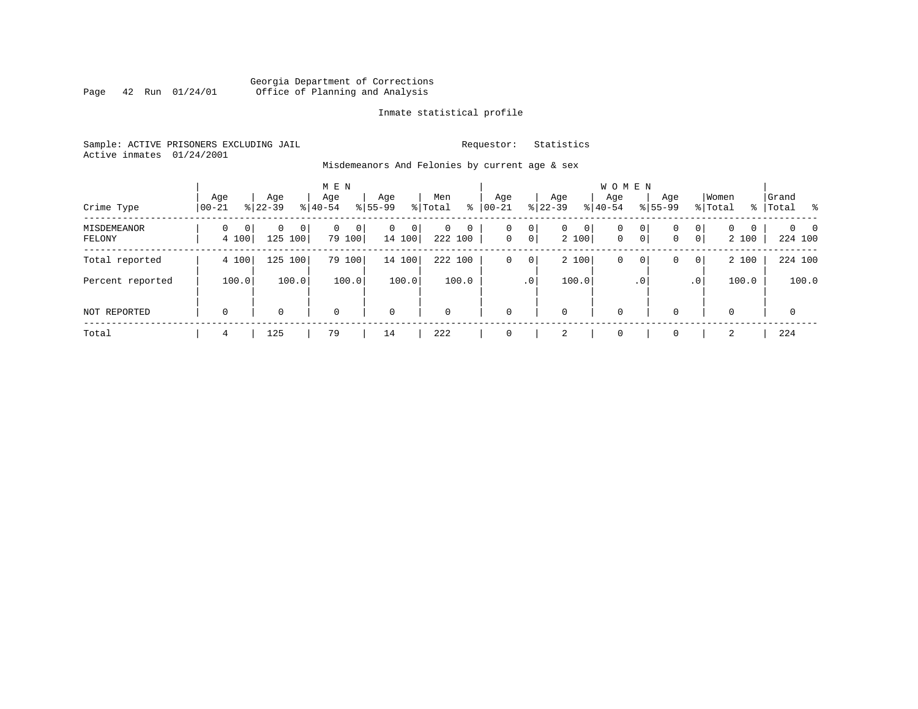Georgia Department of Corrections
Office of Planning and Analysis

Inmate statistical profile

Sample: ACTIVE PRISONERS EXCLUDING JAIL

Requestor: Statistics

Active inmates 01/24/2001

Misdemeanors And Felonies by current age & sex

| Crime Type | MEN Age 00-21 | % | Age 22-39 | % | Age 40-54 | % | Age 55-99 | % | Men Total | % | WOMEN Age 00-21 | % | Age 22-39 | % | Age 40-54 | % | Age 55-99 | % | Women Total | % | Grand Total | % |
|---|---|---|---|---|---|---|---|---|---|---|---|---|---|---|---|---|---|---|---|---|---|---|
| MISDEMEANOR | 0 | 0 | 0 | 0 | 0 | 0 | 0 | 0 | 0 | 0 | 0 | 0 | 0 | 0 | 0 | 0 | 0 | 0 | 0 | 0 | 0 | 0 |
| FELONY | 4 | 100 | 125 | 100 | 79 | 100 | 14 | 100 | 222 | 100 | 0 | 0 | 2 | 100 | 0 | 0 | 0 | 0 | 2 | 100 | 224 | 100 |
| Total reported | 4 | 100 | 125 | 100 | 79 | 100 | 14 | 100 | 222 | 100 | 0 | 0 | 2 | 100 | 0 | 0 | 0 | 0 | 2 | 100 | 224 | 100 |
| Percent reported | | 100.0 | | 100.0 | | 100.0 | | 100.0 | | 100.0 | | .0 | | 100.0 | | .0 | | .0 | | 100.0 | | 100.0 |
| NOT REPORTED | 0 | | 0 | | 0 | | 0 | | 0 | | 0 | | 0 | | 0 | | 0 | | 0 | | 0 | |
| Total | 4 | | 125 | | 79 | | 14 | | 222 | | 0 | | 2 | | 0 | | 0 | | 2 | | 224 | |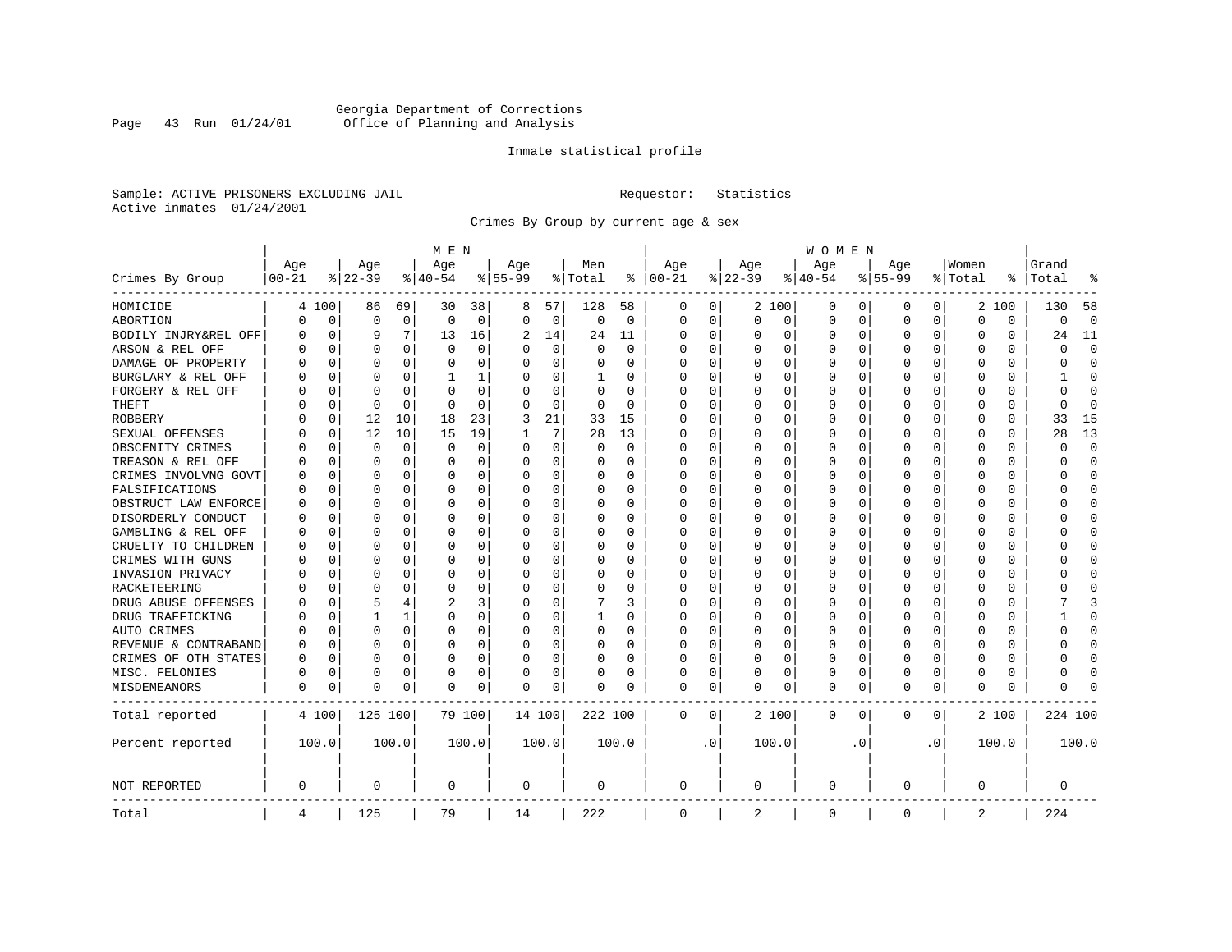Georgia Department of Corrections
Office of Planning and Analysis

Inmate statistical profile

Sample: ACTIVE PRISONERS EXCLUDING JAIL    Requestor: Statistics
Active inmates 01/24/2001

Crimes By Group by current age & sex

| Crimes By Group | MEN Age 00-21 | % | Age 22-39 | % | Age 40-54 | % | Age 55-99 | % | Men Total | % | WOMEN Age 00-21 | % | Age 22-39 | % | Age 40-54 | % | Age 55-99 | % | Women Total | % | Grand Total | % |
|---|---|---|---|---|---|---|---|---|---|---|---|---|---|---|---|---|---|---|---|---|---|---|
| HOMICIDE | 4 | 100 | 86 | 69 | 30 | 38 | 8 | 57 | 128 | 58 | 0 | 0 | 2 | 100 | 0 | 0 | 0 | 0 | 2 | 100 | 130 | 58 |
| ABORTION | 0 | 0 | 0 | 0 | 0 | 0 | 0 | 0 | 0 | 0 | 0 | 0 | 0 | 0 | 0 | 0 | 0 | 0 | 0 | 0 | 0 | 0 |
| BODILY INJRY&REL OFF | 0 | 0 | 9 | 7 | 13 | 16 | 2 | 14 | 24 | 11 | 0 | 0 | 0 | 0 | 0 | 0 | 0 | 0 | 0 | 0 | 24 | 11 |
| ARSON & REL OFF | 0 | 0 | 0 | 0 | 0 | 0 | 0 | 0 | 0 | 0 | 0 | 0 | 0 | 0 | 0 | 0 | 0 | 0 | 0 | 0 | 0 | 0 |
| DAMAGE OF PROPERTY | 0 | 0 | 0 | 0 | 0 | 0 | 0 | 0 | 0 | 0 | 0 | 0 | 0 | 0 | 0 | 0 | 0 | 0 | 0 | 0 | 0 | 0 |
| BURGLARY & REL OFF | 0 | 0 | 0 | 0 | 1 | 1 | 0 | 0 | 1 | 0 | 0 | 0 | 0 | 0 | 0 | 0 | 0 | 0 | 0 | 0 | 1 | 0 |
| FORGERY & REL OFF | 0 | 0 | 0 | 0 | 0 | 0 | 0 | 0 | 0 | 0 | 0 | 0 | 0 | 0 | 0 | 0 | 0 | 0 | 0 | 0 | 0 | 0 |
| THEFT | 0 | 0 | 0 | 0 | 0 | 0 | 0 | 0 | 0 | 0 | 0 | 0 | 0 | 0 | 0 | 0 | 0 | 0 | 0 | 0 | 0 | 0 |
| ROBBERY | 0 | 0 | 12 | 10 | 18 | 23 | 3 | 21 | 33 | 15 | 0 | 0 | 0 | 0 | 0 | 0 | 0 | 0 | 0 | 0 | 33 | 15 |
| SEXUAL OFFENSES | 0 | 0 | 12 | 10 | 15 | 19 | 1 | 7 | 28 | 13 | 0 | 0 | 0 | 0 | 0 | 0 | 0 | 0 | 0 | 0 | 28 | 13 |
| OBSCENITY CRIMES | 0 | 0 | 0 | 0 | 0 | 0 | 0 | 0 | 0 | 0 | 0 | 0 | 0 | 0 | 0 | 0 | 0 | 0 | 0 | 0 | 0 | 0 |
| TREASON & REL OFF | 0 | 0 | 0 | 0 | 0 | 0 | 0 | 0 | 0 | 0 | 0 | 0 | 0 | 0 | 0 | 0 | 0 | 0 | 0 | 0 | 0 | 0 |
| CRIMES INVOLVNG GOVT | 0 | 0 | 0 | 0 | 0 | 0 | 0 | 0 | 0 | 0 | 0 | 0 | 0 | 0 | 0 | 0 | 0 | 0 | 0 | 0 | 0 | 0 |
| FALSIFICATIONS | 0 | 0 | 0 | 0 | 0 | 0 | 0 | 0 | 0 | 0 | 0 | 0 | 0 | 0 | 0 | 0 | 0 | 0 | 0 | 0 | 0 | 0 |
| OBSTRUCT LAW ENFORCE | 0 | 0 | 0 | 0 | 0 | 0 | 0 | 0 | 0 | 0 | 0 | 0 | 0 | 0 | 0 | 0 | 0 | 0 | 0 | 0 | 0 | 0 |
| DISORDERLY CONDUCT | 0 | 0 | 0 | 0 | 0 | 0 | 0 | 0 | 0 | 0 | 0 | 0 | 0 | 0 | 0 | 0 | 0 | 0 | 0 | 0 | 0 | 0 |
| GAMBLING & REL OFF | 0 | 0 | 0 | 0 | 0 | 0 | 0 | 0 | 0 | 0 | 0 | 0 | 0 | 0 | 0 | 0 | 0 | 0 | 0 | 0 | 0 | 0 |
| CRUELTY TO CHILDREN | 0 | 0 | 0 | 0 | 0 | 0 | 0 | 0 | 0 | 0 | 0 | 0 | 0 | 0 | 0 | 0 | 0 | 0 | 0 | 0 | 0 | 0 |
| CRIMES WITH GUNS | 0 | 0 | 0 | 0 | 0 | 0 | 0 | 0 | 0 | 0 | 0 | 0 | 0 | 0 | 0 | 0 | 0 | 0 | 0 | 0 | 0 | 0 |
| INVASION PRIVACY | 0 | 0 | 0 | 0 | 0 | 0 | 0 | 0 | 0 | 0 | 0 | 0 | 0 | 0 | 0 | 0 | 0 | 0 | 0 | 0 | 0 | 0 |
| RACKETEERING | 0 | 0 | 0 | 0 | 0 | 0 | 0 | 0 | 0 | 0 | 0 | 0 | 0 | 0 | 0 | 0 | 0 | 0 | 0 | 0 | 0 | 0 |
| DRUG ABUSE OFFENSES | 0 | 0 | 5 | 4 | 2 | 3 | 0 | 0 | 7 | 3 | 0 | 0 | 0 | 0 | 0 | 0 | 0 | 0 | 0 | 0 | 7 | 3 |
| DRUG TRAFFICKING | 0 | 0 | 1 | 1 | 0 | 0 | 0 | 0 | 1 | 0 | 0 | 0 | 0 | 0 | 0 | 0 | 0 | 0 | 0 | 0 | 1 | 0 |
| AUTO CRIMES | 0 | 0 | 0 | 0 | 0 | 0 | 0 | 0 | 0 | 0 | 0 | 0 | 0 | 0 | 0 | 0 | 0 | 0 | 0 | 0 | 0 | 0 |
| REVENUE & CONTRABAND | 0 | 0 | 0 | 0 | 0 | 0 | 0 | 0 | 0 | 0 | 0 | 0 | 0 | 0 | 0 | 0 | 0 | 0 | 0 | 0 | 0 | 0 |
| CRIMES OF OTH STATES | 0 | 0 | 0 | 0 | 0 | 0 | 0 | 0 | 0 | 0 | 0 | 0 | 0 | 0 | 0 | 0 | 0 | 0 | 0 | 0 | 0 | 0 |
| MISC. FELONIES | 0 | 0 | 0 | 0 | 0 | 0 | 0 | 0 | 0 | 0 | 0 | 0 | 0 | 0 | 0 | 0 | 0 | 0 | 0 | 0 | 0 | 0 |
| MISDEMEANORS | 0 | 0 | 0 | 0 | 0 | 0 | 0 | 0 | 0 | 0 | 0 | 0 | 0 | 0 | 0 | 0 | 0 | 0 | 0 | 0 | 0 | 0 |
| Total reported | 4 | 100 | 125 | 100 | 79 | 100 | 14 | 100 | 222 | 100 | 0 | 0 | 2 | 100 | 0 | 0 | 0 | 0 | 2 | 100 | 224 | 100 |
| Percent reported | 100.0 | | 100.0 | | 100.0 | | 100.0 | | 100.0 | | .0 | | 100.0 | | .0 | | .0 | | 100.0 | | 100.0 | |
| NOT REPORTED | 0 | | 0 | | 0 | | 0 | | 0 | | 0 | | 0 | | 0 | | 0 | | 0 | | 0 | |
| Total | 4 | | 125 | | 79 | | 14 | | 222 | | 0 | | 2 | | 0 | | 0 | | 2 | | 224 | |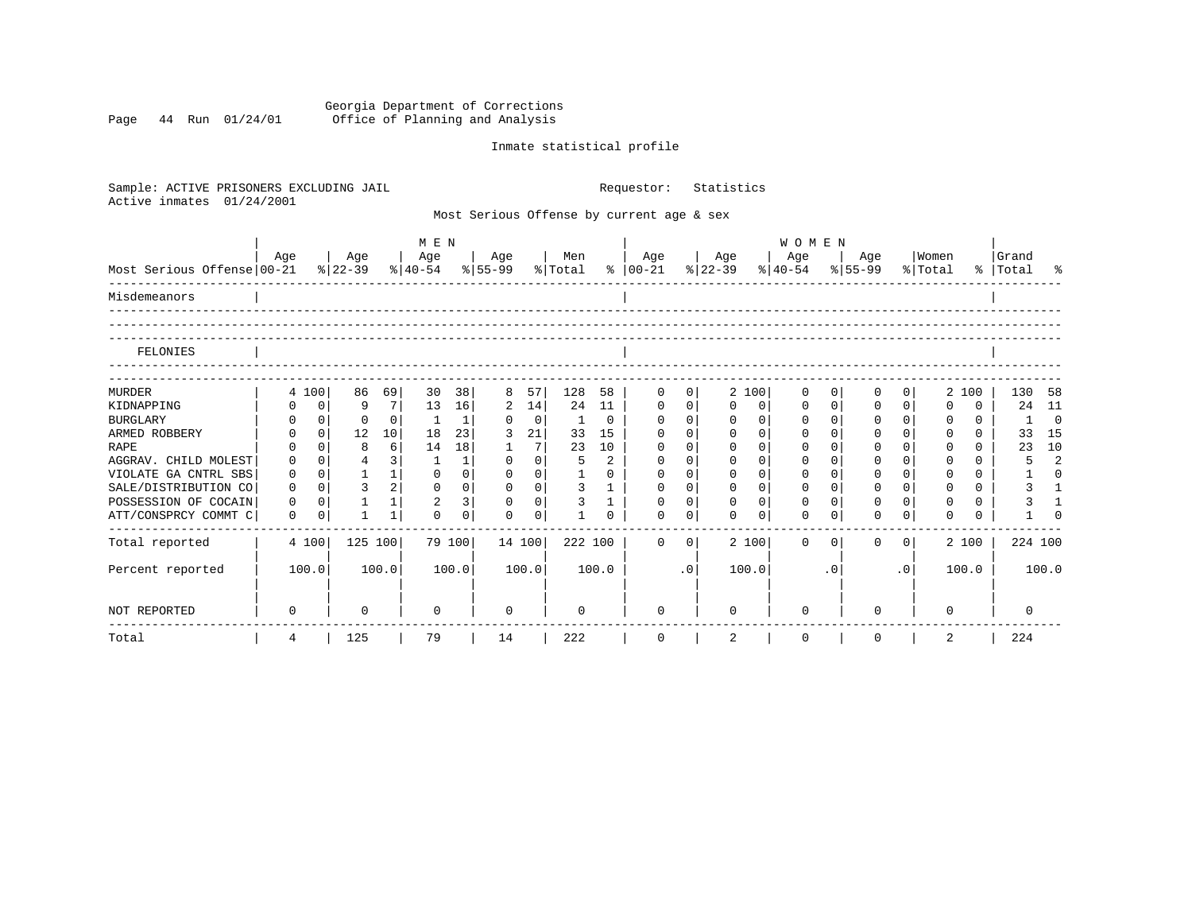Georgia Department of Corrections
Office of Planning and Analysis

Inmate statistical profile

Sample: ACTIVE PRISONERS EXCLUDING JAIL    Requestor: Statistics
Active inmates 01/24/2001

Most Serious Offense by current age & sex

| Most Serious Offense | MEN Age 00-21 | % | Age 22-39 | % | Age 40-54 | % | Age 55-99 | % | Men Total | % | WOMEN Age 00-21 | % | Age 22-39 | % | Age 40-54 | % | Age 55-99 | % | Women Total | % | Grand Total | % |
|---|---|---|---|---|---|---|---|---|---|---|---|---|---|---|---|---|---|---|---|---|---|---|
| Misdemeanors | | | | | | | | | | | | | | | | | | | | | | |
| FELONIES | | | | | | | | | | | | | | | | | | | | | | |
| MURDER | 4 | 100 | 86 | 69 | 30 | 38 | 8 | 57 | 128 | 58 | 0 | 0 | 2 | 100 | 0 | 0 | 0 | 0 | 2 | 100 | 130 | 58 |
| KIDNAPPING | 0 | 0 | 9 | 7 | 13 | 16 | 2 | 14 | 24 | 11 | 0 | 0 | 0 | 0 | 0 | 0 | 0 | 0 | 0 | 0 | 24 | 11 |
| BURGLARY | 0 | 0 | 0 | 0 | 1 | 1 | 0 | 0 | 1 | 0 | 0 | 0 | 0 | 0 | 0 | 0 | 0 | 0 | 0 | 0 | 1 | 0 |
| ARMED ROBBERY | 0 | 0 | 12 | 10 | 18 | 23 | 3 | 21 | 33 | 15 | 0 | 0 | 0 | 0 | 0 | 0 | 0 | 0 | 0 | 0 | 33 | 15 |
| RAPE | 0 | 0 | 8 | 6 | 14 | 18 | 1 | 7 | 23 | 10 | 0 | 0 | 0 | 0 | 0 | 0 | 0 | 0 | 0 | 0 | 23 | 10 |
| AGGRAV. CHILD MOLEST | 0 | 0 | 4 | 3 | 1 | 1 | 0 | 0 | 5 | 2 | 0 | 0 | 0 | 0 | 0 | 0 | 0 | 0 | 0 | 0 | 5 | 2 |
| VIOLATE GA CNTRL SBS | 0 | 0 | 1 | 1 | 0 | 0 | 0 | 0 | 1 | 0 | 0 | 0 | 0 | 0 | 0 | 0 | 0 | 0 | 0 | 0 | 1 | 0 |
| SALE/DISTRIBUTION CO | 0 | 0 | 3 | 2 | 0 | 0 | 0 | 0 | 3 | 1 | 0 | 0 | 0 | 0 | 0 | 0 | 0 | 0 | 0 | 0 | 3 | 1 |
| POSSESSION OF COCAIN | 0 | 0 | 1 | 1 | 2 | 3 | 0 | 0 | 3 | 1 | 0 | 0 | 0 | 0 | 0 | 0 | 0 | 0 | 0 | 0 | 3 | 1 |
| ATT/CONSPRCY COMMT C | 0 | 0 | 1 | 1 | 0 | 0 | 0 | 0 | 1 | 0 | 0 | 0 | 0 | 0 | 0 | 0 | 0 | 0 | 0 | 0 | 1 | 0 |
| Total reported | 4 | 100 | 125 | 100 | 79 | 100 | 14 | 100 | 222 | 100 | 0 | 0 | 2 | 100 | 0 | 0 | 0 | 0 | 2 | 100 | 224 | 100 |
| Percent reported | | 100.0 | | 100.0 | | 100.0 | | 100.0 | | 100.0 | | .0 | | 100.0 | | .0 | | .0 | | 100.0 | | 100.0 |
| NOT REPORTED | 0 | | 0 | | 0 | | 0 | | 0 | | 0 | | 0 | | 0 | | 0 | | 0 | | 0 | |
| Total | 4 | | 125 | | 79 | | 14 | | 222 | | 0 | | 2 | | 0 | | 0 | | 2 | | 224 | |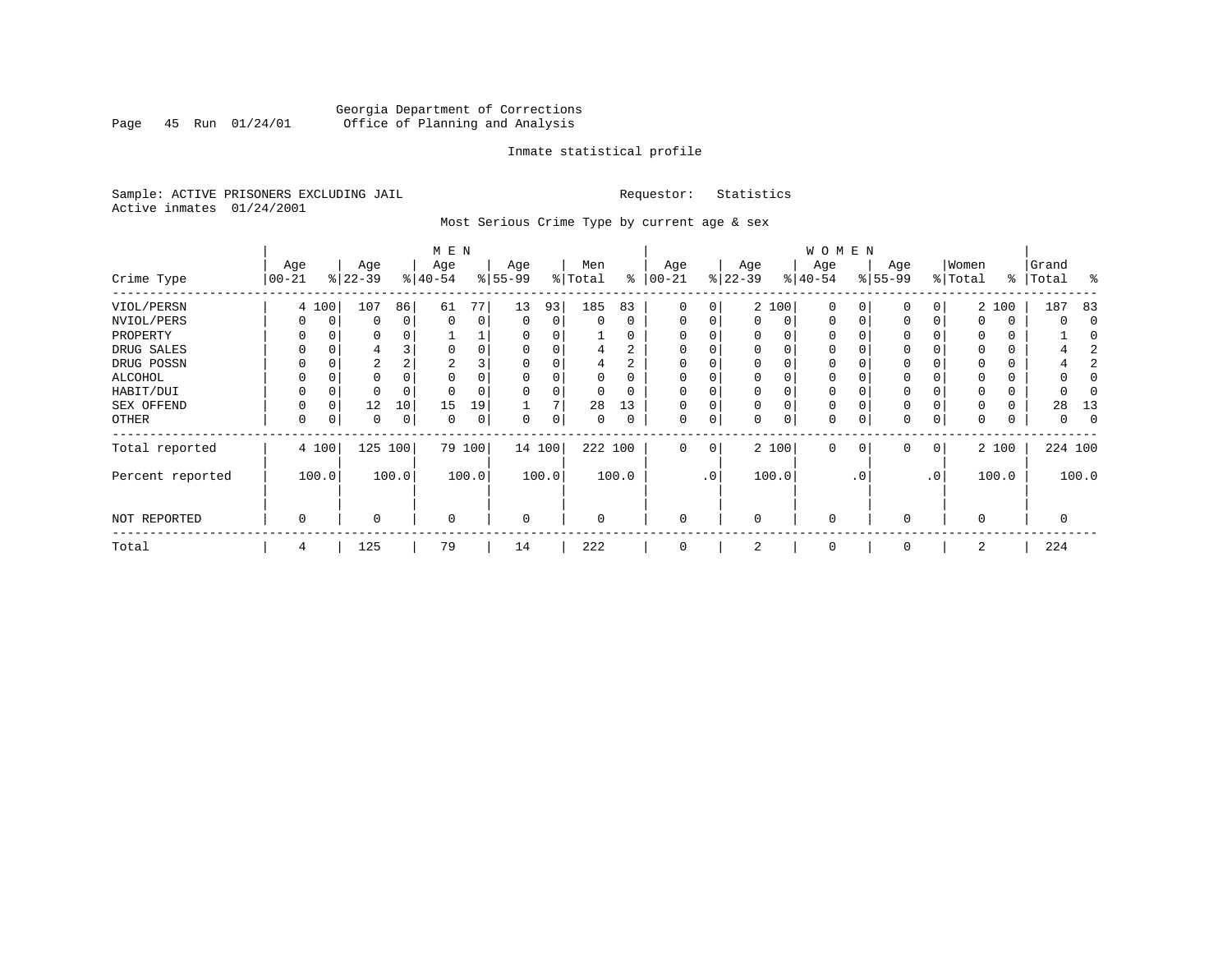Georgia Department of Corrections
Office of Planning and Analysis

Inmate statistical profile

Sample: ACTIVE PRISONERS EXCLUDING JAIL

Requestor: Statistics

Active inmates 01/24/2001

Most Serious Crime Type by current age & sex

| | MEN | | | | | | | | | | WOMEN | | | | | | | | | | | |
|---|---|---|---|---|---|---|---|---|---|---|---|---|---|---|---|---|---|---|---|---|---|---|
| Crime Type | Age 00-21 | % | Age 22-39 | % | Age 40-54 | % | Age 55-99 | % | Men Total | % | Age 00-21 | % | Age 22-39 | % | Age 40-54 | % | Age 55-99 | % | Women Total | % | Grand Total | % |
| VIOL/PERSN | 4 | 100 | 107 | 86 | 61 | 77 | 13 | 93 | 185 | 83 | 0 | 0 | 2 | 100 | 0 | 0 | 0 | 0 | 2 | 100 | 187 | 83 |
| NVIOL/PERS | 0 | 0 | 0 | 0 | 0 | 0 | 0 | 0 | 0 | 0 | 0 | 0 | 0 | 0 | 0 | 0 | 0 | 0 | 0 | 0 | 0 | 0 |
| PROPERTY | 0 | 0 | 0 | 0 | 1 | 1 | 0 | 0 | 1 | 0 | 0 | 0 | 0 | 0 | 0 | 0 | 0 | 0 | 0 | 0 | 1 | 0 |
| DRUG SALES | 0 | 0 | 4 | 3 | 0 | 0 | 0 | 0 | 4 | 2 | 0 | 0 | 0 | 0 | 0 | 0 | 0 | 0 | 0 | 0 | 4 | 2 |
| DRUG POSSN | 0 | 0 | 2 | 2 | 2 | 3 | 0 | 0 | 4 | 2 | 0 | 0 | 0 | 0 | 0 | 0 | 0 | 0 | 0 | 0 | 4 | 2 |
| ALCOHOL | 0 | 0 | 0 | 0 | 0 | 0 | 0 | 0 | 0 | 0 | 0 | 0 | 0 | 0 | 0 | 0 | 0 | 0 | 0 | 0 | 0 | 0 |
| HABIT/DUI | 0 | 0 | 0 | 0 | 0 | 0 | 0 | 0 | 0 | 0 | 0 | 0 | 0 | 0 | 0 | 0 | 0 | 0 | 0 | 0 | 0 | 0 |
| SEX OFFEND | 0 | 0 | 12 | 10 | 15 | 19 | 1 | 7 | 28 | 13 | 0 | 0 | 0 | 0 | 0 | 0 | 0 | 0 | 0 | 0 | 28 | 13 |
| OTHER | 0 | 0 | 0 | 0 | 0 | 0 | 0 | 0 | 0 | 0 | 0 | 0 | 0 | 0 | 0 | 0 | 0 | 0 | 0 | 0 | 0 | 0 |
| Total reported | 4 | 100 | 125 | 100 | 79 | 100 | 14 | 100 | 222 | 100 | 0 | 0 | 2 | 100 | 0 | 0 | 0 | 0 | 2 | 100 | 224 | 100 |
| Percent reported | | 100.0 | | 100.0 | | 100.0 | | 100.0 | | 100.0 | | .0 | | 100.0 | | .0 | | .0 | | 100.0 | | 100.0 |
| NOT REPORTED | 0 | | 0 | | 0 | | 0 | | 0 | | 0 | | 0 | | 0 | | 0 | | 0 | | 0 | |
| Total | 4 | | 125 | | 79 | | 14 | | 222 | | 0 | | 2 | | 0 | | 0 | | 2 | | 224 | |